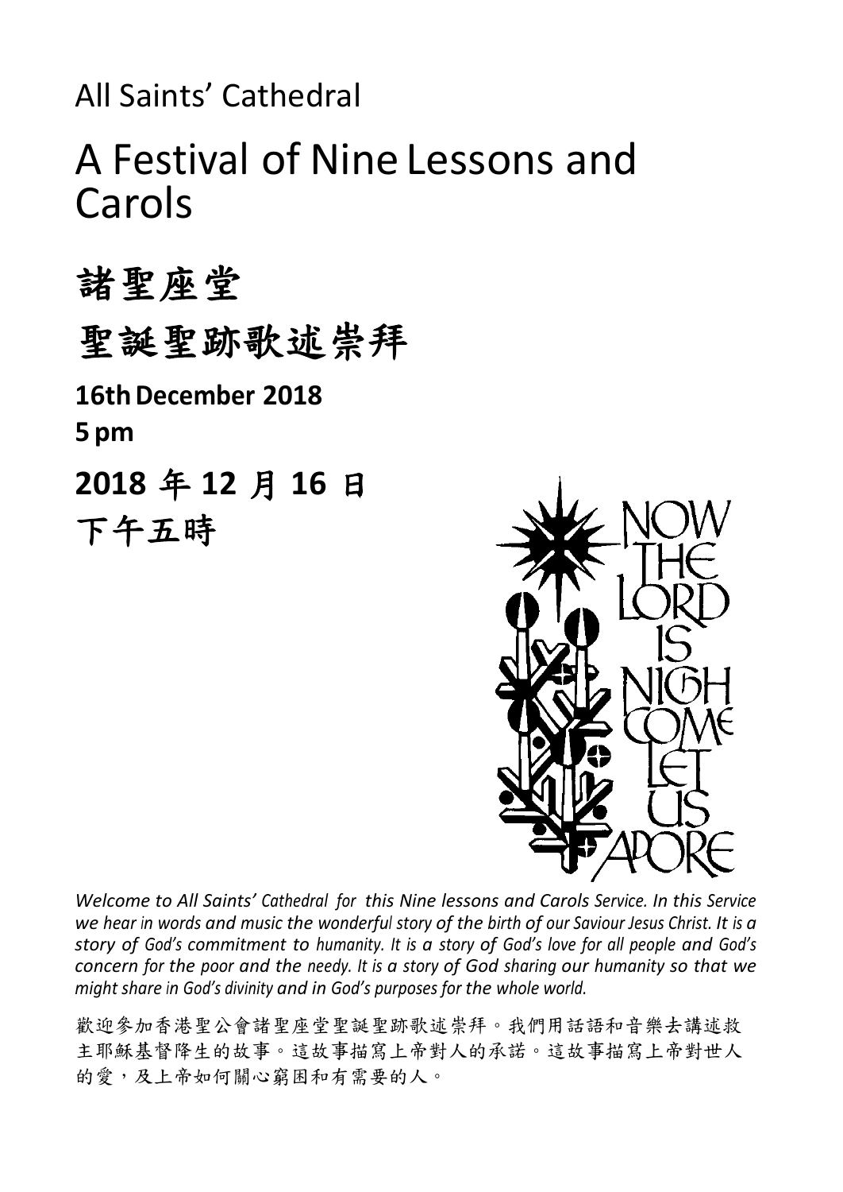All Saints' Cathedral

# A Festival of Nine Lessons and Carols

# 諸聖座堂

# 聖誕聖跡歌述崇拜

**16th December 2018**
**5 pm**

**2018 年 12 月 16 日**
**下午五時**

NOW THE LORD IS NIGH COME LET US ADORE

*Welcome to All Saints' Cathedral for this Nine lessons and Carols Service. In this Service we hear in words and music the wonderful story of the birth of our Saviour Jesus Christ. It is a story of God's commitment to humanity. It is a story of God's love for all people and God's concern for the poor and the needy. It is a story of God sharing our humanity so that we might share in God's divinity and in God's purposes for the whole world.*

歡迎參加香港聖公會諸聖座堂聖誕聖跡歌述崇拜。我們用話語和音樂去講述救主耶穌基督降生的故事。這故事描寫上帝對人的承諾。這故事描寫上帝對世人的愛，及上帝如何關心窮困和有需要的人。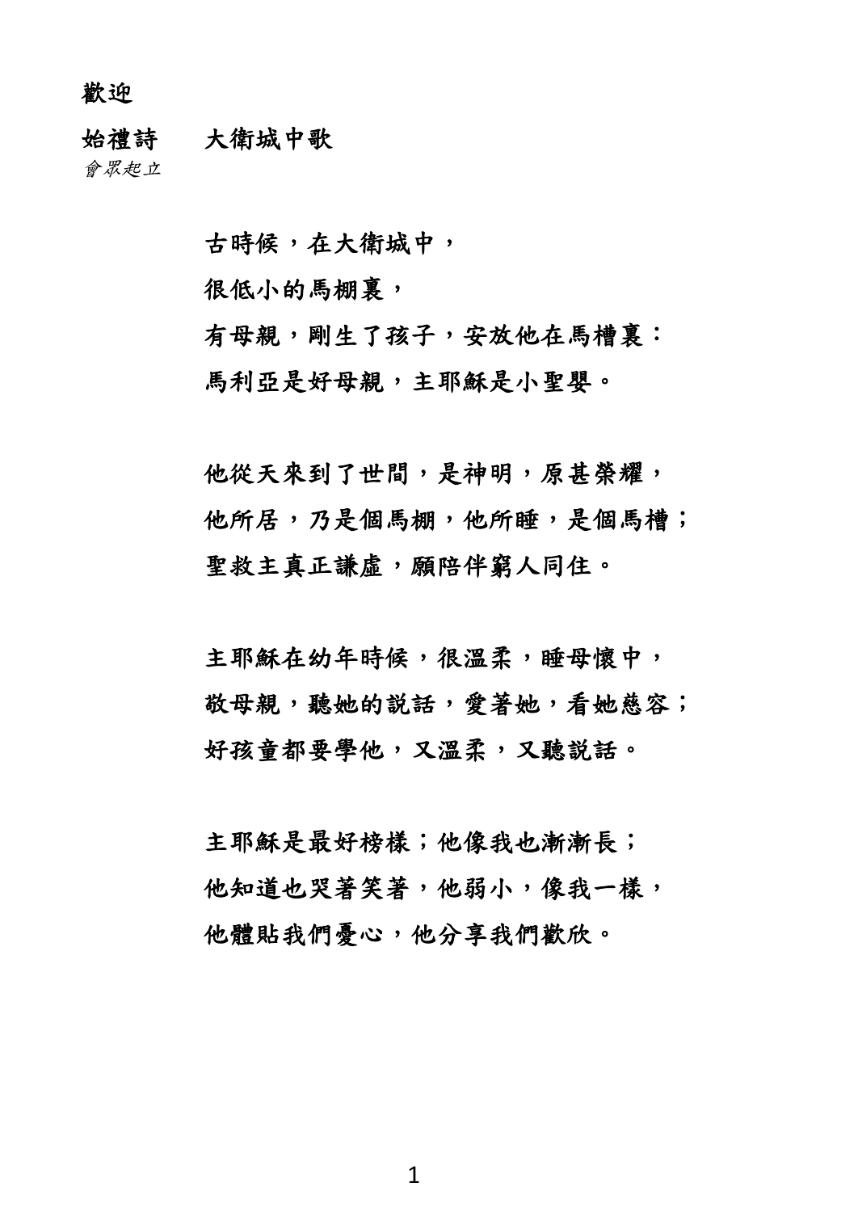歡迎

**始禮詩　大衛城中歌**

*會眾起立*

古時候，在大衛城中，
很低小的馬棚裏，
有母親，剛生了孩子，安放他在馬槽裏：
馬利亞是好母親，主耶穌是小聖嬰。

他從天來到了世間，是神明，原甚榮耀，
他所居，乃是個馬棚，他所睡，是個馬槽；
聖救主真正謙虛，願陪伴窮人同住。

主耶穌在幼年時候，很溫柔，睡母懷中，
敬母親，聽她的説話，愛著她，看她慈容；
好孩童都要學他，又溫柔，又聽説話。

主耶穌是最好榜様；他像我也漸漸長；
他知道也哭著笑著，他弱小，像我一樣，
他體貼我們憂心，他分享我們歡欣。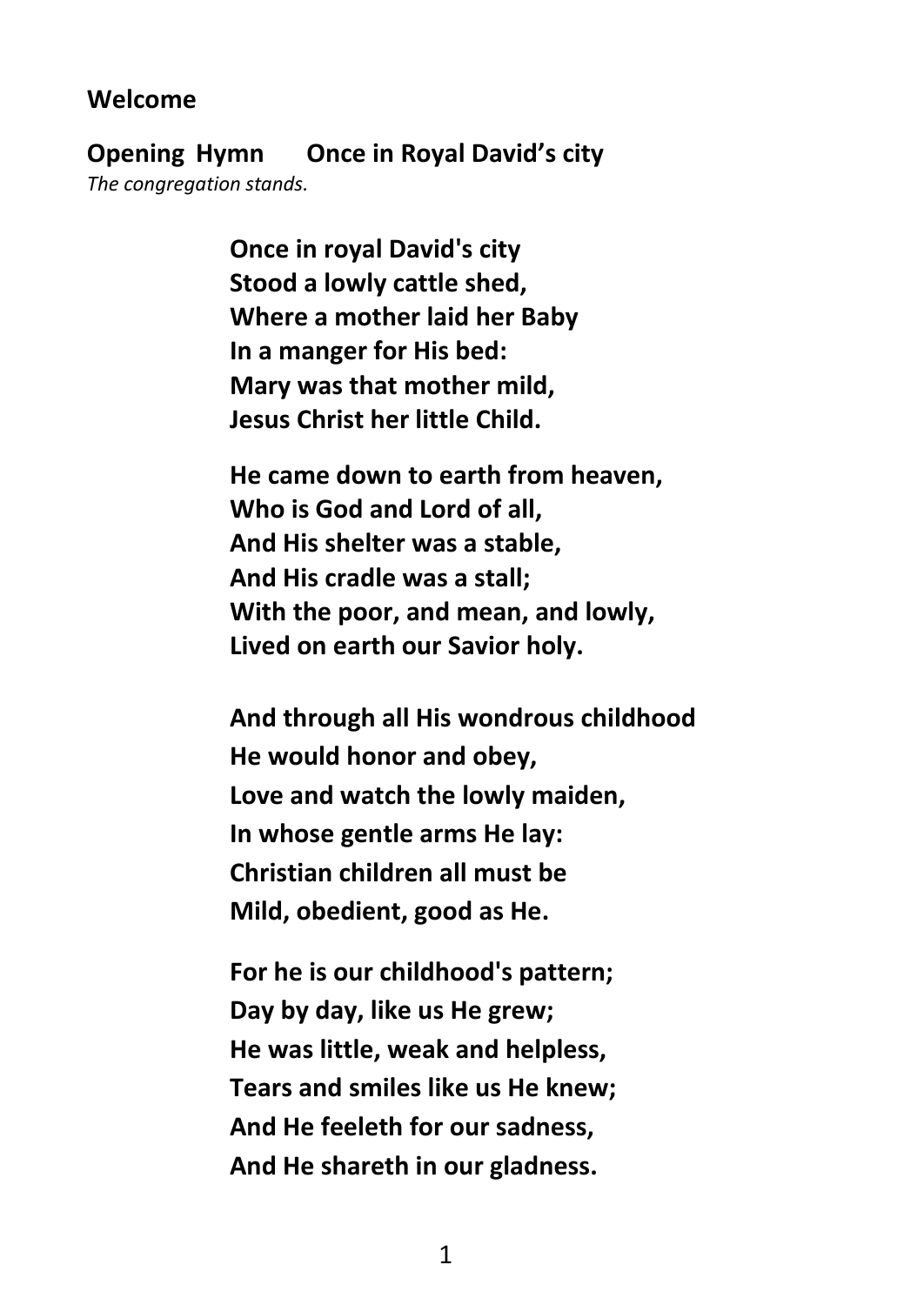**Welcome**

**Opening Hymn  Once in Royal David's city**

*The congregation stands.*

**Once in royal David's city**
**Stood a lowly cattle shed,**
**Where a mother laid her Baby**
**In a manger for His bed:**
**Mary was that mother mild,**
**Jesus Christ her little Child.**

**He came down to earth from heaven,**
**Who is God and Lord of all,**
**And His shelter was a stable,**
**And His cradle was a stall;**
**With the poor, and mean, and lowly,**
**Lived on earth our Savior holy.**

**And through all His wondrous childhood**
**He would honor and obey,**
**Love and watch the lowly maiden,**
**In whose gentle arms He lay:**
**Christian children all must be**
**Mild, obedient, good as He.**

**For he is our childhood's pattern;**
**Day by day, like us He grew;**
**He was little, weak and helpless,**
**Tears and smiles like us He knew;**
**And He feeleth for our sadness,**
**And He shareth in our gladness.**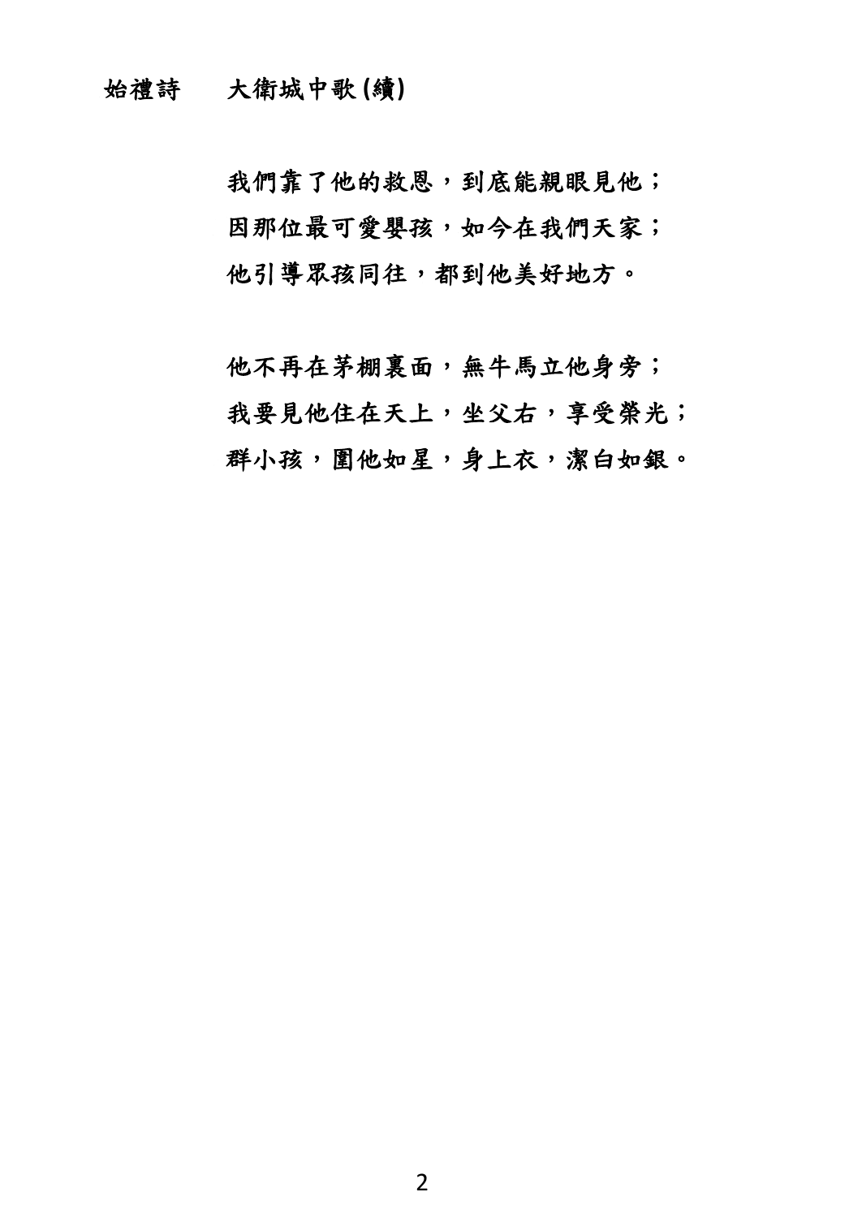始禮詩　　大衛城中歌 (續)

我們靠了他的救恩，到底能親眼見他；
因那位最可愛嬰孩，如今在我們天家；
他引導眾孩同往，都到他美好地方。

他不再在茅棚裏面，無牛馬立他身旁；
我要見他住在天上，坐父右，享受榮光；
群小孩，圍他如星，身上衣，潔白如銀。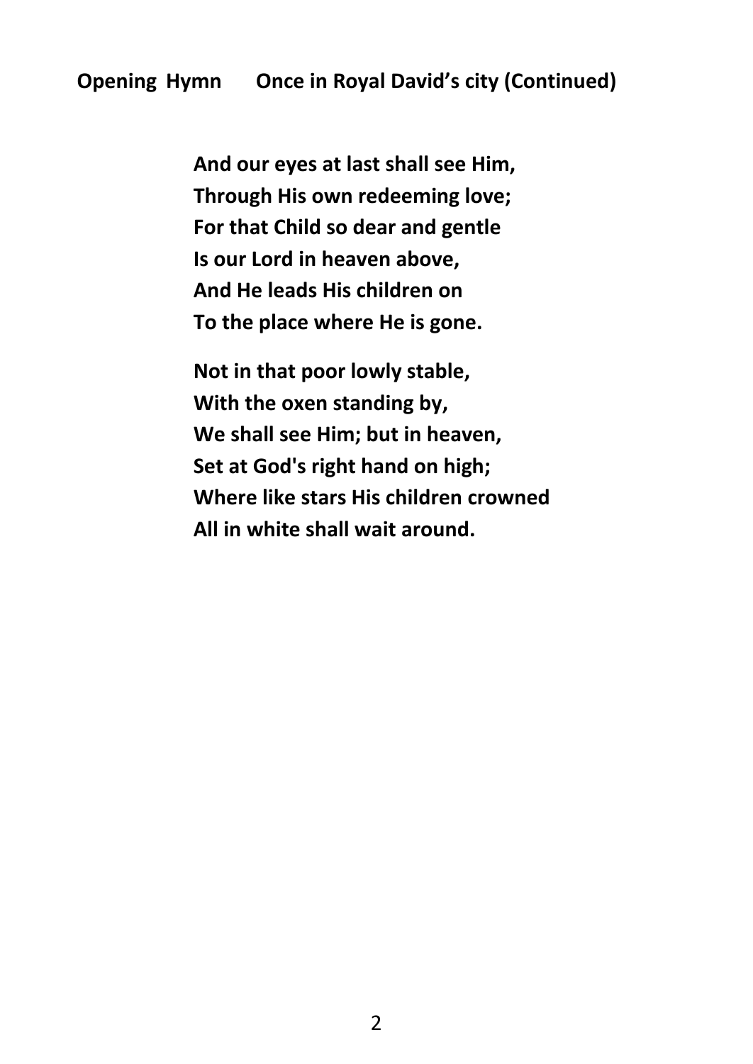**Opening Hymn Once in Royal David's city (Continued)**

**And our eyes at last shall see Him,**
**Through His own redeeming love;**
**For that Child so dear and gentle**
**Is our Lord in heaven above,**
**And He leads His children on**
**To the place where He is gone.**

**Not in that poor lowly stable,**
**With the oxen standing by,**
**We shall see Him; but in heaven,**
**Set at God's right hand on high;**
**Where like stars His children crowned**
**All in white shall wait around.**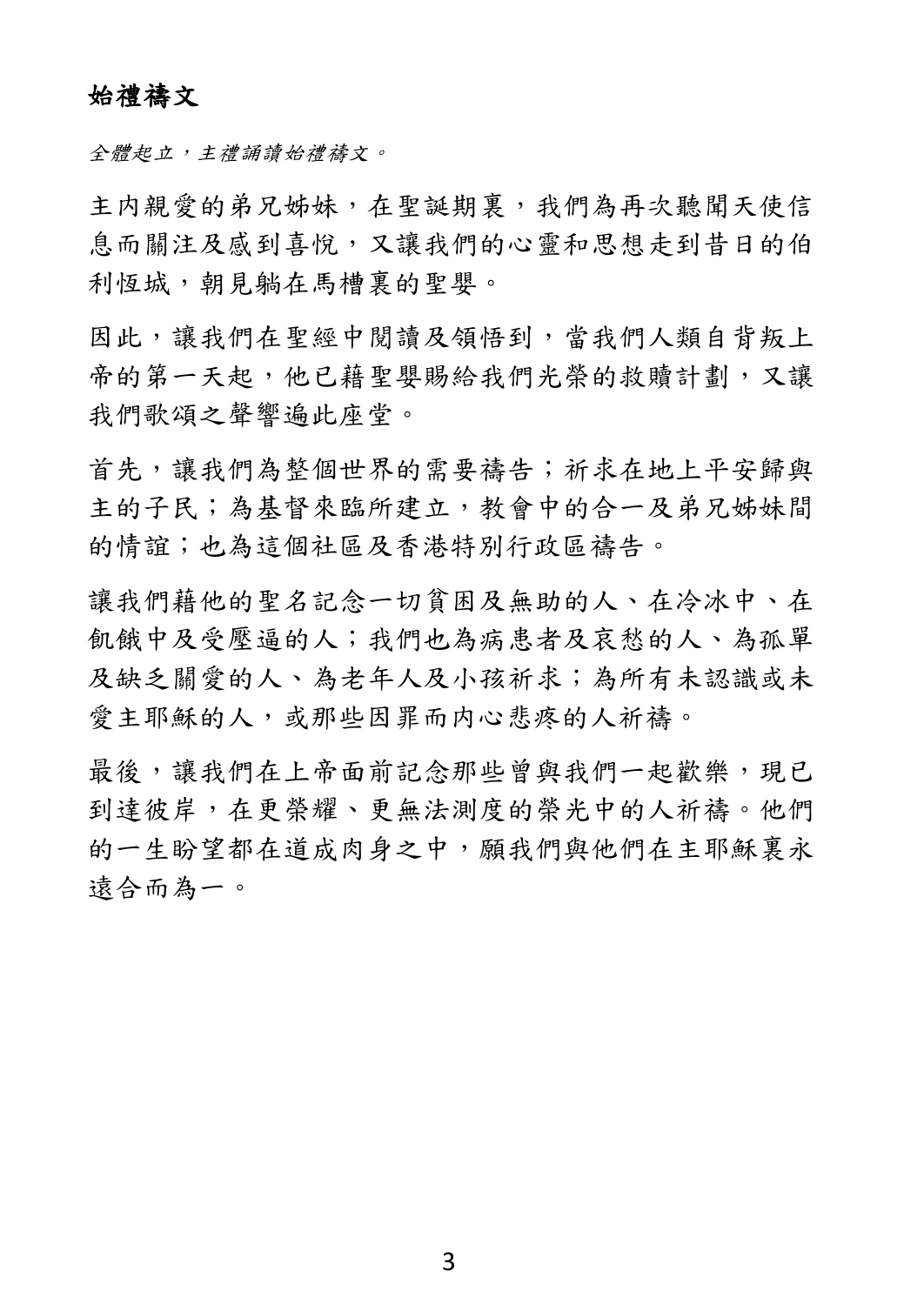## 始禮禱文

*全體起立，主禮誦讀始禮禱文。*

主內親愛的弟兄姊妹，在聖誕期裏，我們為再次聽聞天使信息而關注及感到喜悅，又讓我們的心靈和思想走到昔日的伯利恆城，朝見躺在馬槽裏的聖嬰。

因此，讓我們在聖經中閱讀及領悟到，當我們人類自背叛上帝的第一天起，他已藉聖嬰賜給我們光榮的救贖計劃，又讓我們歌頌之聲響遍此座堂。

首先，讓我們為整個世界的需要禱告；祈求在地上平安歸與主的子民；為基督來臨所建立，教會中的合一及弟兄姊妹間的情誼；也為這個社區及香港特別行政區禱告。

讓我們藉他的聖名記念一切貧困及無助的人、在冷冰中、在飢餓中及受壓逼的人；我們也為病患者及哀愁的人、為孤單及缺乏關愛的人、為老年人及小孩祈求；為所有未認識或未愛主耶穌的人，或那些因罪而內心悲疼的人祈禱。

最後，讓我們在上帝面前記念那些曾與我們一起歡樂，現已到達彼岸，在更榮耀、更無法測度的榮光中的人祈禱。他們的一生盼望都在道成肉身之中，願我們與他們在主耶穌裏永遠合而為一。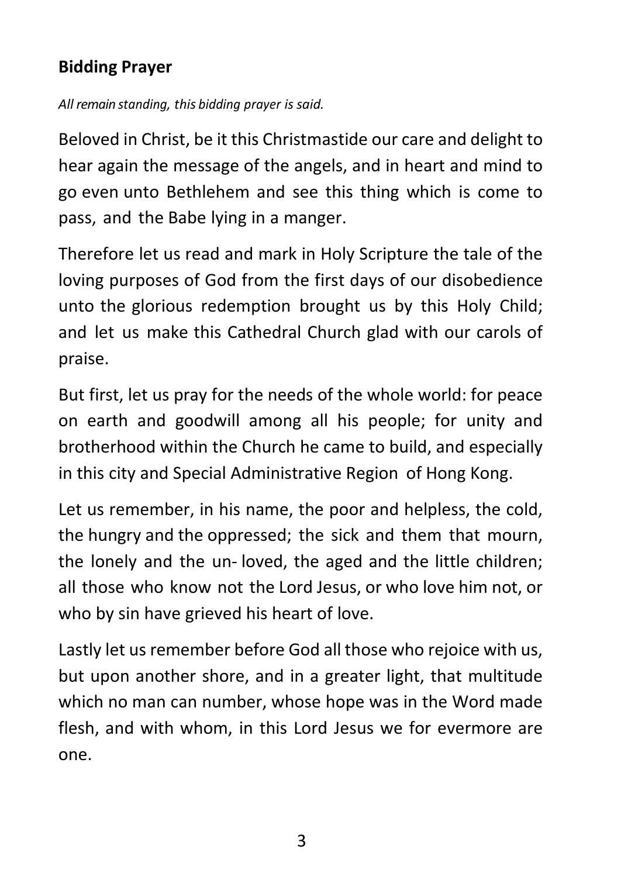## Bidding Prayer

*All remain standing, this bidding prayer is said.*

Beloved in Christ, be it this Christmastide our care and delight to hear again the message of the angels, and in heart and mind to go even unto Bethlehem and see this thing which is come to pass, and the Babe lying in a manger.

Therefore let us read and mark in Holy Scripture the tale of the loving purposes of God from the first days of our disobedience unto the glorious redemption brought us by this Holy Child; and let us make this Cathedral Church glad with our carols of praise.

But first, let us pray for the needs of the whole world: for peace on earth and goodwill among all his people; for unity and brotherhood within the Church he came to build, and especially in this city and Special Administrative Region of Hong Kong.

Let us remember, in his name, the poor and helpless, the cold, the hungry and the oppressed; the sick and them that mourn, the lonely and the un- loved, the aged and the little children; all those who know not the Lord Jesus, or who love him not, or who by sin have grieved his heart of love.

Lastly let us remember before God all those who rejoice with us, but upon another shore, and in a greater light, that multitude which no man can number, whose hope was in the Word made flesh, and with whom, in this Lord Jesus we for evermore are one.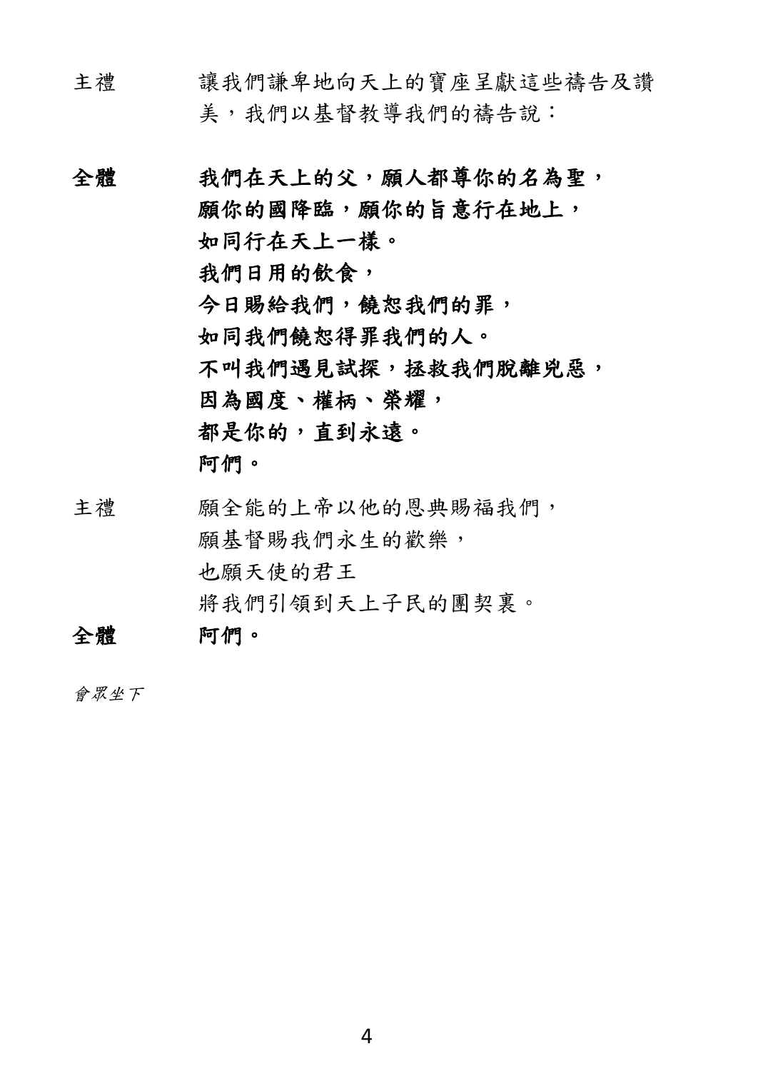主禮　　讓我們謙卑地向天上的寶座呈獻這些禱告及讚美，我們以基督教導我們的禱告說：

**全體　　我們在天上的父，願人都尊你的名為聖，**
**願你的國降臨，願你的旨意行在地上，**
**如同行在天上一樣。**
**我們日用的飲食，**
**今日賜給我們，饒恕我們的罪，**
**如同我們饒恕得罪我們的人。**
**不叫我們遇見試探，拯救我們脫離兇惡，**
**因為國度、權柄、榮耀，**
**都是你的，直到永遠。**
**阿們。**

主禮　　願全能的上帝以他的恩典賜福我們，
願基督賜我們永生的歡樂，
也願天使的君王
將我們引領到天上子民的團契裏。

**全體　　阿們。**

*會眾坐下*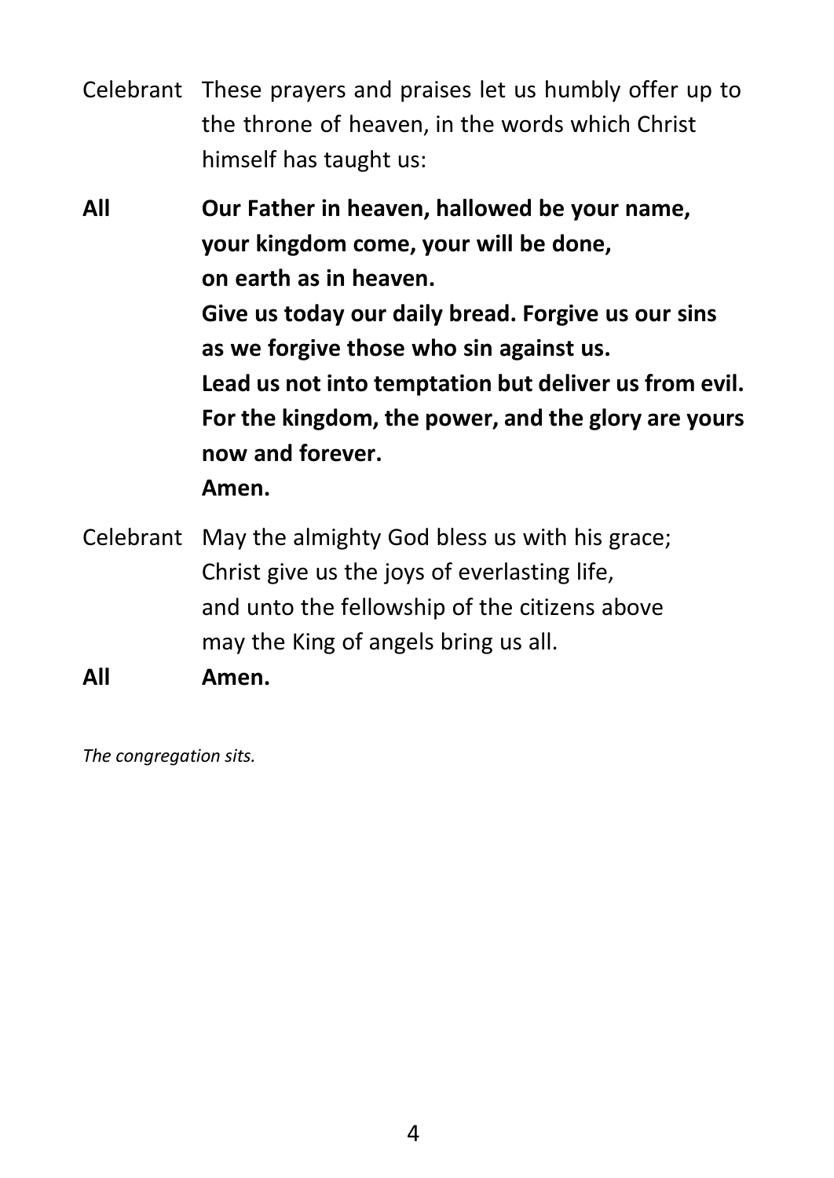Celebrant These prayers and praises let us humbly offer up to the throne of heaven, in the words which Christ himself has taught us:

**All Our Father in heaven, hallowed be your name,**
**your kingdom come, your will be done,**
**on earth as in heaven.**
**Give us today our daily bread. Forgive us our sins**
**as we forgive those who sin against us.**
**Lead us not into temptation but deliver us from evil.**
**For the kingdom, the power, and the glory are yours**
**now and forever.**
**Amen.**

Celebrant May the almighty God bless us with his grace;
Christ give us the joys of everlasting life,
and unto the fellowship of the citizens above
may the King of angels bring us all.

**All Amen.**

*The congregation sits.*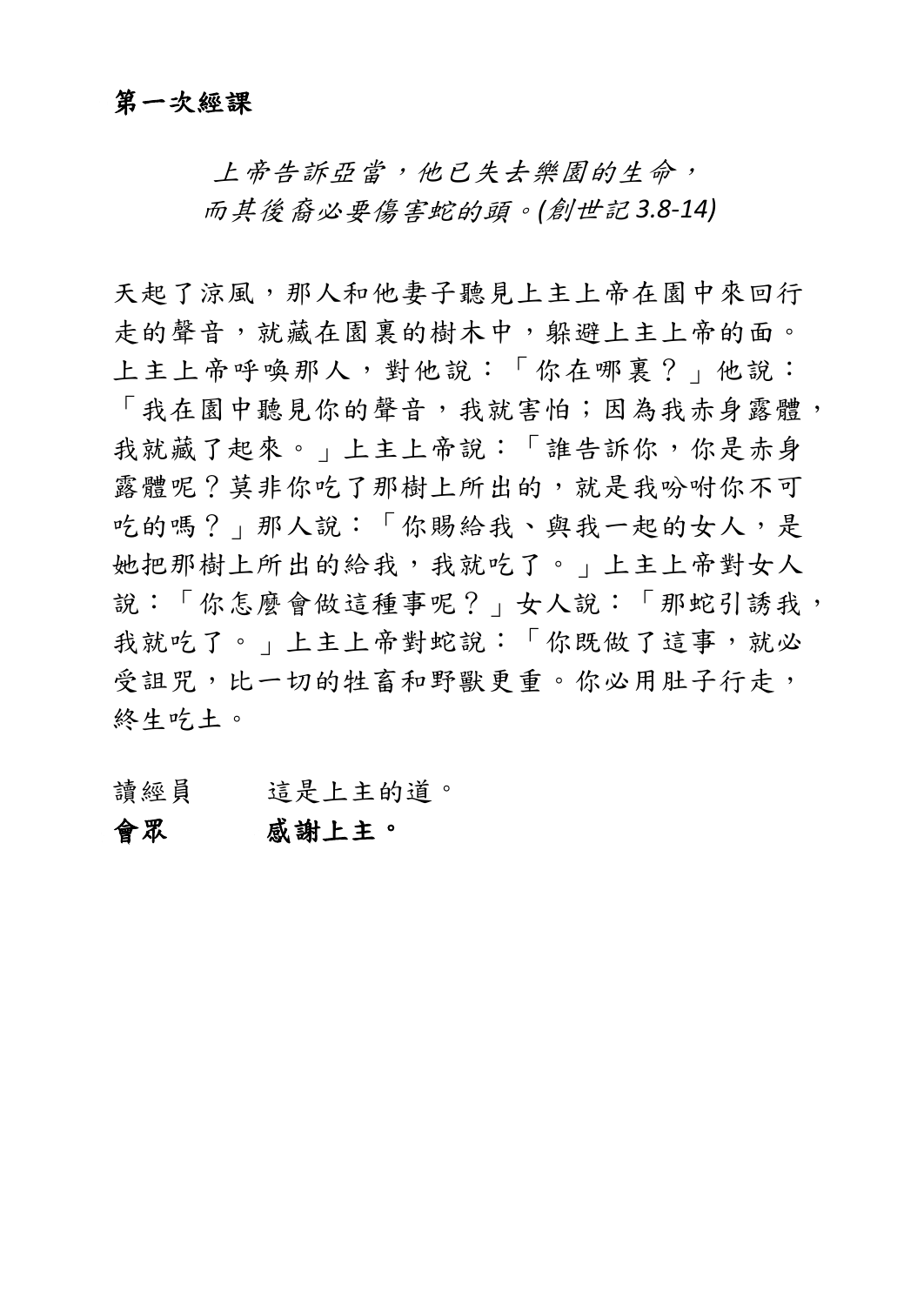**第一次經課**

*上帝告訴亞當，他已失去樂園的生命，*
*而其後裔必要傷害蛇的頭。(創世記 3.8-14)*

天起了涼風，那人和他妻子聽見上主上帝在園中來回行走的聲音，就藏在園裏的樹木中，躲避上主上帝的面。上主上帝呼喚那人，對他說：「你在哪裏？」他說：「我在園中聽見你的聲音，我就害怕；因為我赤身露體，我就藏了起來。」上主上帝說：「誰告訴你，你是赤身露體呢？莫非你吃了那樹上所出的，就是我吩咐你不可吃的嗎？」那人說：「你賜給我、與我一起的女人，是她把那樹上所出的給我，我就吃了。」上主上帝對女人說：「你怎麼會做這種事呢？」女人說：「那蛇引誘我，我就吃了。」上主上帝對蛇說：「你既做了這事，就必受詛咒，比一切的牲畜和野獸更重。你必用肚子行走，終生吃土。

讀經員　　這是上主的道。

**會眾　　感謝上主。**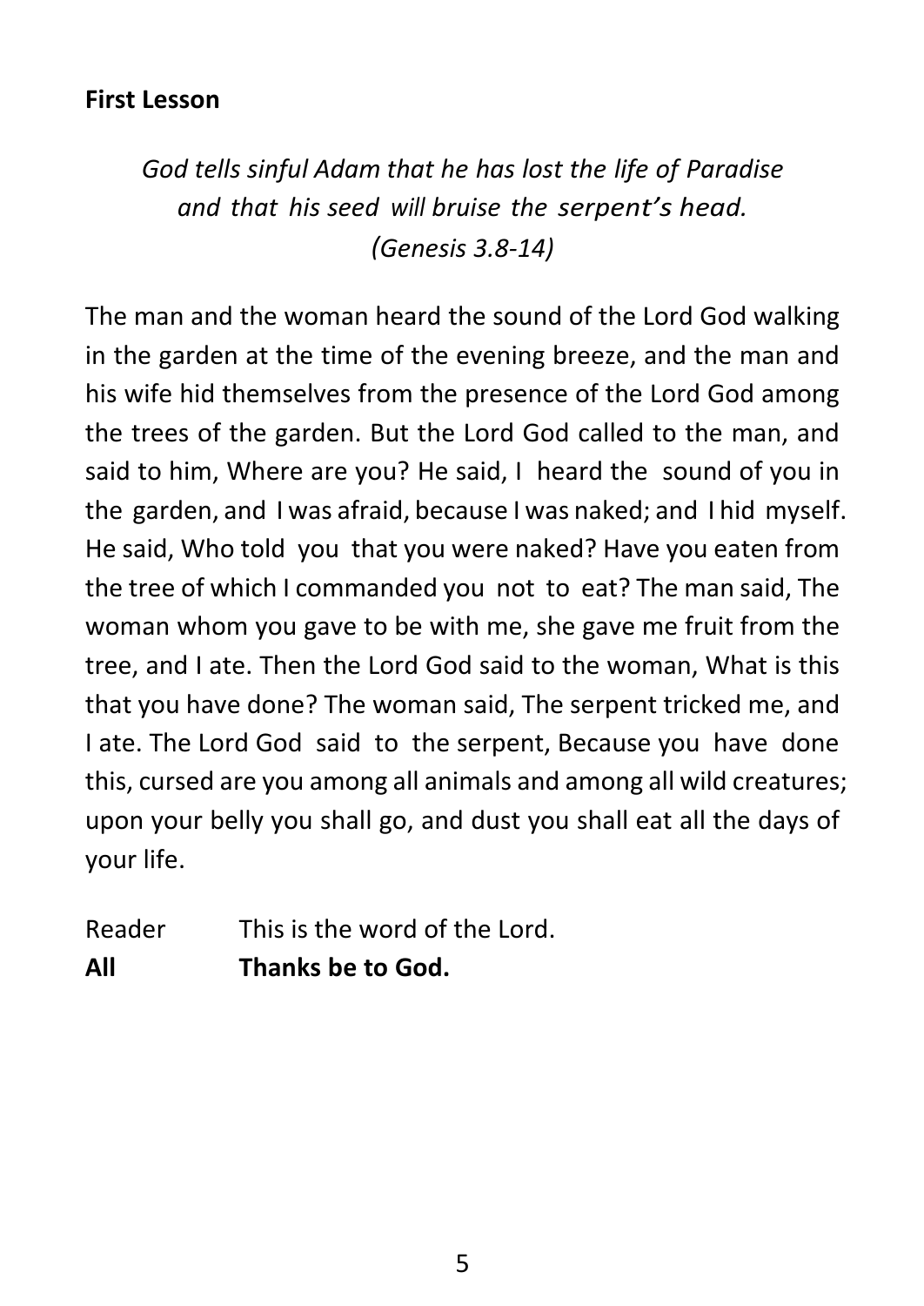**First Lesson**

*God tells sinful Adam that he has lost the life of Paradise and that his seed will bruise the serpent's head. (Genesis 3.8-14)*

The man and the woman heard the sound of the Lord God walking in the garden at the time of the evening breeze, and the man and his wife hid themselves from the presence of the Lord God among the trees of the garden. But the Lord God called to the man, and said to him, Where are you? He said, I heard the sound of you in the garden, and I was afraid, because I was naked; and I hid myself. He said, Who told you that you were naked? Have you eaten from the tree of which I commanded you not to eat? The man said, The woman whom you gave to be with me, she gave me fruit from the tree, and I ate. Then the Lord God said to the woman, What is this that you have done? The woman said, The serpent tricked me, and I ate. The Lord God said to the serpent, Because you have done this, cursed are you among all animals and among all wild creatures; upon your belly you shall go, and dust you shall eat all the days of your life.

Reader This is the word of the Lord.

**All Thanks be to God.**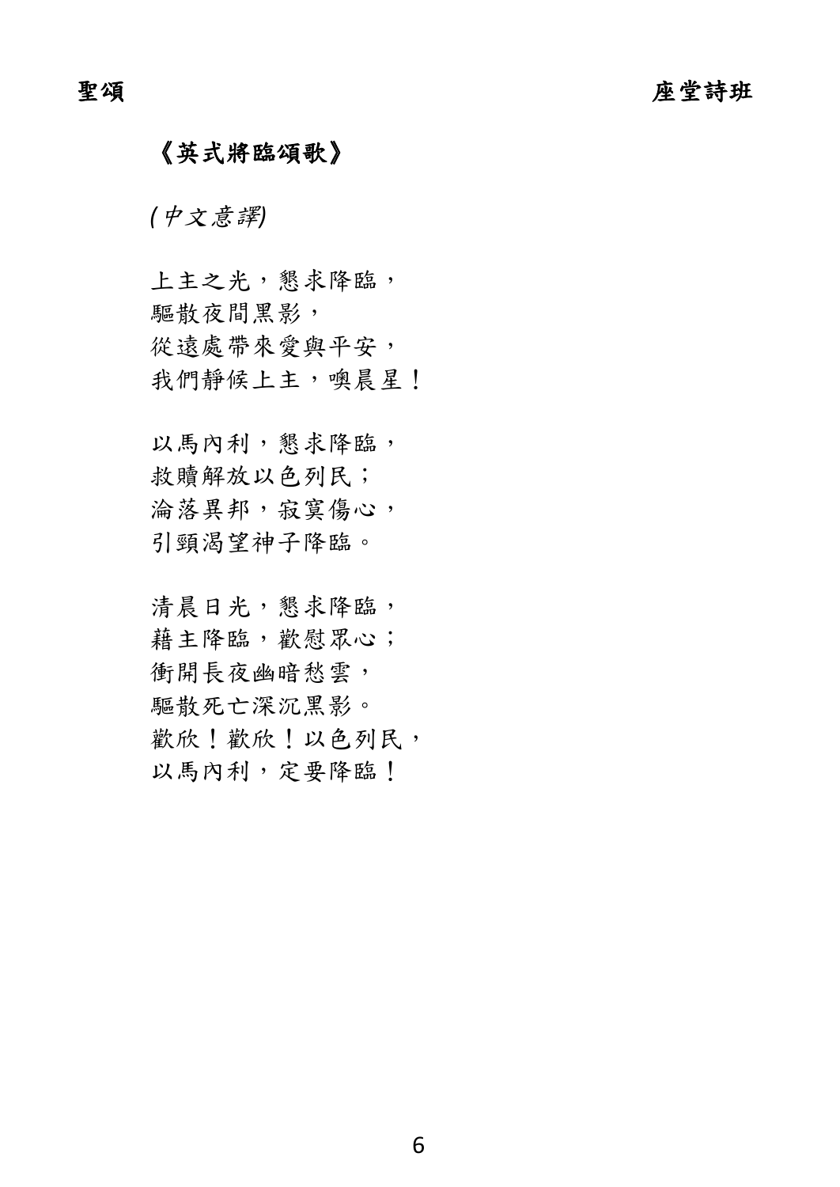## 《英式將臨頌歌》

*(中文意譯)*

上主之光，懇求降臨，  
驅散夜間黑影，  
從遠處帶來愛與平安，  
我們靜候上主，噢晨星！

以馬內利，懇求降臨，  
救贖解放以色列民；  
淪落異邦，寂寞傷心，  
引頸渴望神子降臨。

清晨日光，懇求降臨，  
藉主降臨，歡慰眾心；  
衝開長夜幽暗愁雲，  
驅散死亡深沉黑影。  
歡欣！歡欣！以色列民，  
以馬內利，定要降臨！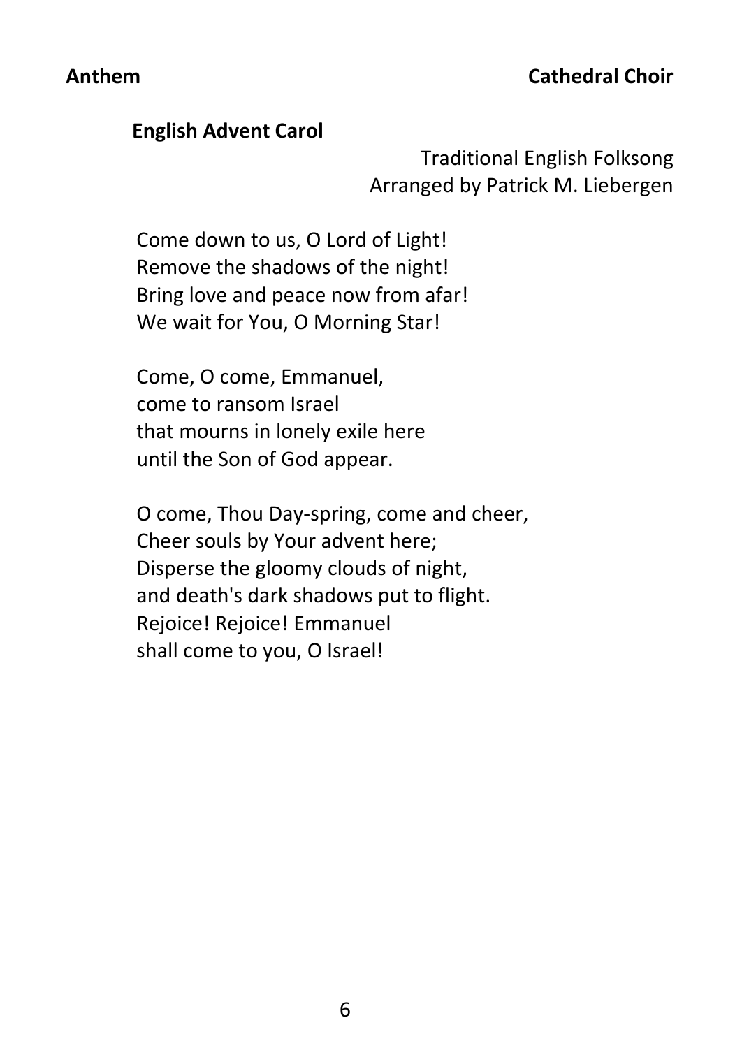**Anthem** **Cathedral Choir**

### English Advent Carol

Traditional English Folksong
Arranged by Patrick M. Liebergen

Come down to us, O Lord of Light!
Remove the shadows of the night!
Bring love and peace now from afar!
We wait for You, O Morning Star!

Come, O come, Emmanuel,
come to ransom Israel
that mourns in lonely exile here
until the Son of God appear.

O come, Thou Day-spring, come and cheer,
Cheer souls by Your advent here;
Disperse the gloomy clouds of night,
and death's dark shadows put to flight.
Rejoice! Rejoice! Emmanuel
shall come to you, O Israel!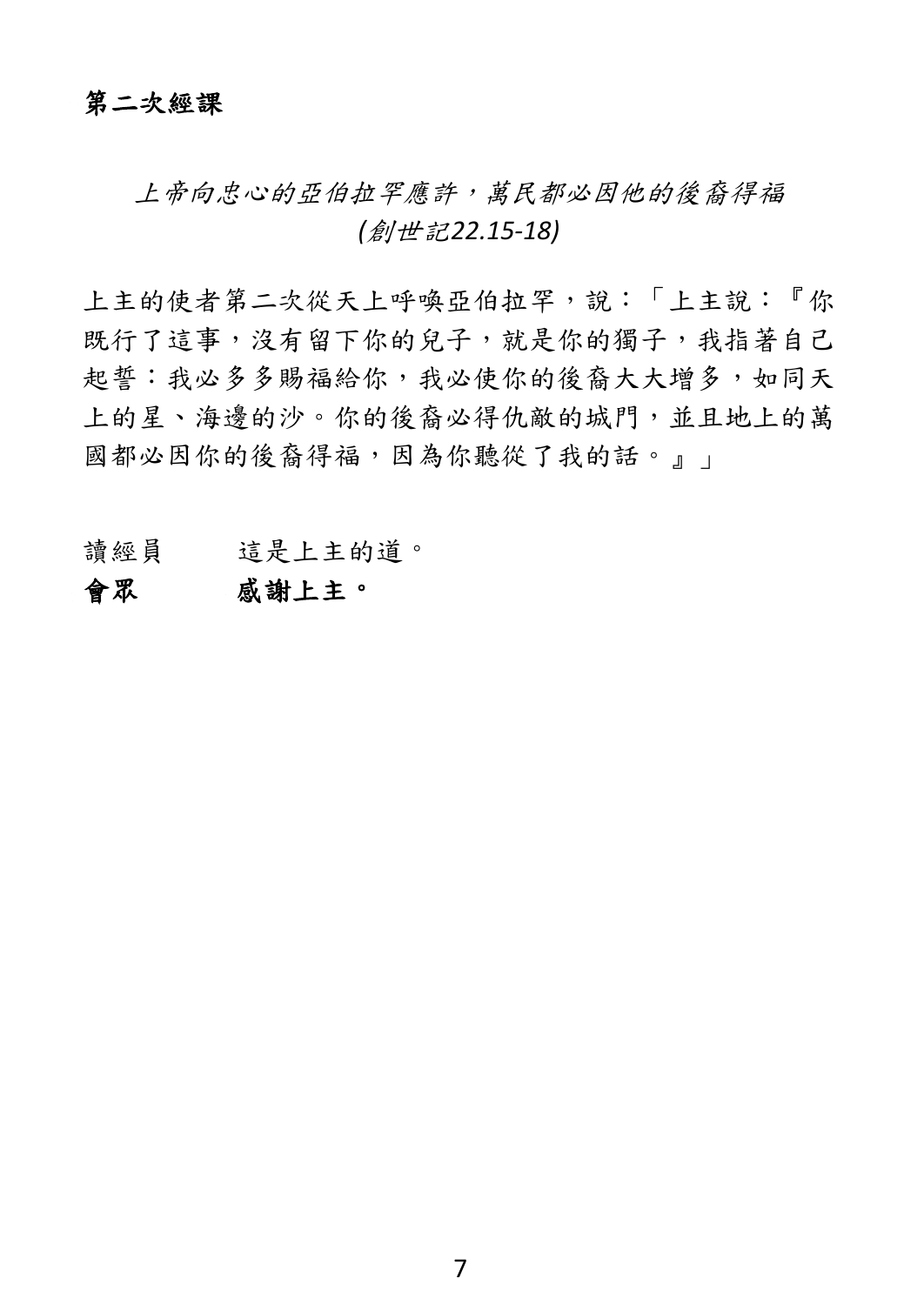**第二次經課**

*上帝向忠心的亞伯拉罕應許，萬民都必因他的後裔得福*
*(創世記22.15-18)*

上主的使者第二次從天上呼喚亞伯拉罕，說：「上主說：『你既行了這事，沒有留下你的兒子，就是你的獨子，我指著自己起誓：我必多多賜福給你，我必使你的後裔大大增多，如同天上的星、海邊的沙。你的後裔必得仇敵的城門，並且地上的萬國都必因你的後裔得福，因為你聽從了我的話。』」

讀經員　　這是上主的道。
**會眾　　感謝上主。**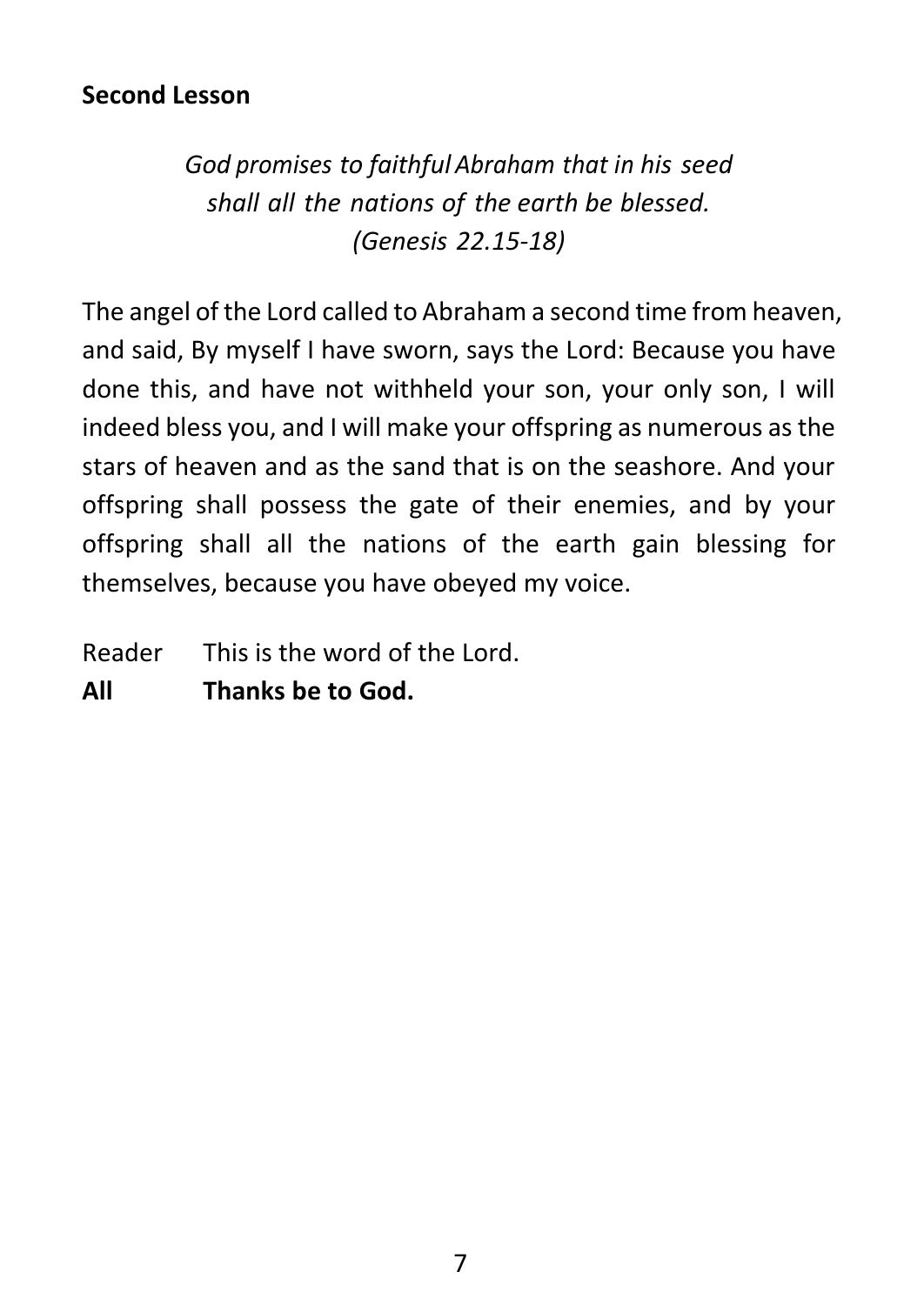**Second Lesson**

*God promises to faithful Abraham that in his seed shall all the nations of the earth be blessed. (Genesis 22.15-18)*

The angel of the Lord called to Abraham a second time from heaven, and said, By myself I have sworn, says the Lord: Because you have done this, and have not withheld your son, your only son, I will indeed bless you, and I will make your offspring as numerous as the stars of heaven and as the sand that is on the seashore. And your offspring shall possess the gate of their enemies, and by your offspring shall all the nations of the earth gain blessing for themselves, because you have obeyed my voice.

Reader This is the word of the Lord.

**All Thanks be to God.**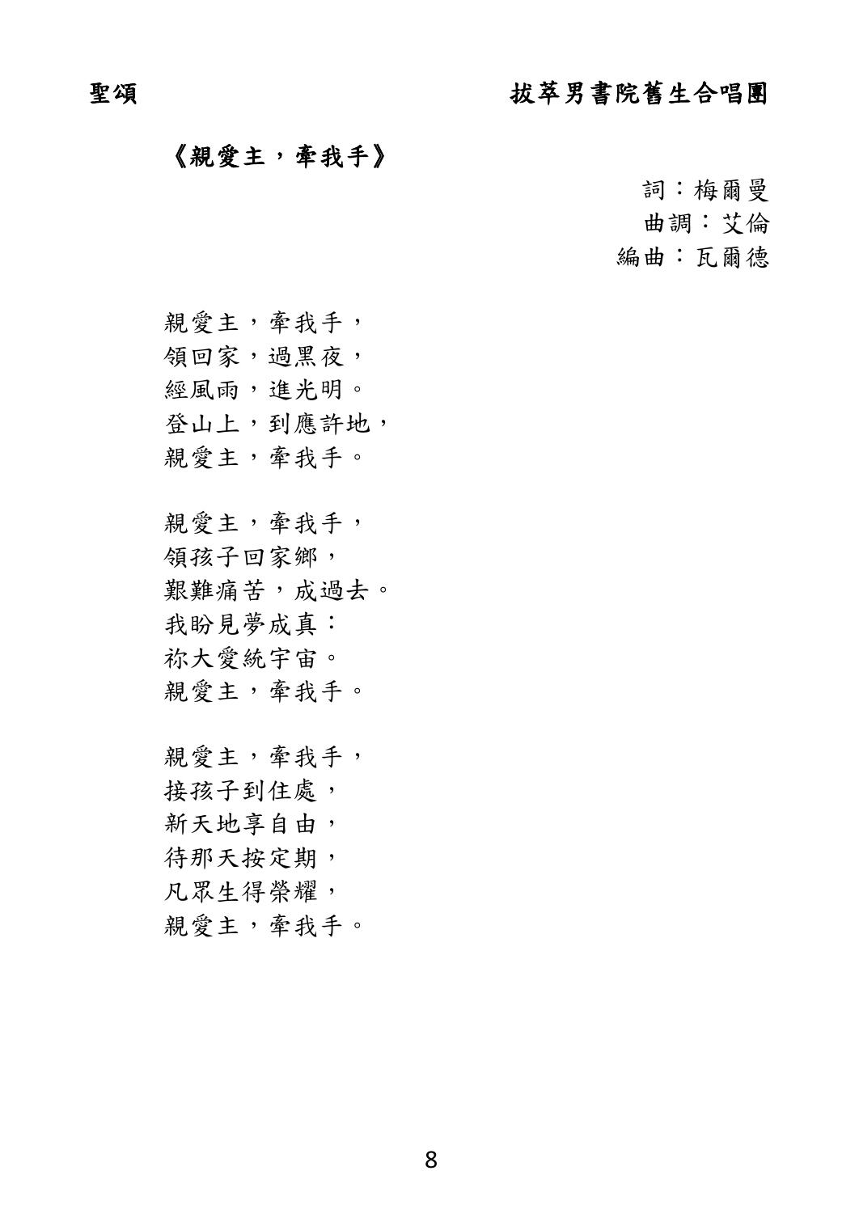## 《親愛主，牽我手》

詞：梅爾曼
曲調：艾倫
編曲：瓦爾德

親愛主，牽我手，
領回家，過黑夜，
經風雨，進光明。
登山上，到應許地，
親愛主，牽我手。

親愛主，牽我手，
領孩子回家鄉，
艱難痛苦，成過去。
我盼見夢成真：
祢大愛統宇宙。
親愛主，牽我手。

親愛主，牽我手，
接孩子到住處，
新天地享自由，
待那天按定期，
凡眾生得榮耀，
親愛主，牽我手。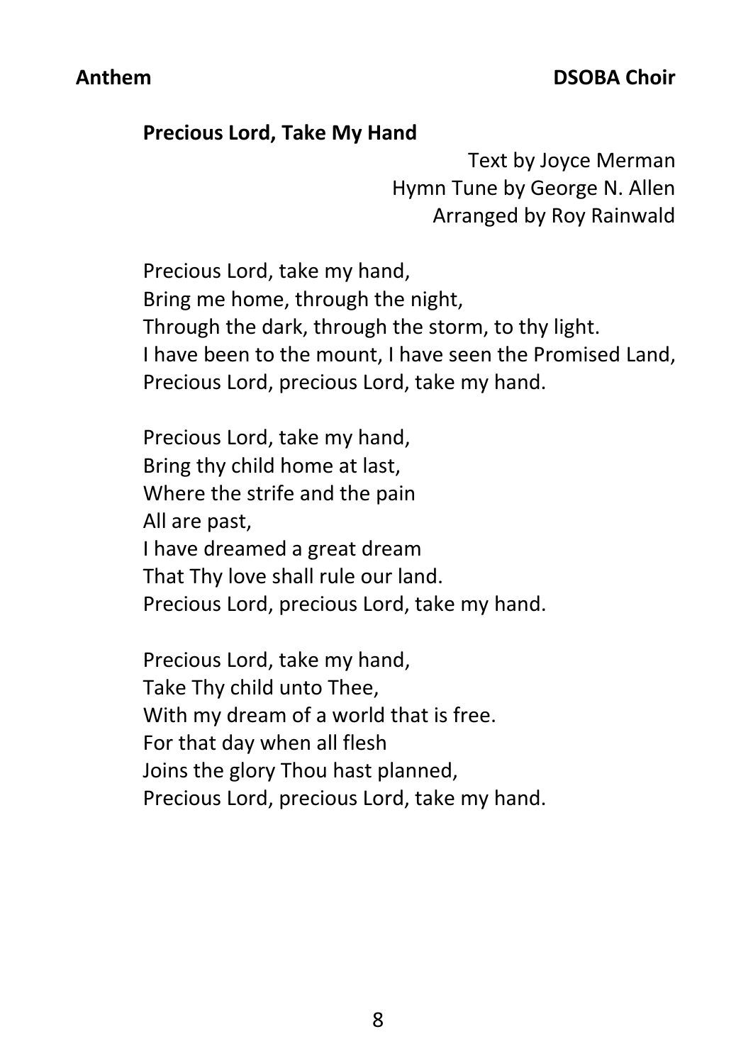**Anthem** **DSOBA Choir**

**Precious Lord, Take My Hand**

Text by Joyce Merman
Hymn Tune by George N. Allen
Arranged by Roy Rainwald

Precious Lord, take my hand,
Bring me home, through the night,
Through the dark, through the storm, to thy light.
I have been to the mount, I have seen the Promised Land,
Precious Lord, precious Lord, take my hand.

Precious Lord, take my hand,
Bring thy child home at last,
Where the strife and the pain
All are past,
I have dreamed a great dream
That Thy love shall rule our land.
Precious Lord, precious Lord, take my hand.

Precious Lord, take my hand,
Take Thy child unto Thee,
With my dream of a world that is free.
For that day when all flesh
Joins the glory Thou hast planned,
Precious Lord, precious Lord, take my hand.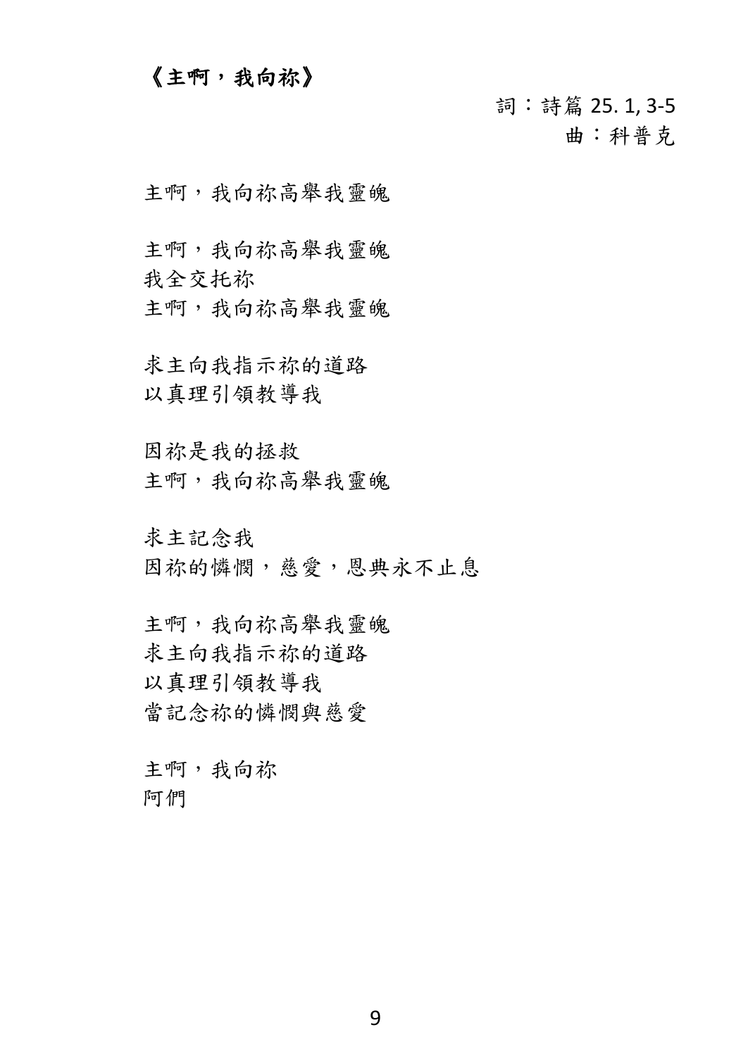## 《主啊，我向祢》

詞：詩篇 25. 1, 3-5
曲：科普克

主啊，我向祢高舉我靈魄

主啊，我向祢高舉我靈魄
我全交托祢
主啊，我向祢高舉我靈魄

求主向我指示祢的道路
以真理引領教導我

因祢是我的拯救
主啊，我向祢高舉我靈魄

求主記念我
因祢的憐憫，慈愛，恩典永不止息

主啊，我向祢高舉我靈魄
求主向我指示祢的道路
以真理引領教導我
當記念祢的憐憫與慈愛

主啊，我向祢
阿們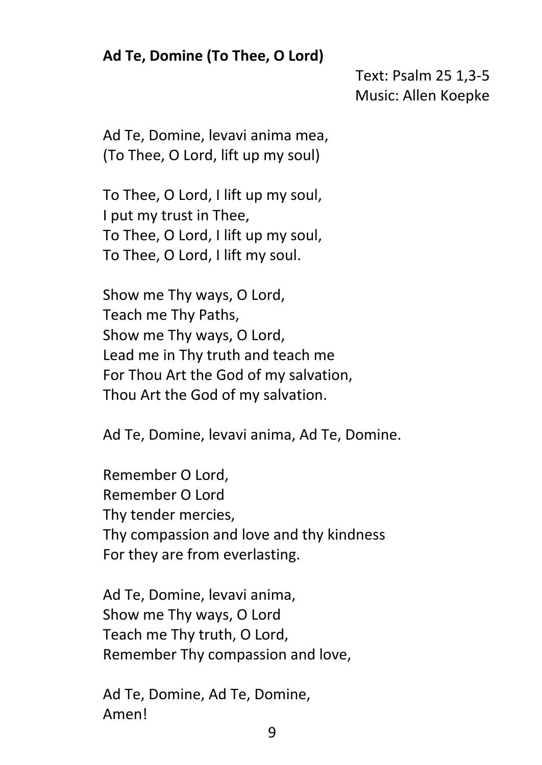**Ad Te, Domine (To Thee, O Lord)**

Text: Psalm 25 1,3-5
Music: Allen Koepke

Ad Te, Domine, levavi anima mea,
(To Thee, O Lord, lift up my soul)

To Thee, O Lord, I lift up my soul,
I put my trust in Thee,
To Thee, O Lord, I lift up my soul,
To Thee, O Lord, I lift my soul.

Show me Thy ways, O Lord,
Teach me Thy Paths,
Show me Thy ways, O Lord,
Lead me in Thy truth and teach me
For Thou Art the God of my salvation,
Thou Art the God of my salvation.

Ad Te, Domine, levavi anima, Ad Te, Domine.

Remember O Lord,
Remember O Lord
Thy tender mercies,
Thy compassion and love and thy kindness
For they are from everlasting.

Ad Te, Domine, levavi anima,
Show me Thy ways, O Lord
Teach me Thy truth, O Lord,
Remember Thy compassion and love,

Ad Te, Domine, Ad Te, Domine,
Amen!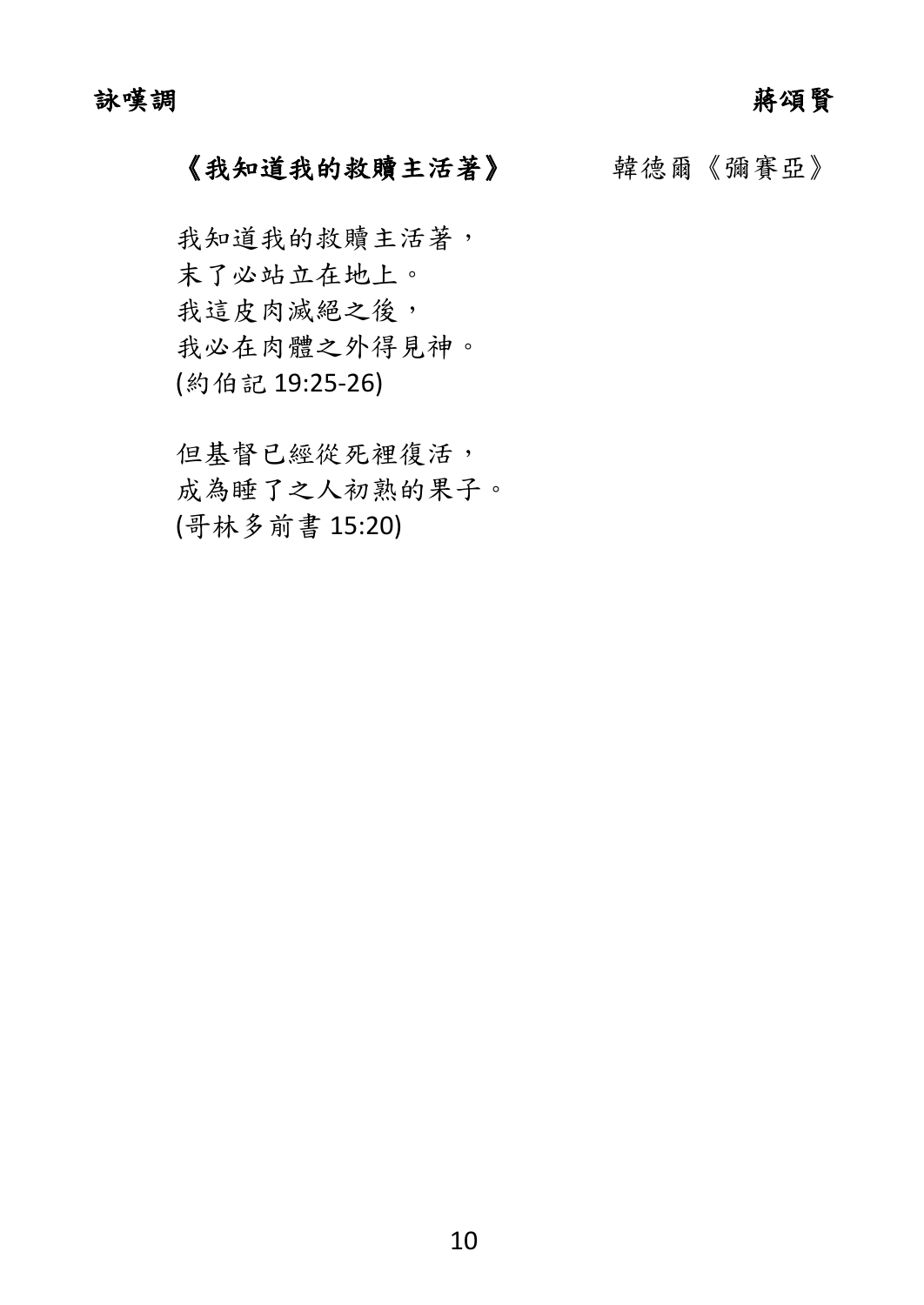**詠嘆調** **蔣頌賢**

## 《我知道我的救贖主活著》

韓德爾《彌賽亞》

我知道我的救贖主活著，
末了必站立在地上。
我這皮肉滅絕之後，
我必在肉體之外得見神。
(約伯記 19:25-26)

但基督已經從死裡復活，
成為睡了之人初熟的果子。
(哥林多前書 15:20)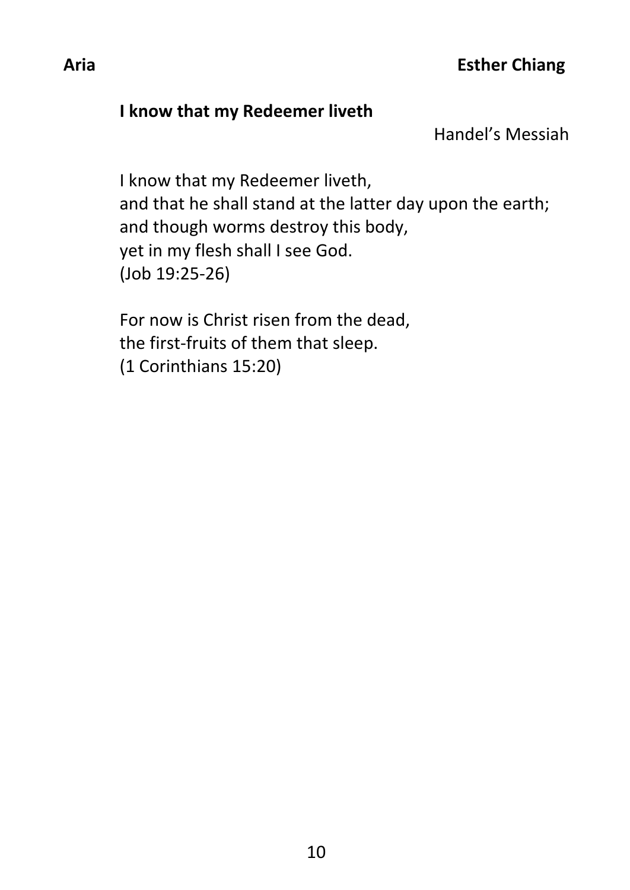**Aria** **Esther Chiang**

**I know that my Redeemer liveth**

Handel's Messiah

I know that my Redeemer liveth,
and that he shall stand at the latter day upon the earth;
and though worms destroy this body,
yet in my flesh shall I see God.
(Job 19:25-26)

For now is Christ risen from the dead,
the first-fruits of them that sleep.
(1 Corinthians 15:20)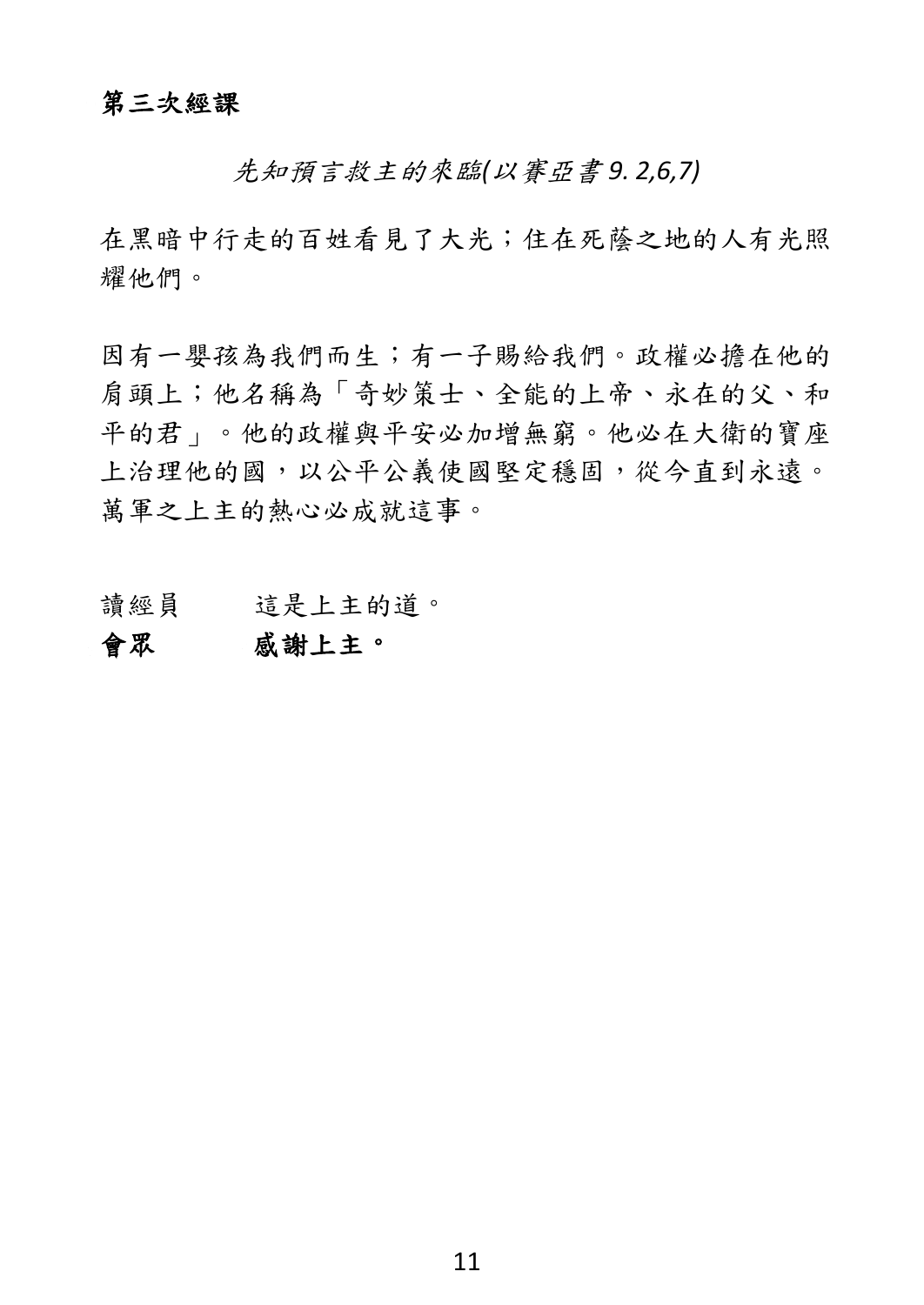**第三次經課**

*先知預言救主的來臨(以賽亞書 9. 2,6,7)*

在黑暗中行走的百姓看見了大光；住在死蔭之地的人有光照耀他們。

因有一嬰孩為我們而生；有一子賜給我們。政權必擔在他的肩頭上；他名稱為「奇妙策士、全能的上帝、永在的父、和平的君」。他的政權與平安必加增無窮。他必在大衛的寶座上治理他的國，以公平公義使國堅定穩固，從今直到永遠。萬軍之上主的熱心必成就這事。

讀經員　　這是上主的道。

**會眾　　感謝上主。**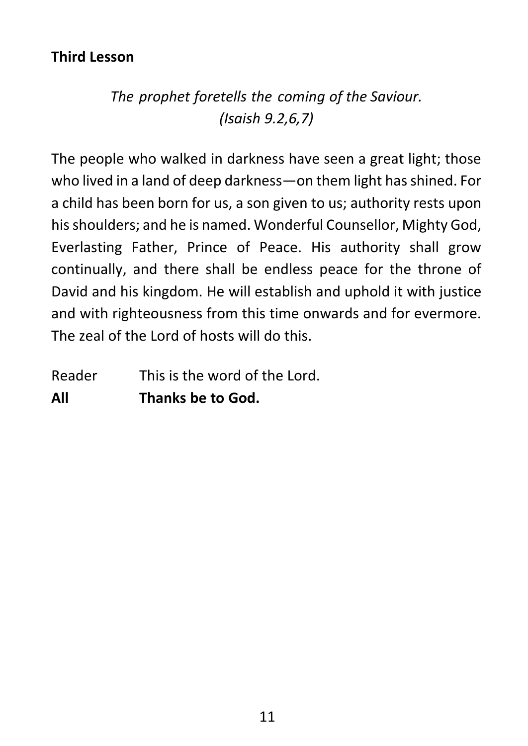**Third Lesson**

*The prophet foretells the coming of the Saviour.*
*(Isaiah 9.2,6,7)*

The people who walked in darkness have seen a great light; those who lived in a land of deep darkness—on them light has shined. For a child has been born for us, a son given to us; authority rests upon his shoulders; and he is named. Wonderful Counsellor, Mighty God, Everlasting Father, Prince of Peace. His authority shall grow continually, and there shall be endless peace for the throne of David and his kingdom. He will establish and uphold it with justice and with righteousness from this time onwards and for evermore. The zeal of the Lord of hosts will do this.

Reader This is the word of the Lord.
**All Thanks be to God.**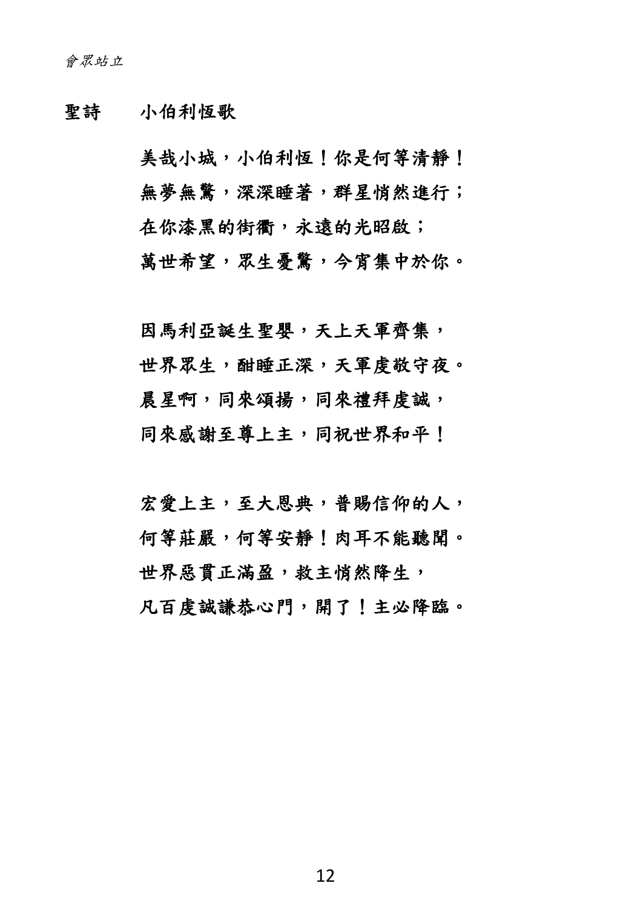*會眾站立*

**聖詩　小伯利恆歌**

**美哉小城，小伯利恆！你是何等清靜！**
**無夢無驚，深深睡著，群星悄然進行；**
**在你漆黑的街衢，永遠的光昭啟；**
**萬世希望，眾生憂驚，今宵集中於你。**

**因馬利亞誕生聖嬰，天上天軍齊集，**
**世界眾生，酣睡正深，天軍虔敬守夜。**
**晨星啊，同來頌揚，同來禮拜虔誠，**
**同來感謝至尊上主，同祝世界和平！**

**宏愛上主，至大恩典，普賜信仰的人，**
**何等莊嚴，何等安靜！肉耳不能聽聞。**
**世界惡貫正滿盈，救主悄然降生，**
**凡百虔誠謙恭心門，開了！主必降臨。**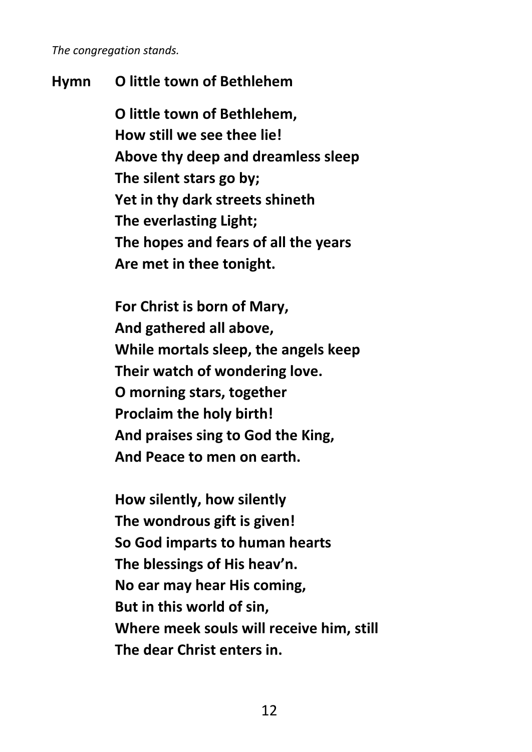*The congregation stands.*

**Hymn O little town of Bethlehem**

**O little town of Bethlehem,**
**How still we see thee lie!**
**Above thy deep and dreamless sleep**
**The silent stars go by;**
**Yet in thy dark streets shineth**
**The everlasting Light;**
**The hopes and fears of all the years**
**Are met in thee tonight.**

**For Christ is born of Mary,**
**And gathered all above,**
**While mortals sleep, the angels keep**
**Their watch of wondering love.**
**O morning stars, together**
**Proclaim the holy birth!**
**And praises sing to God the King,**
**And Peace to men on earth.**

**How silently, how silently**
**The wondrous gift is given!**
**So God imparts to human hearts**
**The blessings of His heav'n.**
**No ear may hear His coming,**
**But in this world of sin,**
**Where meek souls will receive him, still**
**The dear Christ enters in.**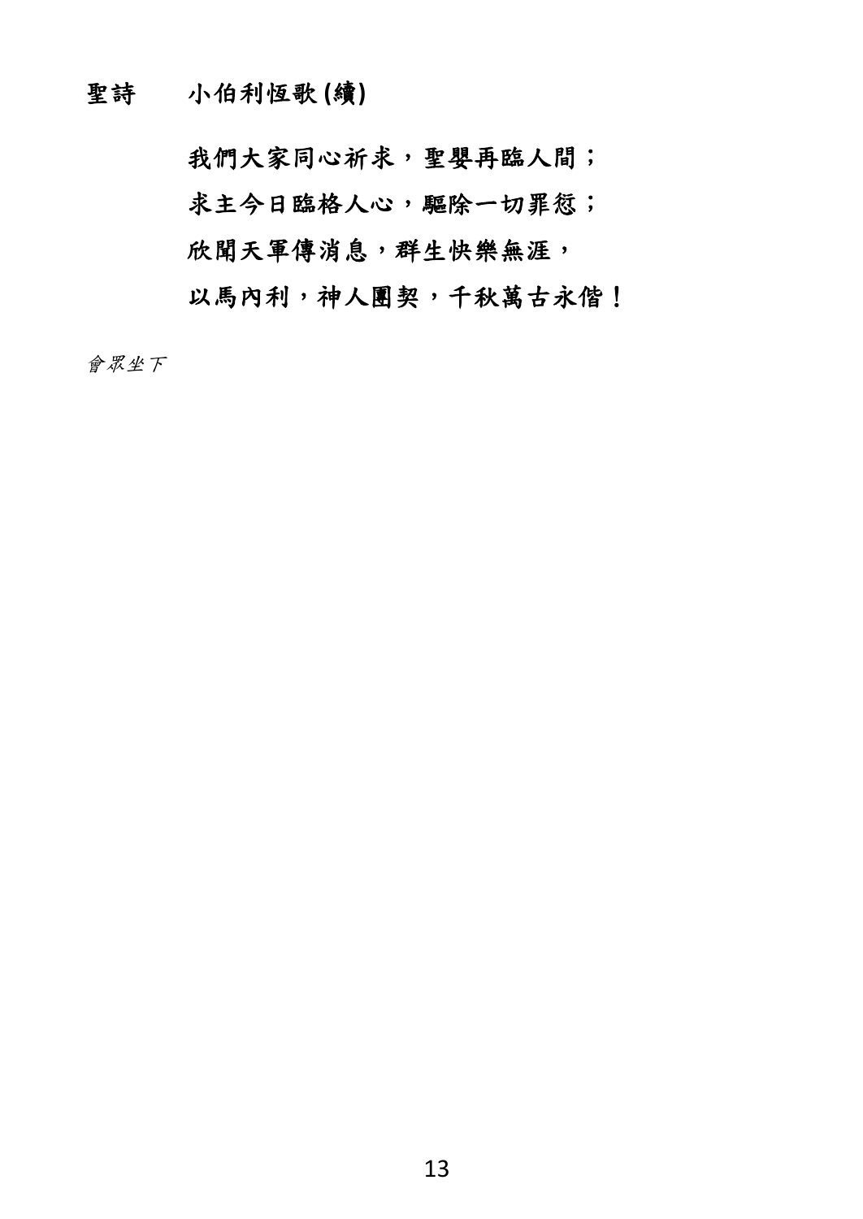**聖詩　　小伯利恆歌 (續)**

**我們大家同心祈求，聖嬰再臨人間；**
**求主今日臨格人心，驅除一切罪愆；**
**欣聞天軍傳消息，群生快樂無涯，**
**以馬內利，神人團契，千秋萬古永偕！**

*會眾坐下*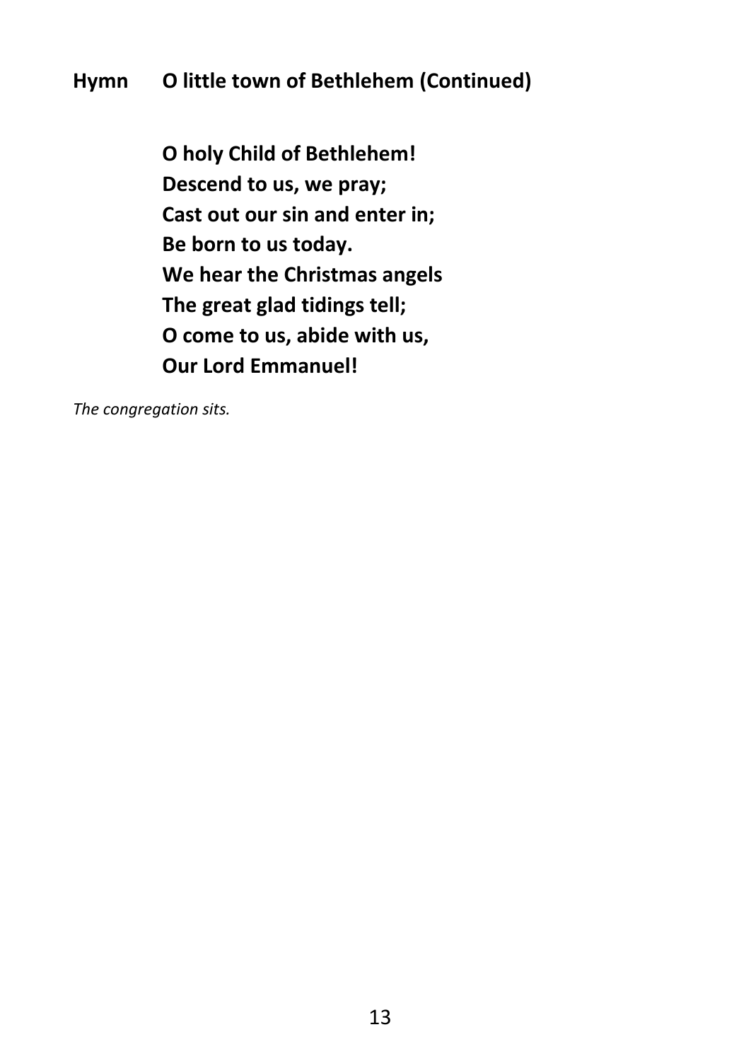**Hymn O little town of Bethlehem (Continued)**

**O holy Child of Bethlehem!**
**Descend to us, we pray;**
**Cast out our sin and enter in;**
**Be born to us today.**
**We hear the Christmas angels**
**The great glad tidings tell;**
**O come to us, abide with us,**
**Our Lord Emmanuel!**

*The congregation sits.*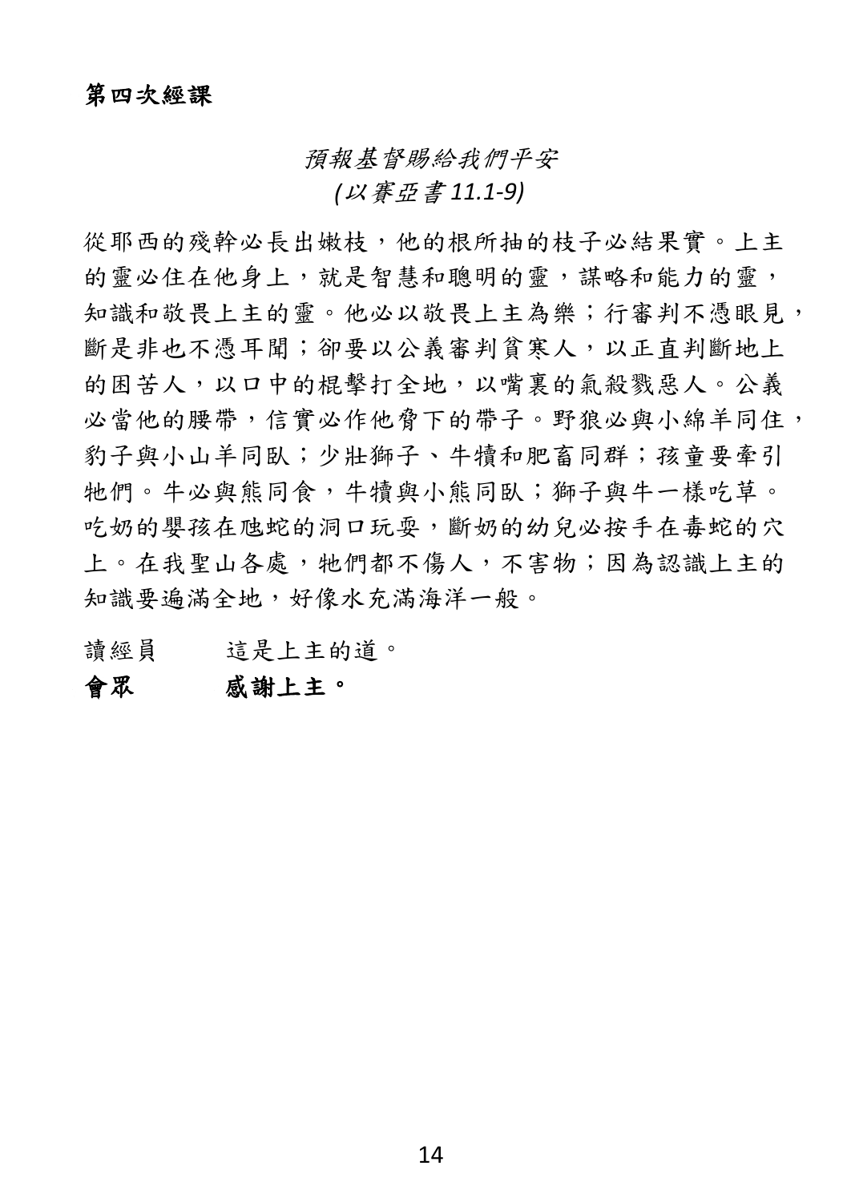**第四次經課**

*預報基督賜給我們平安*
*(以賽亞書 11.1-9)*

從耶西的殘幹必長出嫩枝，他的根所抽的枝子必結果實。上主的靈必住在他身上，就是智慧和聰明的靈，謀略和能力的靈，知識和敬畏上主的靈。他必以敬畏上主為樂；行審判不憑眼見，斷是非也不憑耳聞；卻要以公義審判貧寒人，以正直判斷地上的困苦人，以口中的棍擊打全地，以嘴裏的氣殺戮惡人。公義必當他的腰帶，信實必作他脅下的帶子。野狼必與小綿羊同住，豹子與小山羊同臥；少壯獅子、牛犢和肥畜同群；孩童要牽引牠們。牛必與熊同食，牛犢與小熊同臥；獅子與牛一樣吃草。吃奶的嬰孩在虺蛇的洞口玩耍，斷奶的幼兒必按手在毒蛇的穴上。在我聖山各處，牠們都不傷人，不害物；因為認識上主的知識要遍滿全地，好像水充滿海洋一般。

讀經員　　這是上主的道。

**會眾　　感謝上主。**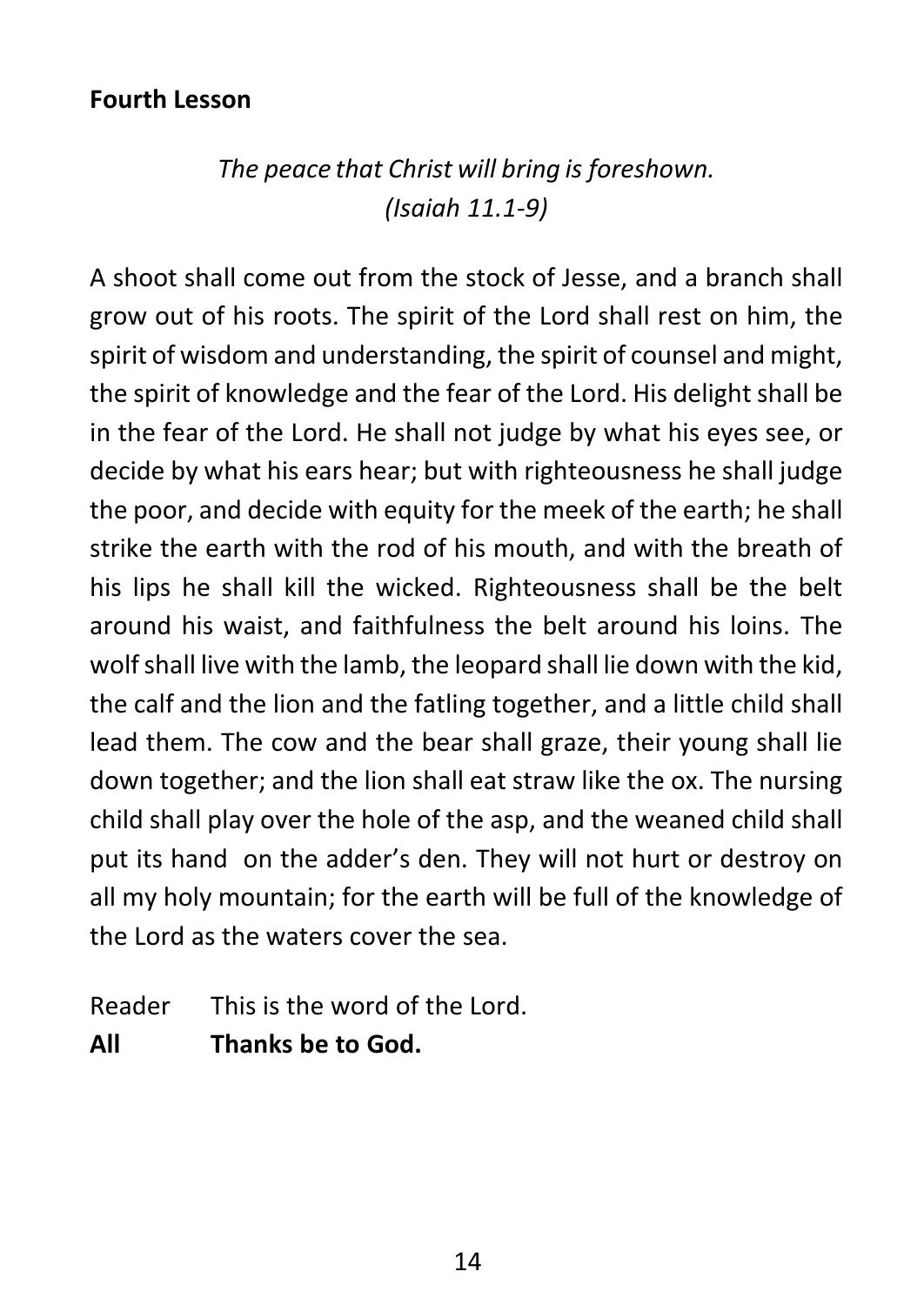**Fourth Lesson**

*The peace that Christ will bring is foreshown.*
*(Isaiah 11.1-9)*

A shoot shall come out from the stock of Jesse, and a branch shall grow out of his roots. The spirit of the Lord shall rest on him, the spirit of wisdom and understanding, the spirit of counsel and might, the spirit of knowledge and the fear of the Lord. His delight shall be in the fear of the Lord. He shall not judge by what his eyes see, or decide by what his ears hear; but with righteousness he shall judge the poor, and decide with equity for the meek of the earth; he shall strike the earth with the rod of his mouth, and with the breath of his lips he shall kill the wicked. Righteousness shall be the belt around his waist, and faithfulness the belt around his loins. The wolf shall live with the lamb, the leopard shall lie down with the kid, the calf and the lion and the fatling together, and a little child shall lead them. The cow and the bear shall graze, their young shall lie down together; and the lion shall eat straw like the ox. The nursing child shall play over the hole of the asp, and the weaned child shall put its hand on the adder's den. They will not hurt or destroy on all my holy mountain; for the earth will be full of the knowledge of the Lord as the waters cover the sea.

Reader This is the word of the Lord.
**All Thanks be to God.**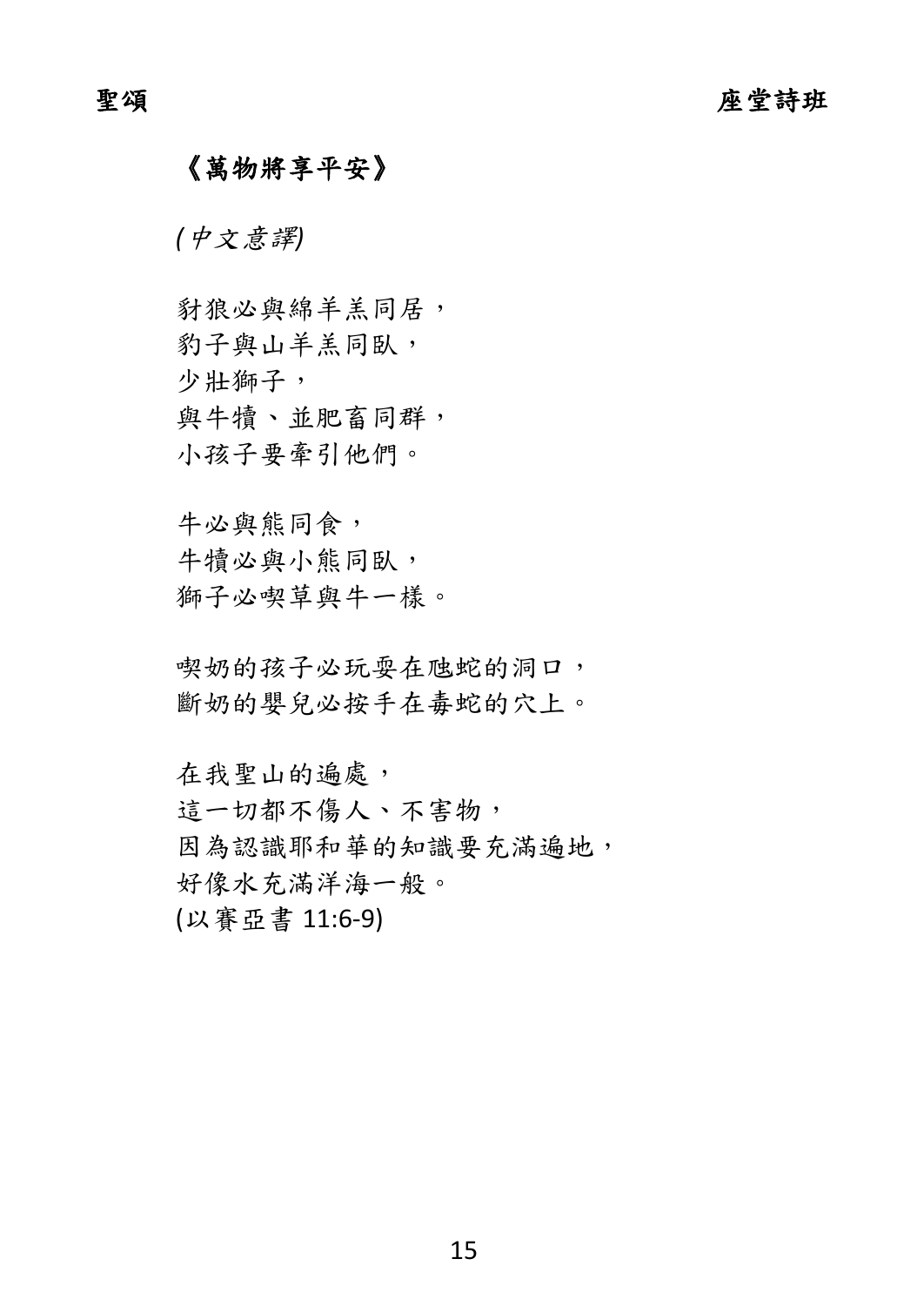# 《萬物將享平安》

*(中文意譯)*

豺狼必與綿羊羔同居，
豹子與山羊羔同臥，
少壯獅子，
與牛犢、並肥畜同群，
小孩子要牽引他們。

牛必與熊同食，
牛犢必與小熊同臥，
獅子必喫草與牛一樣。

喫奶的孩子必玩耍在虺蛇的洞口，
斷奶的嬰兒必按手在毒蛇的穴上。

在我聖山的遍處，
這一切都不傷人、不害物，
因為認識耶和華的知識要充滿遍地，
好像水充滿洋海一般。
(以賽亞書 11:6-9)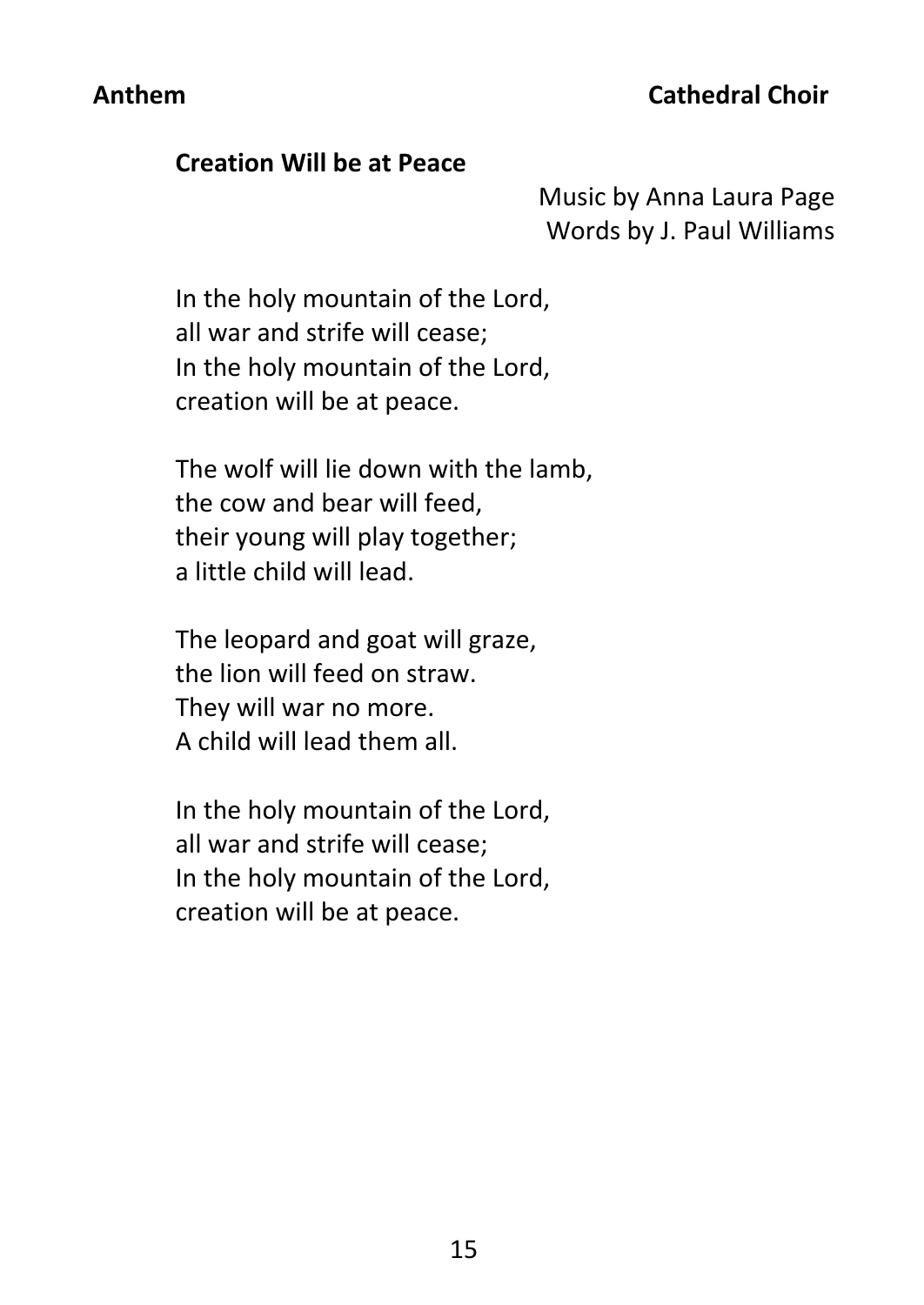**Anthem** **Cathedral Choir**

**Creation Will be at Peace**

Music by Anna Laura Page
Words by J. Paul Williams

In the holy mountain of the Lord,
all war and strife will cease;
In the holy mountain of the Lord,
creation will be at peace.

The wolf will lie down with the lamb,
the cow and bear will feed,
their young will play together;
a little child will lead.

The leopard and goat will graze,
the lion will feed on straw.
They will war no more.
A child will lead them all.

In the holy mountain of the Lord,
all war and strife will cease;
In the holy mountain of the Lord,
creation will be at peace.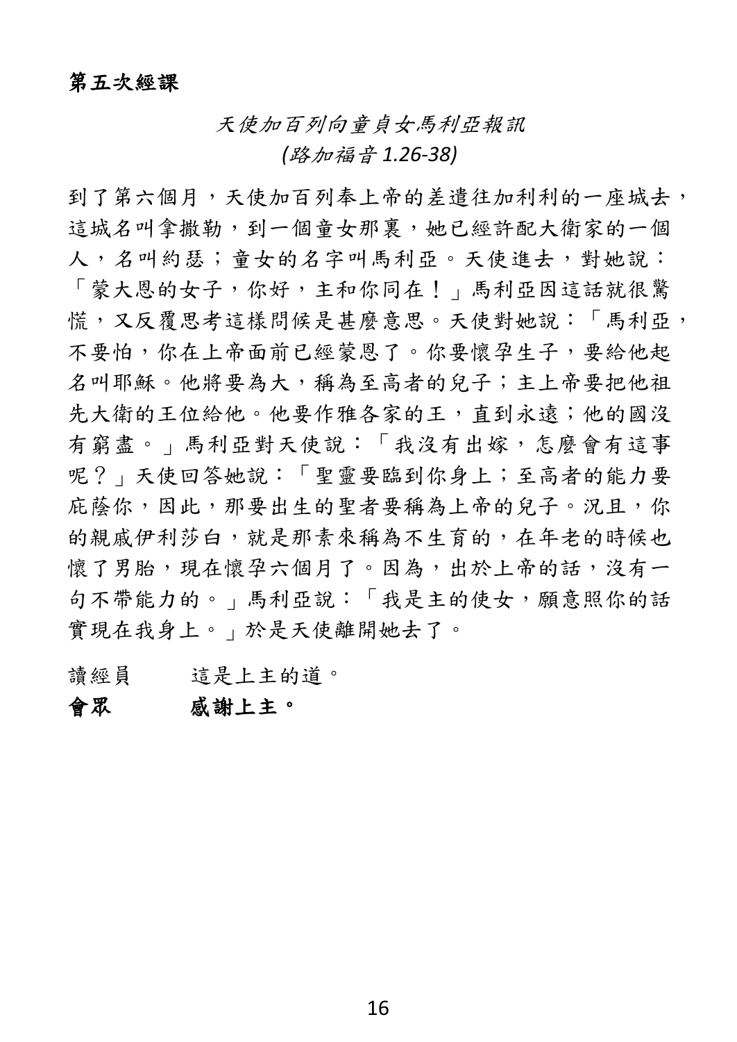**第五次經課**

*天使加百列向童貞女馬利亞報訊*
*(路加福音 1.26-38)*

到了第六個月，天使加百列奉上帝的差遣往加利利的一座城去，這城名叫拿撒勒，到一個童女那裏，她已經許配大衛家的一個人，名叫約瑟；童女的名字叫馬利亞。天使進去，對她說：「蒙大恩的女子，你好，主和你同在！」馬利亞因這話就很驚慌，又反覆思考這樣問候是甚麼意思。天使對她說：「馬利亞，不要怕，你在上帝面前已經蒙恩了。你要懷孕生子，要給他起名叫耶穌。他將要為大，稱為至高者的兒子；主上帝要把他祖先大衛的王位給他。他要作雅各家的王，直到永遠；他的國沒有窮盡。」馬利亞對天使說：「我沒有出嫁，怎麼會有這事呢？」天使回答她說：「聖靈要臨到你身上；至高者的能力要庇蔭你，因此，那要出生的聖者要稱為上帝的兒子。況且，你的親戚伊利莎白，就是那素來稱為不生育的，在年老的時候也懷了男胎，現在懷孕六個月了。因為，出於上帝的話，沒有一句不帶能力的。」馬利亞說：「我是主的使女，願意照你的話實現在我身上。」於是天使離開她去了。

讀經員　　這是上主的道。

**會眾　　感謝上主。**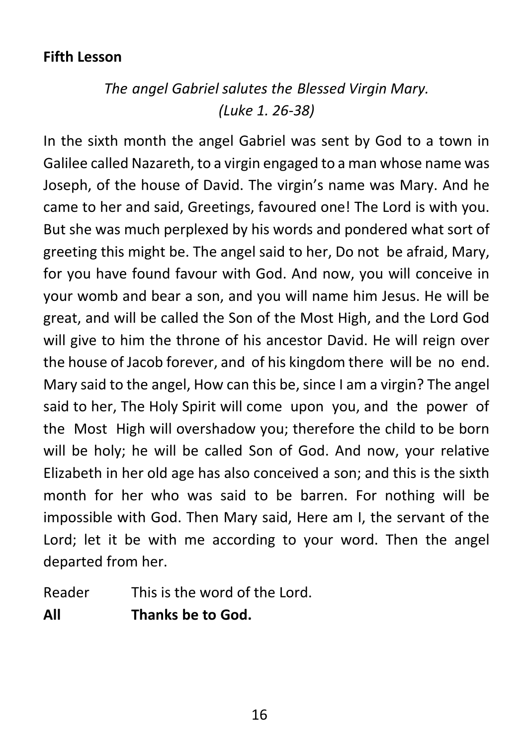**Fifth Lesson**

*The angel Gabriel salutes the Blessed Virgin Mary.*
*(Luke 1. 26-38)*

In the sixth month the angel Gabriel was sent by God to a town in Galilee called Nazareth, to a virgin engaged to a man whose name was Joseph, of the house of David. The virgin's name was Mary. And he came to her and said, Greetings, favoured one! The Lord is with you. But she was much perplexed by his words and pondered what sort of greeting this might be. The angel said to her, Do not be afraid, Mary, for you have found favour with God. And now, you will conceive in your womb and bear a son, and you will name him Jesus. He will be great, and will be called the Son of the Most High, and the Lord God will give to him the throne of his ancestor David. He will reign over the house of Jacob forever, and of his kingdom there will be no end. Mary said to the angel, How can this be, since I am a virgin? The angel said to her, The Holy Spirit will come upon you, and the power of the Most High will overshadow you; therefore the child to be born will be holy; he will be called Son of God. And now, your relative Elizabeth in her old age has also conceived a son; and this is the sixth month for her who was said to be barren. For nothing will be impossible with God. Then Mary said, Here am I, the servant of the Lord; let it be with me according to your word. Then the angel departed from her.

Reader    This is the word of the Lord.
**All    Thanks be to God.**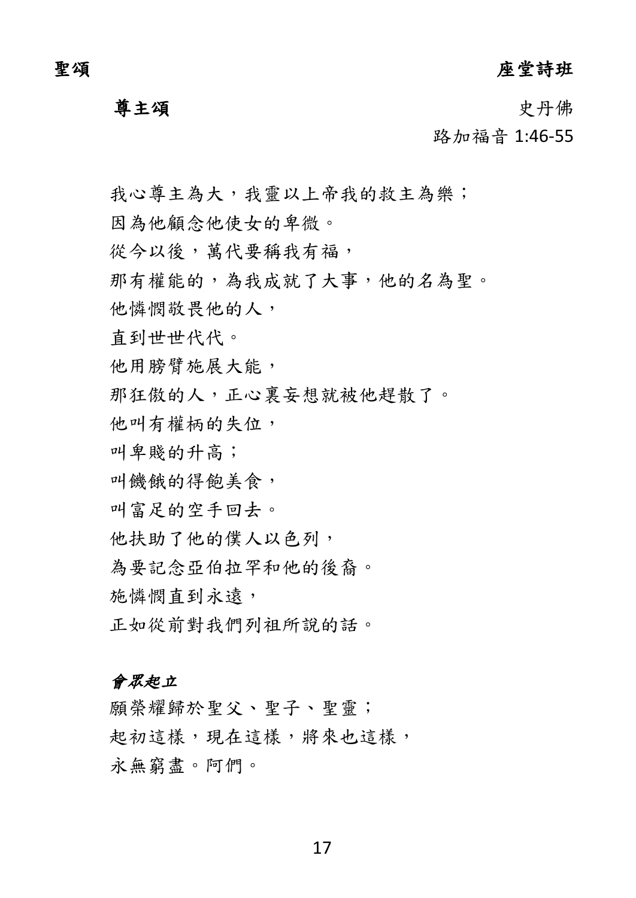**聖頌** **座堂詩班**

## 尊主頌

史丹佛

路加福音 1:46-55

我心尊主為大，我靈以上帝我的救主為樂；
因為他顧念他使女的卑微。
從今以後，萬代要稱我有福，
那有權能的，為我成就了大事，他的名為聖。
他憐憫敬畏他的人，
直到世世代代。
他用膀臂施展大能，
那狂傲的人，正心裏妄想就被他趕散了。
他叫有權柄的失位，
叫卑賤的升高；
叫饑餓的得飽美食，
叫富足的空手回去。
他扶助了他的僕人以色列，
為要記念亞伯拉罕和他的後裔。
施憐憫直到永遠，
正如從前對我們列祖所說的話。

*會眾起立*

願榮耀歸於聖父、聖子、聖靈；
起初這樣，現在這樣，將來也這樣，
永無窮盡。阿們。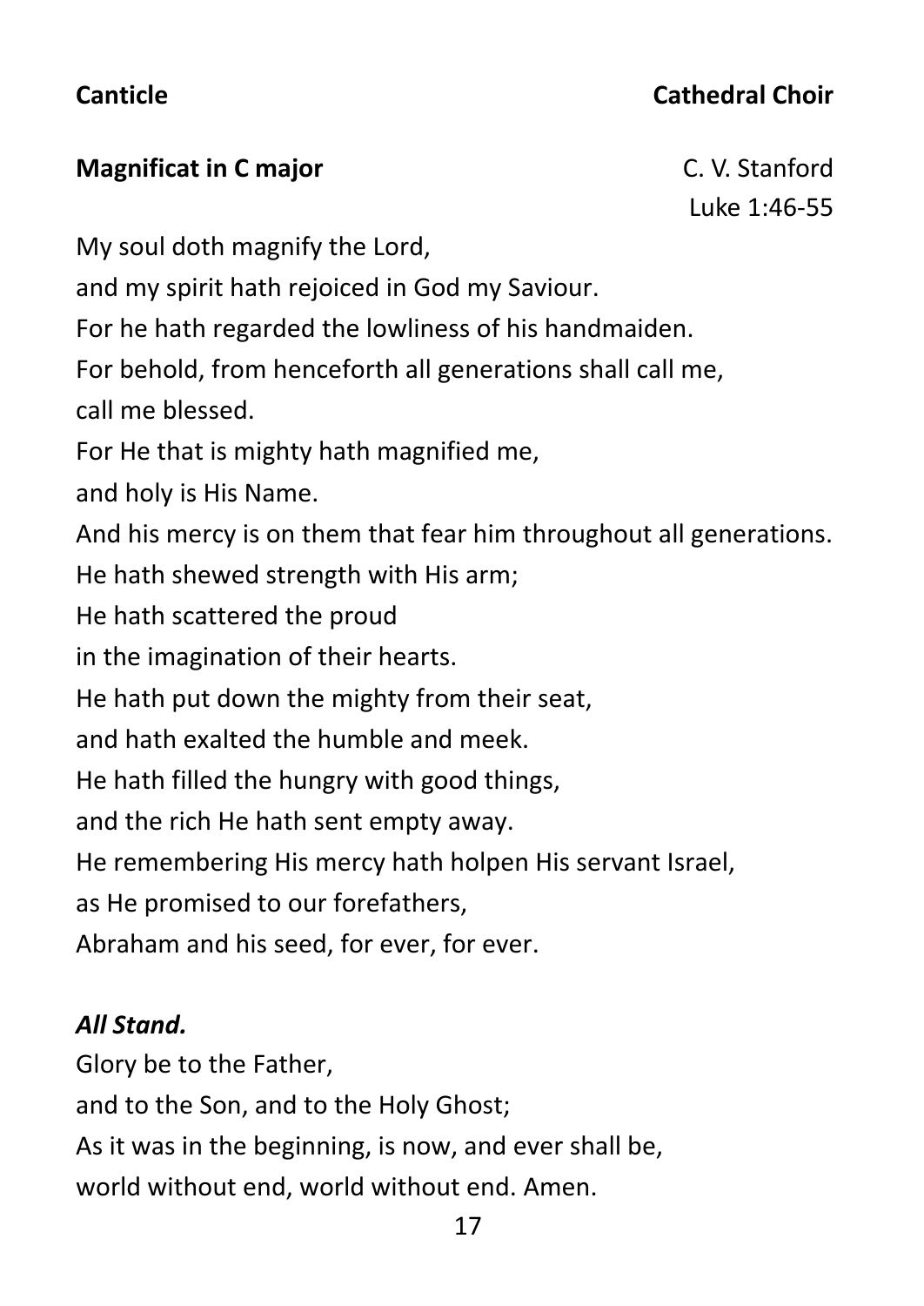**Canticle** **Cathedral Choir**

**Magnificat in C major** C. V. Stanford

Luke 1:46-55

My soul doth magnify the Lord,
and my spirit hath rejoiced in God my Saviour.
For he hath regarded the lowliness of his handmaiden.
For behold, from henceforth all generations shall call me,
call me blessed.
For He that is mighty hath magnified me,
and holy is His Name.
And his mercy is on them that fear him throughout all generations.
He hath shewed strength with His arm;
He hath scattered the proud
in the imagination of their hearts.
He hath put down the mighty from their seat,
and hath exalted the humble and meek.
He hath filled the hungry with good things,
and the rich He hath sent empty away.
He remembering His mercy hath holpen His servant Israel,
as He promised to our forefathers,
Abraham and his seed, for ever, for ever.

***All Stand.***

Glory be to the Father,
and to the Son, and to the Holy Ghost;
As it was in the beginning, is now, and ever shall be,
world without end, world without end. Amen.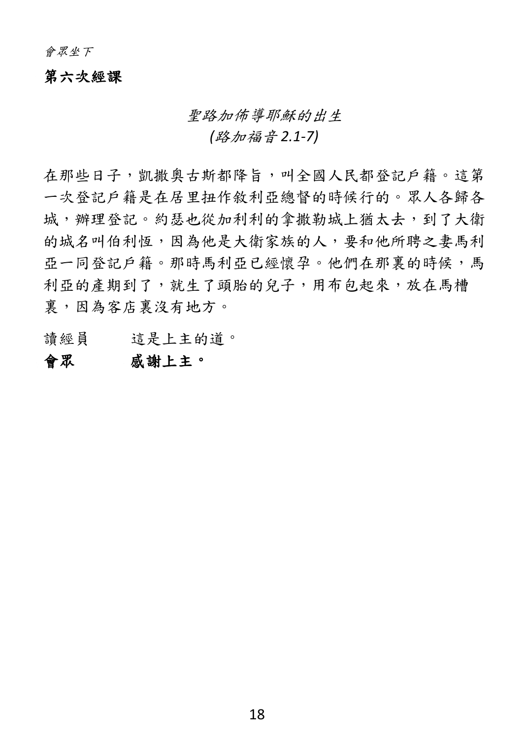*會眾坐下*

**第六次經課**

*聖路加佈導耶穌的出生*
*(路加福音 2.1-7)*

在那些日子，凱撒奧古斯都降旨，叫全國人民都登記戶籍。這第一次登記戶籍是在居里扭作敘利亞總督的時候行的。眾人各歸各城，辦理登記。約瑟也從加利利的拿撒勒城上猶太去，到了大衛的城名叫伯利恆，因為他是大衛家族的人，要和他所聘之妻馬利亞一同登記戶籍。那時馬利亞已經懷孕。他們在那裏的時候，馬利亞的產期到了，就生了頭胎的兒子，用布包起來，放在馬槽裏，因為客店裏沒有地方。

讀經員　　這是上主的道。

**會眾　　感謝上主。**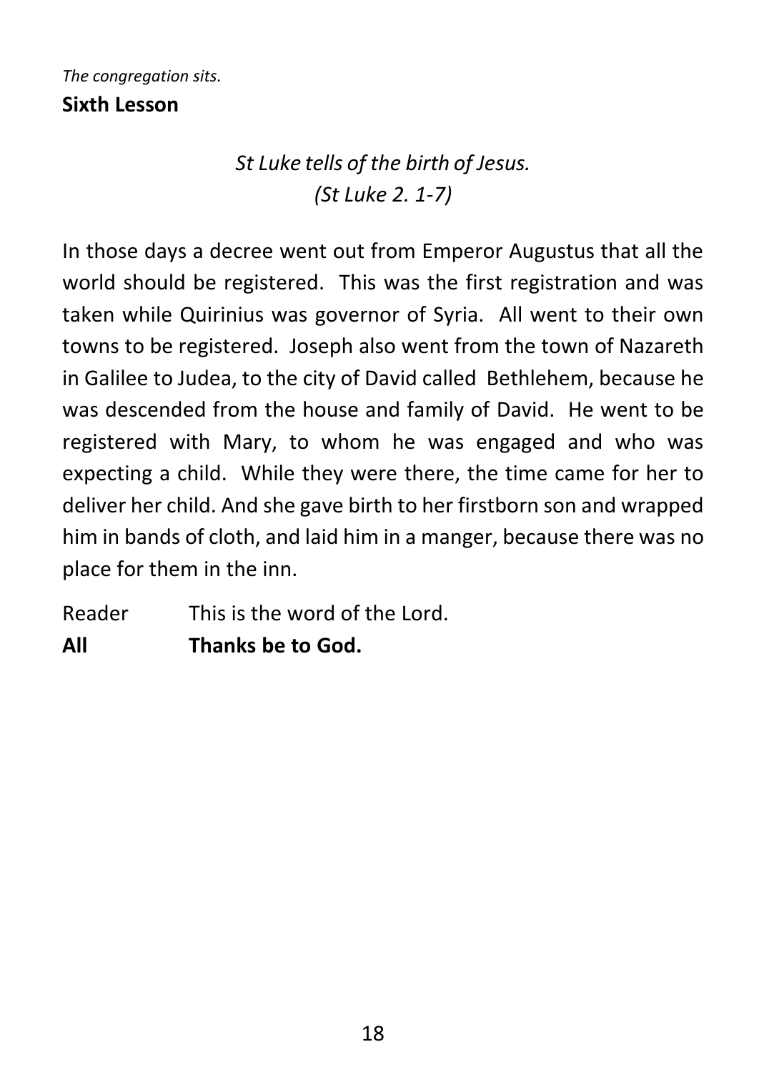*The congregation sits.*

**Sixth Lesson**

*St Luke tells of the birth of Jesus.*
*(St Luke 2. 1-7)*

In those days a decree went out from Emperor Augustus that all the world should be registered. This was the first registration and was taken while Quirinius was governor of Syria. All went to their own towns to be registered. Joseph also went from the town of Nazareth in Galilee to Judea, to the city of David called Bethlehem, because he was descended from the house and family of David. He went to be registered with Mary, to whom he was engaged and who was expecting a child. While they were there, the time came for her to deliver her child. And she gave birth to her firstborn son and wrapped him in bands of cloth, and laid him in a manger, because there was no place for them in the inn.

Reader This is the word of the Lord.

**All Thanks be to God.**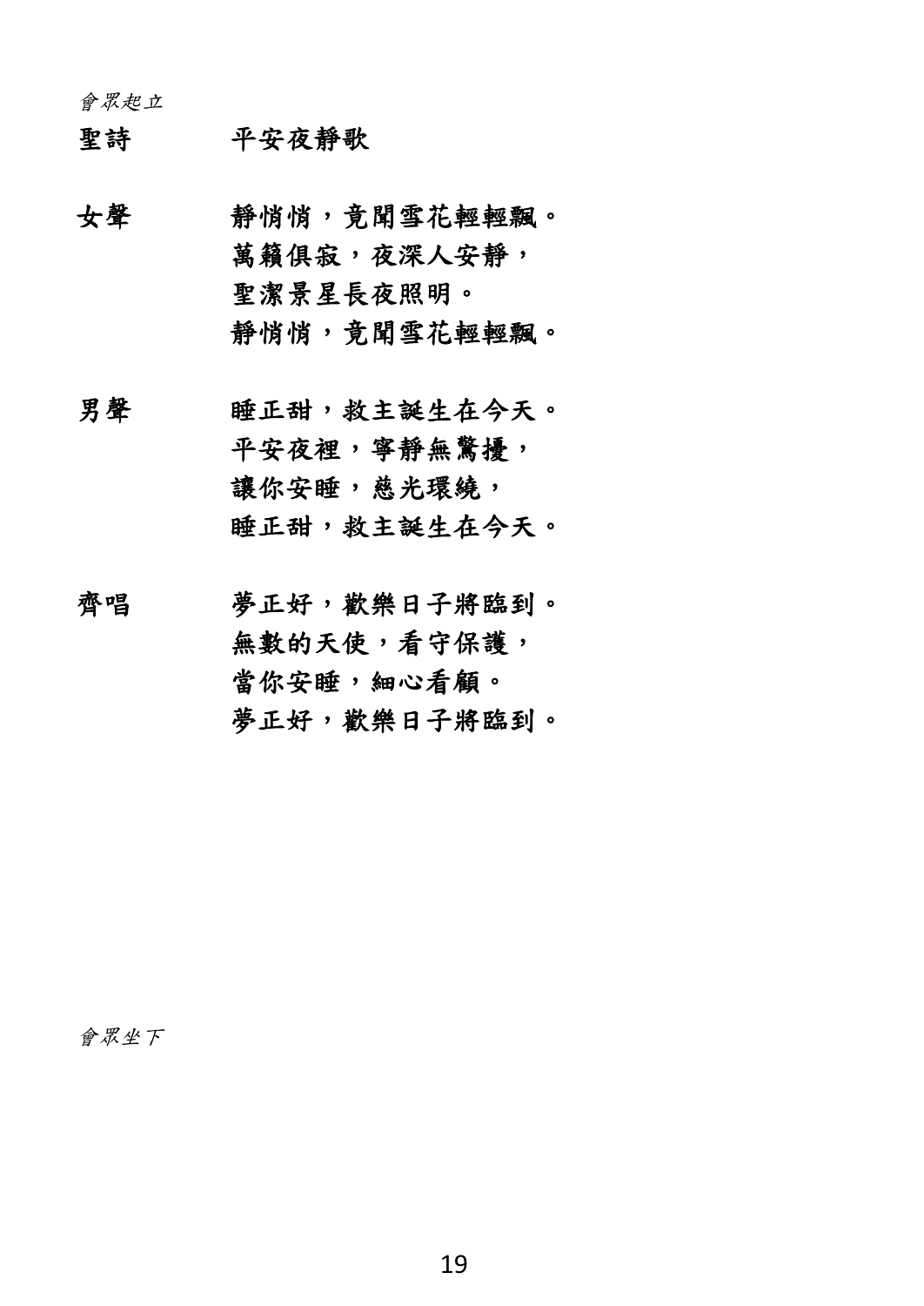*會眾起立*

**聖詩　　平安夜靜歌**

**女聲**　　靜悄悄，竟聞雪花輕輕飄。
萬籟俱寂，夜深人安靜，
聖潔景星長夜照明。
靜悄悄，竟聞雪花輕輕飄。

**男聲**　　睡正甜，救主誕生在今天。
平安夜裡，寧靜無驚擾，
讓你安睡，慈光環繞，
睡正甜，救主誕生在今天。

**齊唱**　　夢正好，歡樂日子將臨到。
無數的天使，看守保護，
當你安睡，細心看顧。
夢正好，歡樂日子將臨到。

*會眾坐下*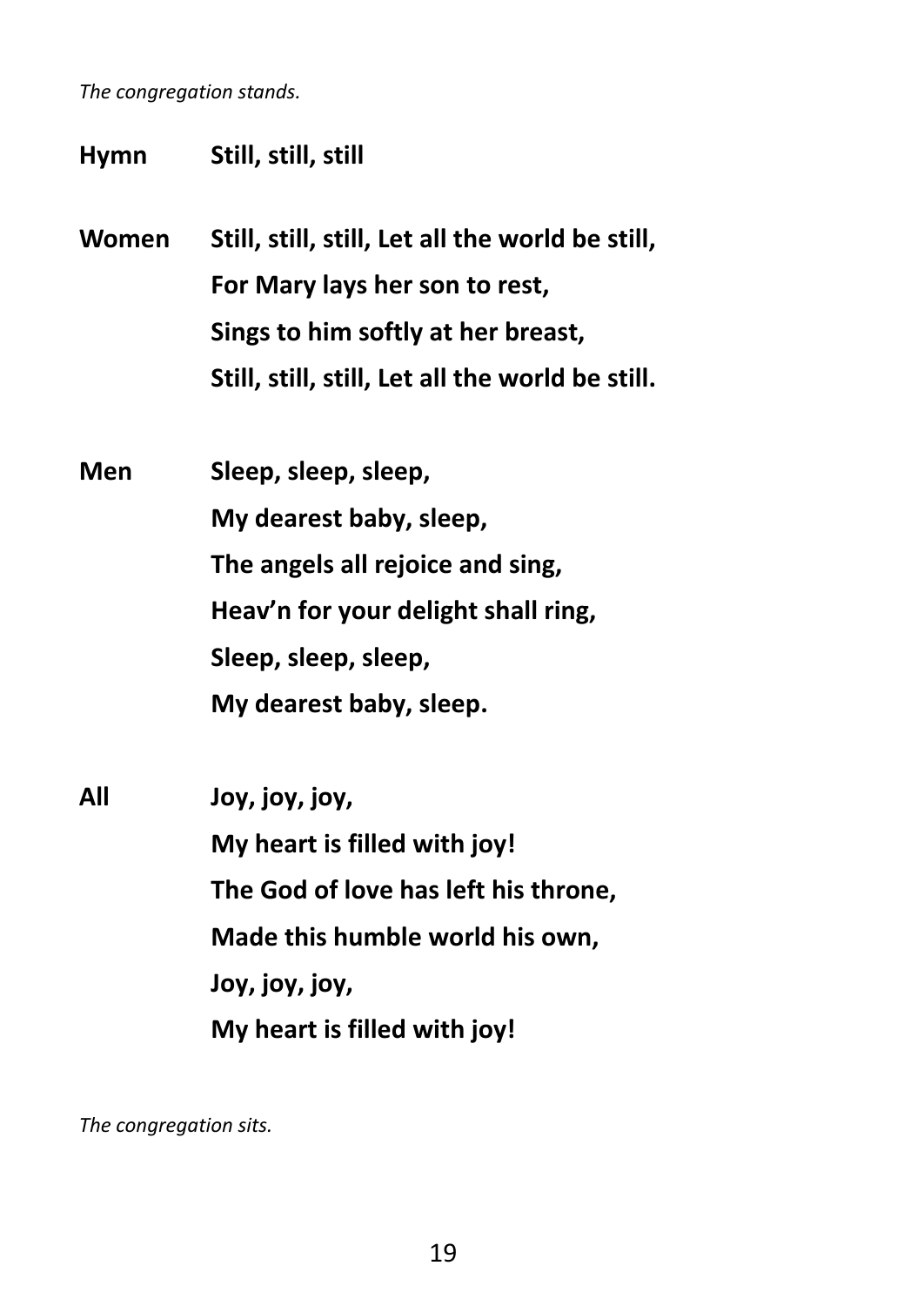*The congregation stands.*

**Hymn Still, still, still**

**Women Still, still, still, Let all the world be still,**
**For Mary lays her son to rest,**
**Sings to him softly at her breast,**
**Still, still, still, Let all the world be still.**

**Men Sleep, sleep, sleep,**
**My dearest baby, sleep,**
**The angels all rejoice and sing,**
**Heav'n for your delight shall ring,**
**Sleep, sleep, sleep,**
**My dearest baby, sleep.**

**All Joy, joy, joy,**
**My heart is filled with joy!**
**The God of love has left his throne,**
**Made this humble world his own,**
**Joy, joy, joy,**
**My heart is filled with joy!**

*The congregation sits.*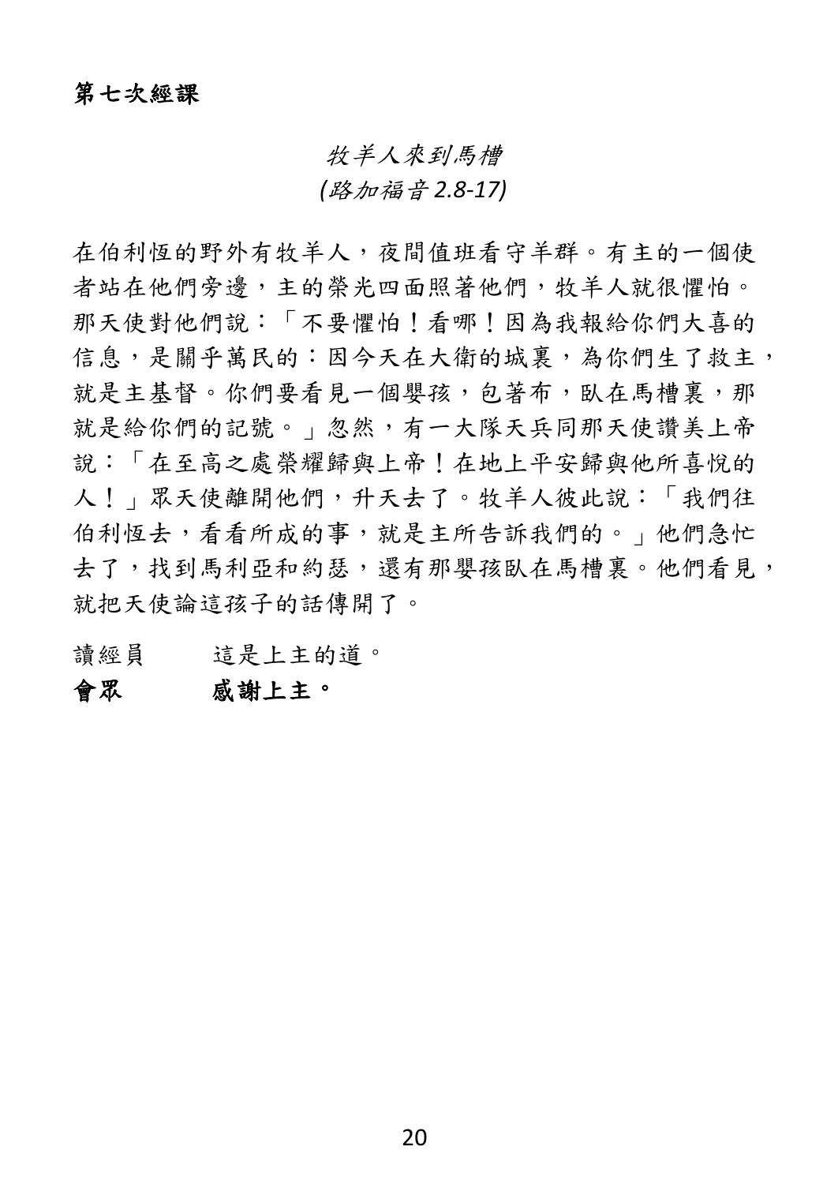**第七次經課**

*牧羊人來到馬槽*
*(路加福音 2.8-17)*

在伯利恆的野外有牧羊人，夜間值班看守羊群。有主的一個使者站在他們旁邊，主的榮光四面照著他們，牧羊人就很懼怕。那天使對他們說：「不要懼怕！看哪！因為我報給你們大喜的信息，是關乎萬民的：因今天在大衛的城裏，為你們生了救主，就是主基督。你們要看見一個嬰孩，包著布，臥在馬槽裏，那就是給你們的記號。」忽然，有一大隊天兵同那天使讚美上帝說：「在至高之處榮耀歸與上帝！在地上平安歸與他所喜悅的人！」眾天使離開他們，升天去了。牧羊人彼此說：「我們往伯利恆去，看看所成的事，就是主所告訴我們的。」他們急忙去了，找到馬利亞和約瑟，還有那嬰孩臥在馬槽裏。他們看見，就把天使論這孩子的話傳開了。

讀經員　　這是上主的道。

**會眾　　感謝上主。**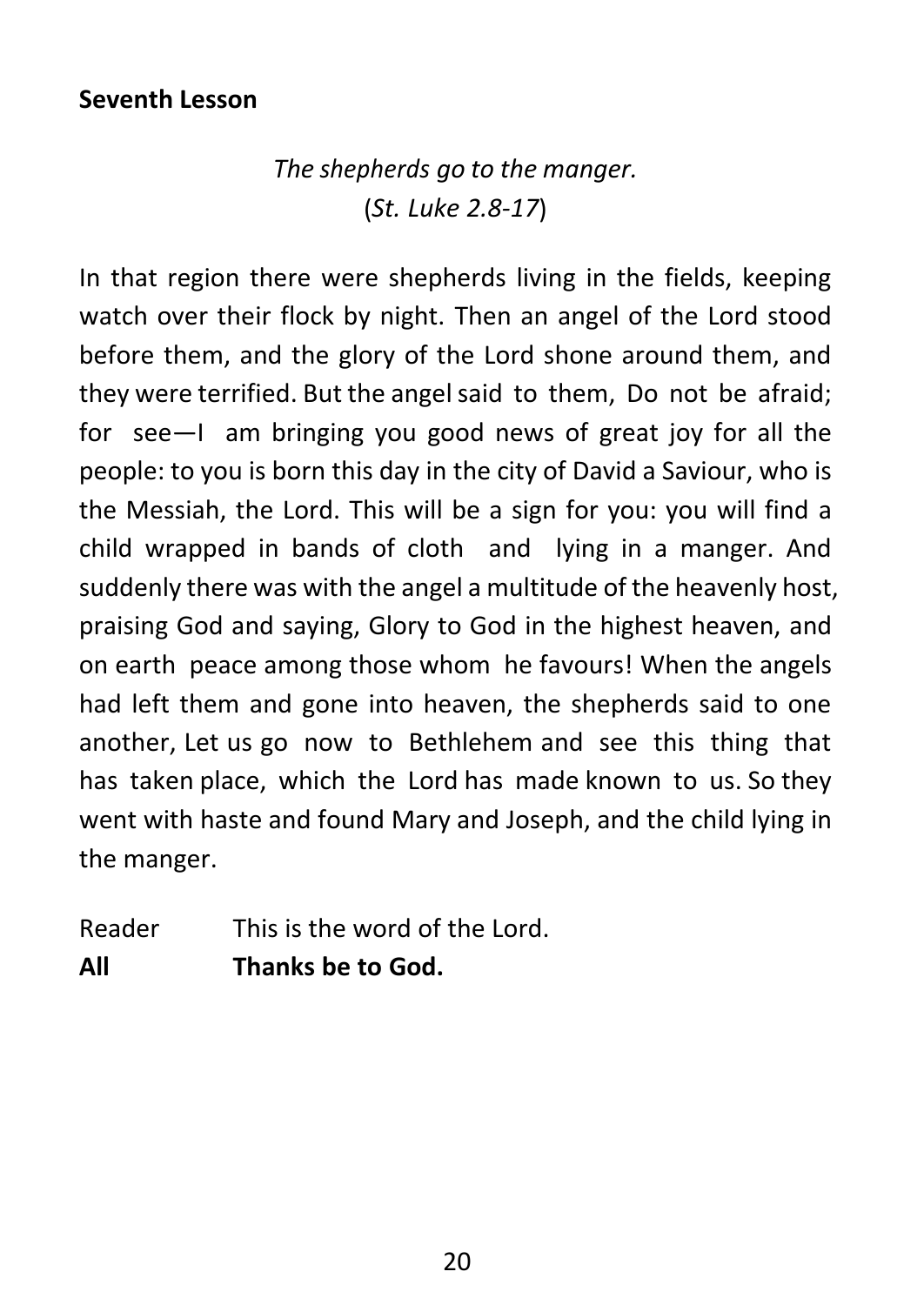**Seventh Lesson**

*The shepherds go to the manger.*
(*St. Luke 2.8-17*)

In that region there were shepherds living in the fields, keeping watch over their flock by night. Then an angel of the Lord stood before them, and the glory of the Lord shone around them, and they were terrified. But the angel said to them, Do not be afraid; for see—I am bringing you good news of great joy for all the people: to you is born this day in the city of David a Saviour, who is the Messiah, the Lord. This will be a sign for you: you will find a child wrapped in bands of cloth and lying in a manger. And suddenly there was with the angel a multitude of the heavenly host, praising God and saying, Glory to God in the highest heaven, and on earth peace among those whom he favours! When the angels had left them and gone into heaven, the shepherds said to one another, Let us go now to Bethlehem and see this thing that has taken place, which the Lord has made known to us. So they went with haste and found Mary and Joseph, and the child lying in the manger.

Reader This is the word of the Lord.
**All Thanks be to God.**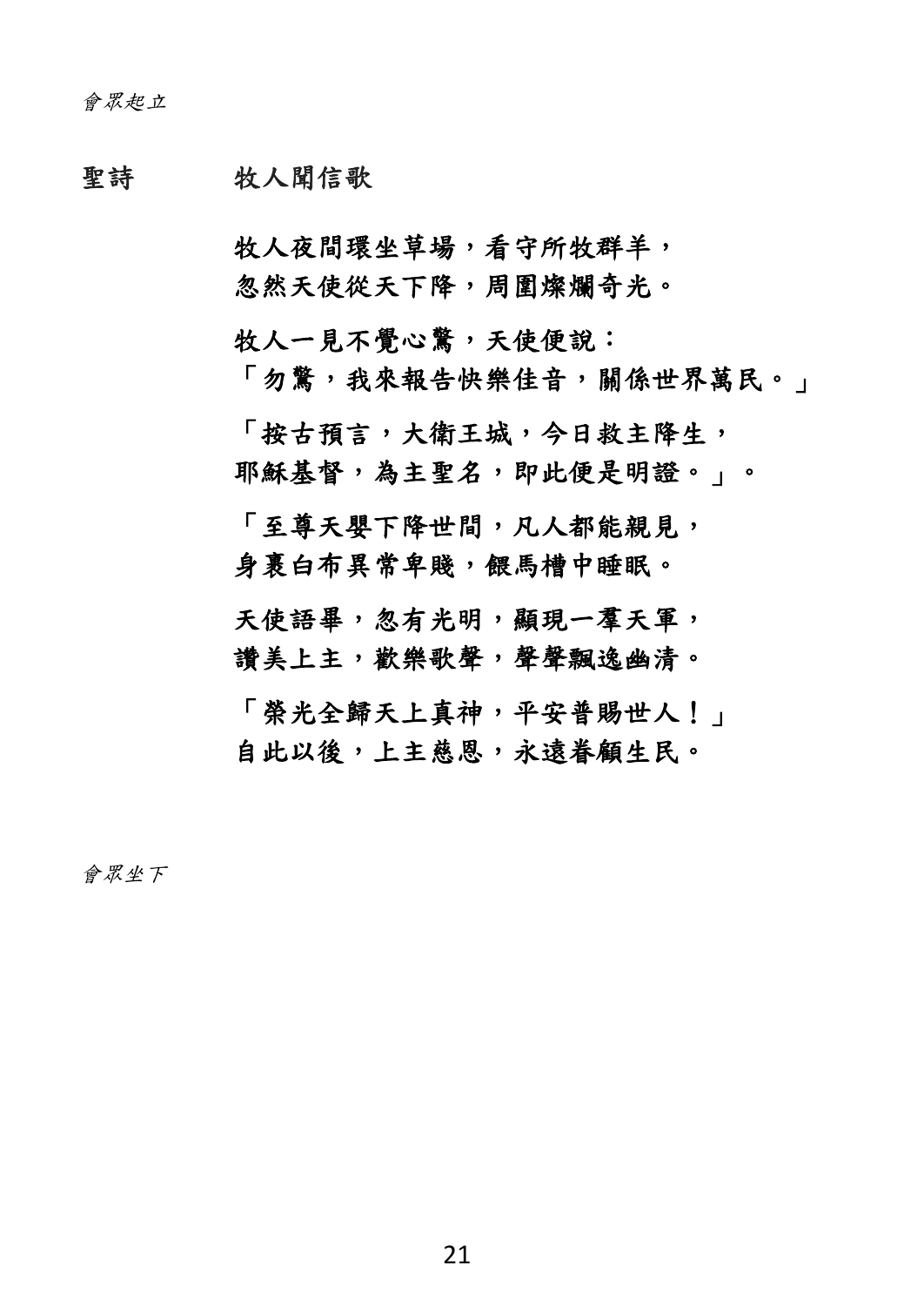*會眾起立*

聖詩　　牧人聞信歌

牧人夜間環坐草場，看守所牧群羊，
忽然天使從天下降，周圍燦爛奇光。

牧人一見不覺心驚，天使便說：
「勿驚，我來報告快樂佳音，關係世界萬民。」

「按古預言，大衛王城，今日救主降生，
耶穌基督，為主聖名，即此便是明證。」。

「至尊天嬰下降世間，凡人都能親見，
身裹白布異常卑賤，餵馬槽中睡眠。

天使語畢，忽有光明，顯現一羣天軍，
讚美上主，歡樂歌聲，聲聲飄逸幽清。

「榮光全歸天上真神，平安普賜世人！」
自此以後，上主慈恩，永遠眷顧生民。

*會眾坐下*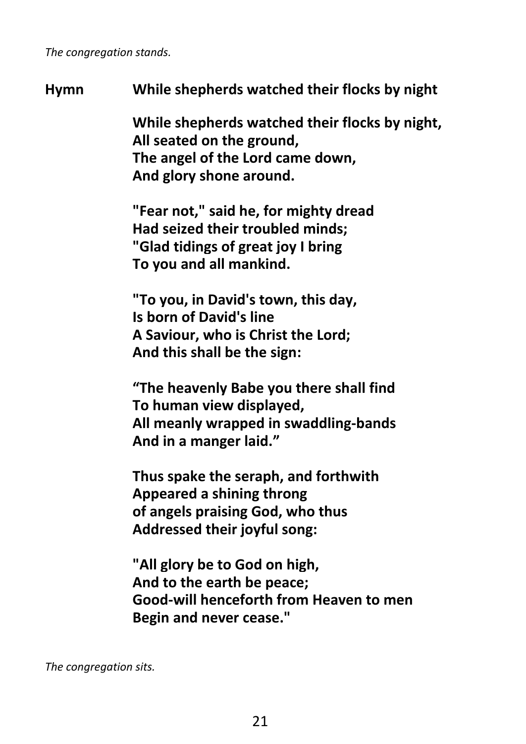*The congregation stands.*

**Hymn While shepherds watched their flocks by night**

**While shepherds watched their flocks by night,**
**All seated on the ground,**
**The angel of the Lord came down,**
**And glory shone around.**

**"Fear not," said he, for mighty dread**
**Had seized their troubled minds;**
**"Glad tidings of great joy I bring**
**To you and all mankind.**

**"To you, in David's town, this day,**
**Is born of David's line**
**A Saviour, who is Christ the Lord;**
**And this shall be the sign:**

**"The heavenly Babe you there shall find**
**To human view displayed,**
**All meanly wrapped in swaddling-bands**
**And in a manger laid."**

**Thus spake the seraph, and forthwith**
**Appeared a shining throng**
**of angels praising God, who thus**
**Addressed their joyful song:**

**"All glory be to God on high,**
**And to the earth be peace;**
**Good-will henceforth from Heaven to men**
**Begin and never cease."**

*The congregation sits.*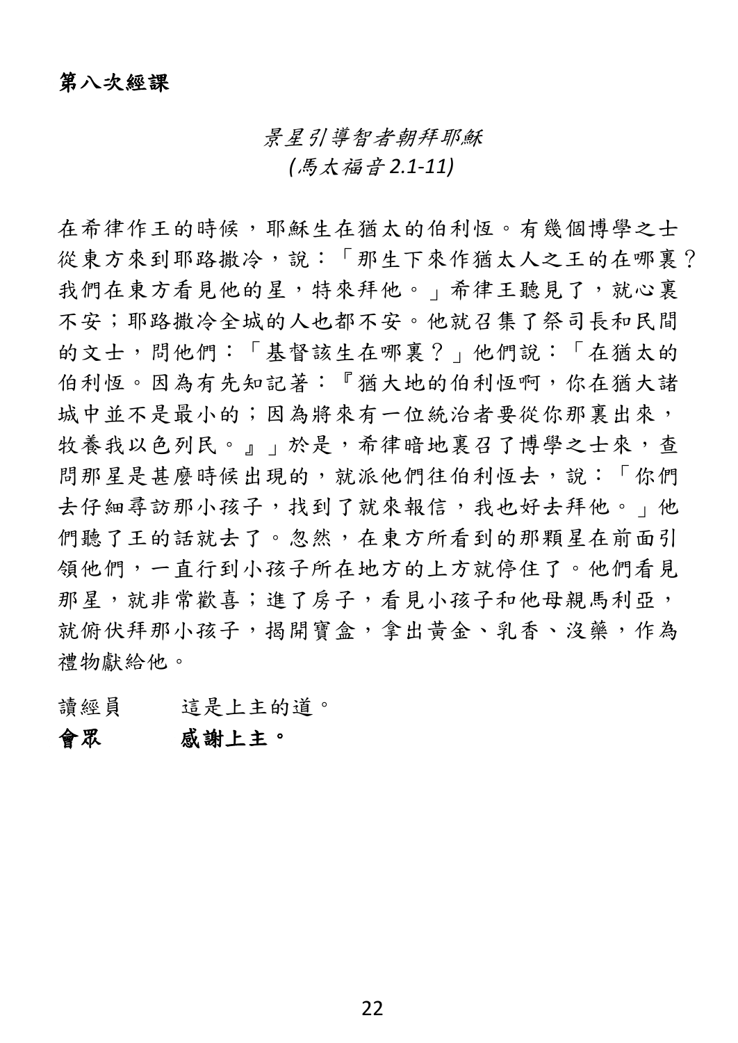**第八次經課**

*景星引導智者朝拜耶穌*
*(馬太福音 2.1-11)*

在希律作王的時候，耶穌生在猶太的伯利恆。有幾個博學之士從東方來到耶路撒冷，說：「那生下來作猶太人之王的在哪裏？我們在東方看見他的星，特來拜他。」希律王聽見了，就心裏不安；耶路撒冷全城的人也都不安。他就召集了祭司長和民間的文士，問他們：「基督該生在哪裏？」他們說：「在猶太的伯利恆。因為有先知記著：『猶大地的伯利恆啊，你在猶大諸城中並不是最小的；因為將來有一位統治者要從你那裏出來，牧養我以色列民。』」於是，希律暗地裏召了博學之士來，查問那星是甚麼時候出現的，就派他們往伯利恆去，說：「你們去仔細尋訪那小孩子，找到了就來報信，我也好去拜他。」他們聽了王的話就去了。忽然，在東方所看到的那顆星在前面引領他們，一直行到小孩子所在地方的上方就停住了。他們看見那星，就非常歡喜；進了房子，看見小孩子和他母親馬利亞，就俯伏拜那小孩子，揭開寶盒，拿出黃金、乳香、沒藥，作為禮物獻給他。

讀經員　　這是上主的道。

**會眾　　感謝上主。**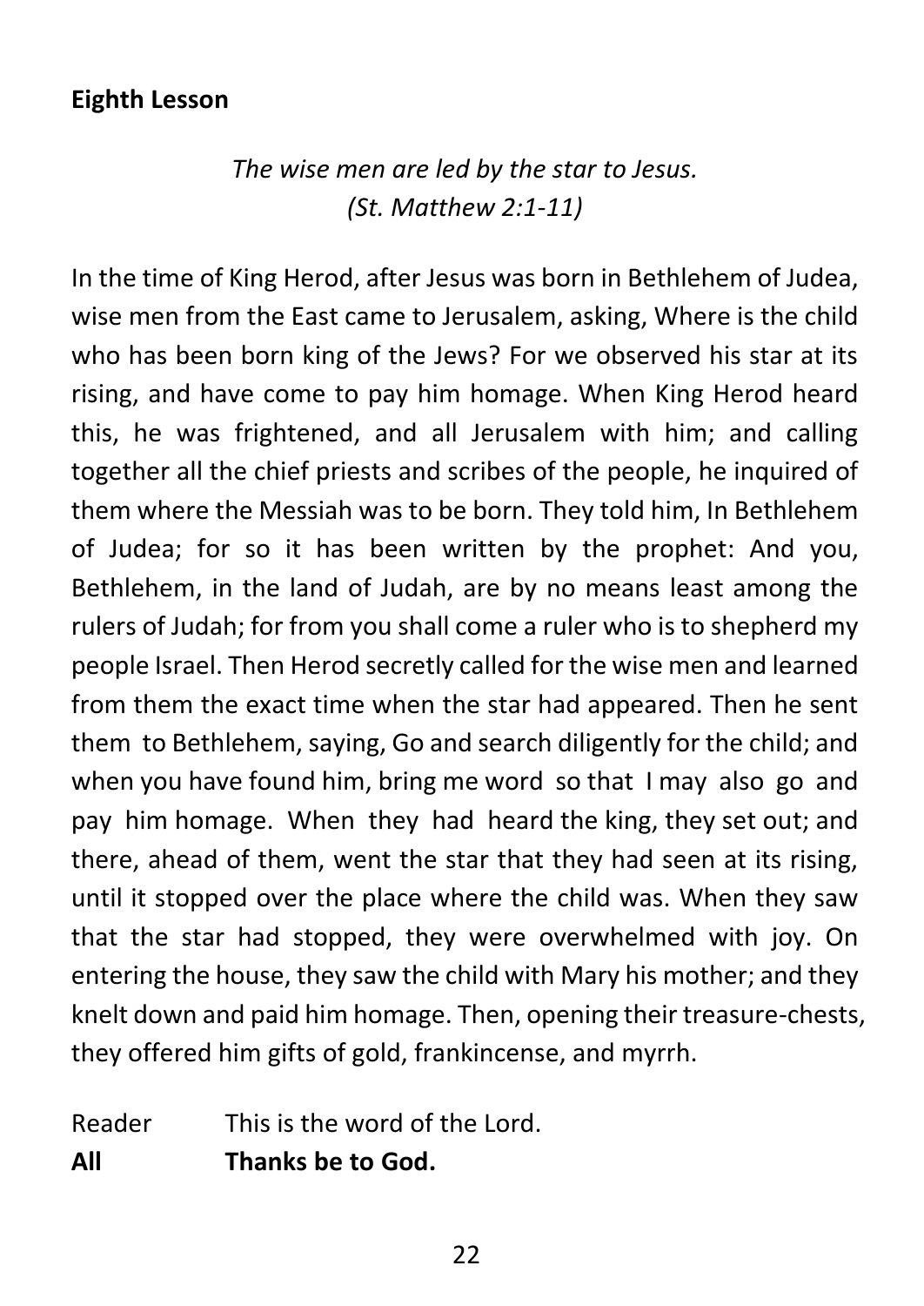**Eighth Lesson**

*The wise men are led by the star to Jesus.*
*(St. Matthew 2:1-11)*

In the time of King Herod, after Jesus was born in Bethlehem of Judea, wise men from the East came to Jerusalem, asking, Where is the child who has been born king of the Jews? For we observed his star at its rising, and have come to pay him homage. When King Herod heard this, he was frightened, and all Jerusalem with him; and calling together all the chief priests and scribes of the people, he inquired of them where the Messiah was to be born. They told him, In Bethlehem of Judea; for so it has been written by the prophet: And you, Bethlehem, in the land of Judah, are by no means least among the rulers of Judah; for from you shall come a ruler who is to shepherd my people Israel. Then Herod secretly called for the wise men and learned from them the exact time when the star had appeared. Then he sent them to Bethlehem, saying, Go and search diligently for the child; and when you have found him, bring me word so that I may also go and pay him homage. When they had heard the king, they set out; and there, ahead of them, went the star that they had seen at its rising, until it stopped over the place where the child was. When they saw that the star had stopped, they were overwhelmed with joy. On entering the house, they saw the child with Mary his mother; and they knelt down and paid him homage. Then, opening their treasure-chests, they offered him gifts of gold, frankincense, and myrrh.

Reader This is the word of the Lord.
**All Thanks be to God.**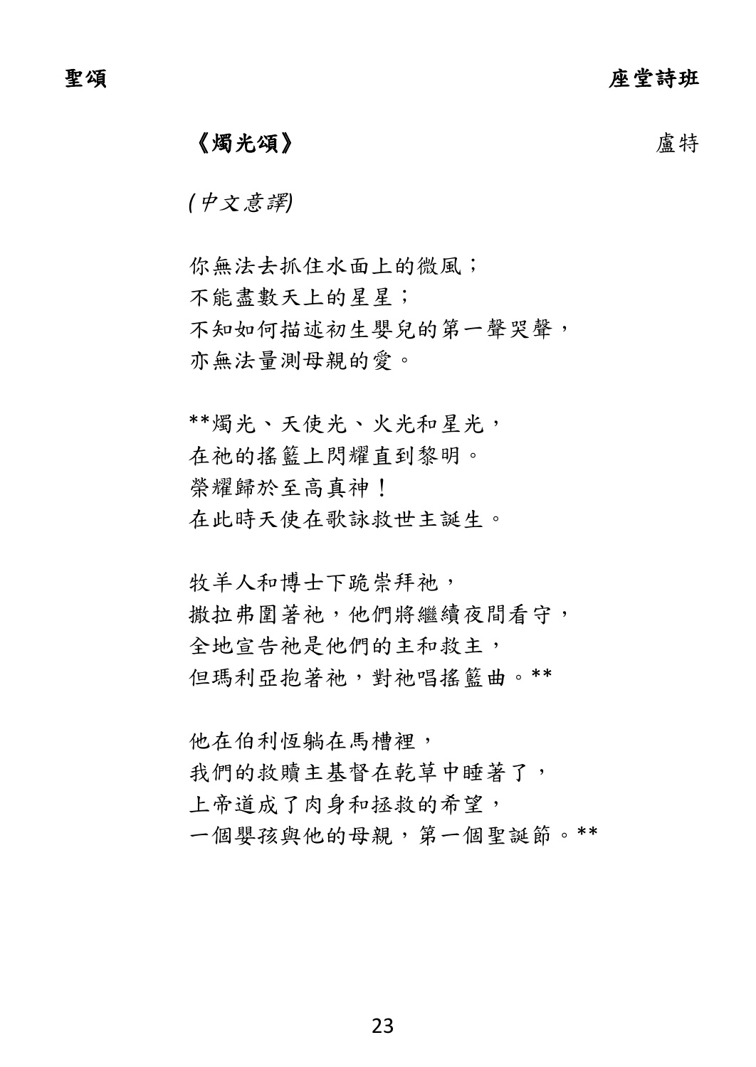**《燭光頌》** 盧特

*(中文意譯)*

你無法去抓住水面上的微風；
不能盡數天上的星星；
不知如何描述初生嬰兒的第一聲哭聲，
亦無法量測母親的愛。

**燭光、天使光、火光和星光，
在祂的搖籃上閃耀直到黎明。
榮耀歸於至高真神！
在此時天使在歌詠救世主誕生。

牧羊人和博士下跪崇拜祂，
撒拉弗圍著祂，他們將繼續夜間看守，
全地宣告祂是他們的主和救主，
但瑪利亞抱著祂，對祂唱搖籃曲。**

他在伯利恆躺在馬槽裡，
我們的救贖主基督在乾草中睡著了，
上帝道成了肉身和拯救的希望，
一個嬰孩與他的母親，第一個聖誕節。**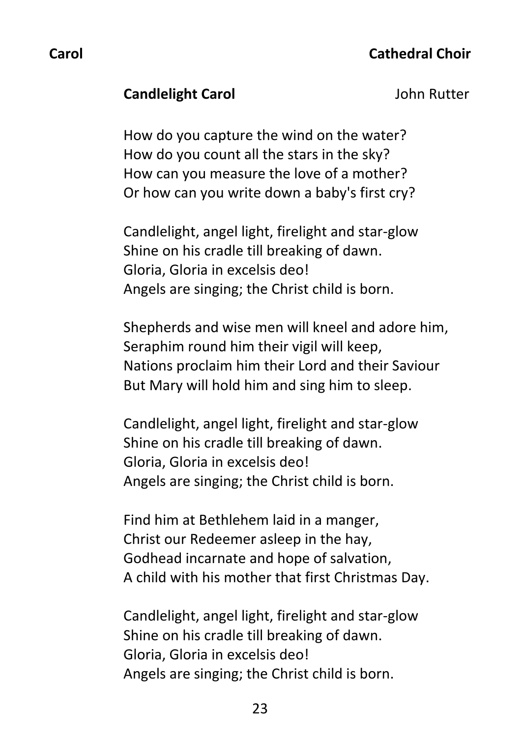**Carol** **Cathedral Choir**

**Candlelight Carol** John Rutter

How do you capture the wind on the water?
How do you count all the stars in the sky?
How can you measure the love of a mother?
Or how can you write down a baby's first cry?

Candlelight, angel light, firelight and star-glow
Shine on his cradle till breaking of dawn.
Gloria, Gloria in excelsis deo!
Angels are singing; the Christ child is born.

Shepherds and wise men will kneel and adore him,
Seraphim round him their vigil will keep,
Nations proclaim him their Lord and their Saviour
But Mary will hold him and sing him to sleep.

Candlelight, angel light, firelight and star-glow
Shine on his cradle till breaking of dawn.
Gloria, Gloria in excelsis deo!
Angels are singing; the Christ child is born.

Find him at Bethlehem laid in a manger,
Christ our Redeemer asleep in the hay,
Godhead incarnate and hope of salvation,
A child with his mother that first Christmas Day.

Candlelight, angel light, firelight and star-glow
Shine on his cradle till breaking of dawn.
Gloria, Gloria in excelsis deo!
Angels are singing; the Christ child is born.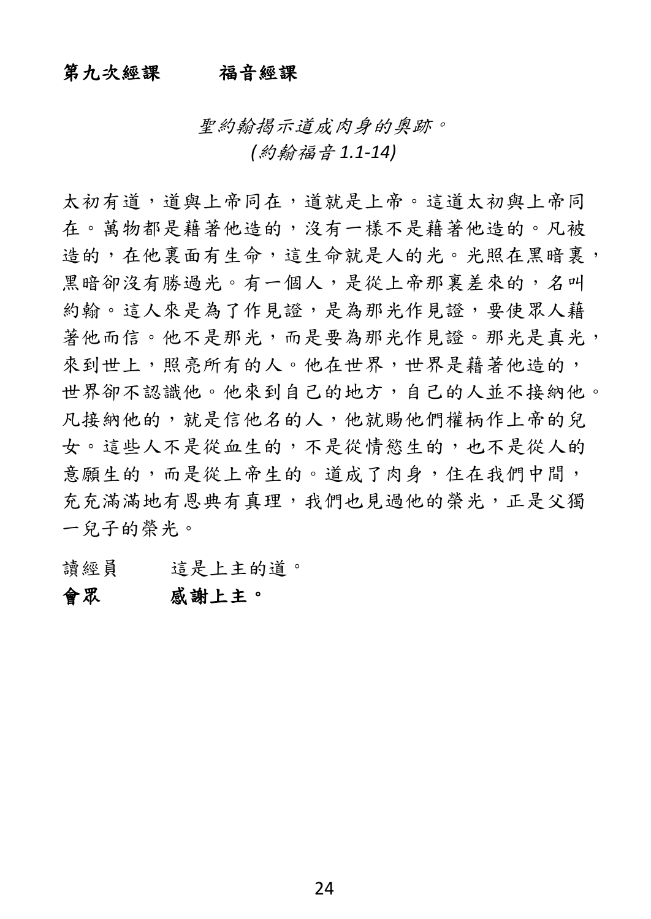**第九次經課　　福音經課**

*聖約翰揭示道成肉身的奧跡。*
*(約翰福音 1.1-14)*

太初有道，道與上帝同在，道就是上帝。這道太初與上帝同在。萬物都是藉著他造的，沒有一樣不是藉著他造的。凡被造的，在他裏面有生命，這生命就是人的光。光照在黑暗裏，黑暗卻沒有勝過光。有一個人，是從上帝那裏差來的，名叫約翰。這人來是為了作見證，是為那光作見證，要使眾人藉著他而信。他不是那光，而是要為那光作見證。那光是真光，來到世上，照亮所有的人。他在世界，世界是藉著他造的，世界卻不認識他。他來到自己的地方，自己的人並不接納他。凡接納他的，就是信他名的人，他就賜他們權柄作上帝的兒女。這些人不是從血生的，不是從情慾生的，也不是從人的意願生的，而是從上帝生的。道成了肉身，住在我們中間，充充滿滿地有恩典有真理，我們也見過他的榮光，正是父獨一兒子的榮光。

讀經員　　這是上主的道。

**會眾　　感謝上主。**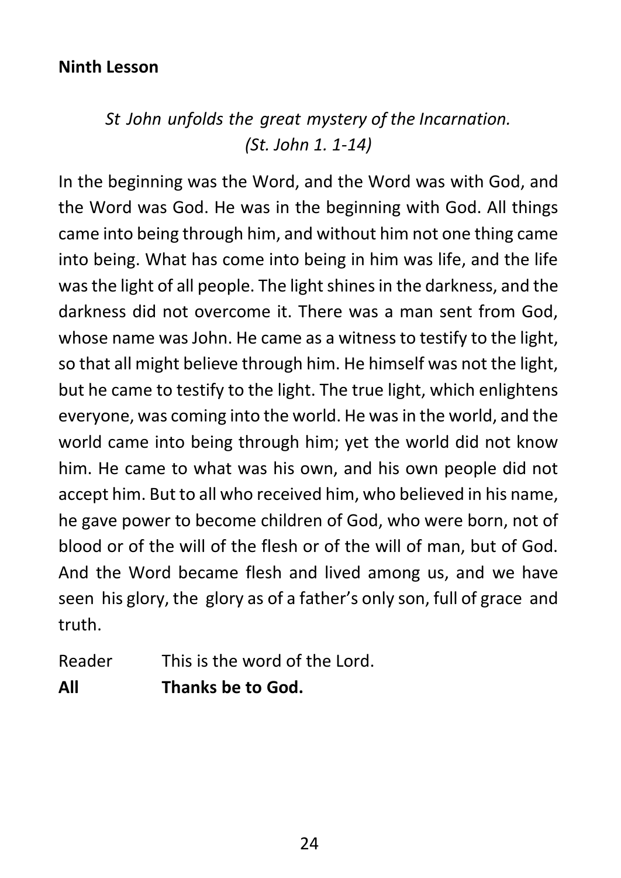**Ninth Lesson**

*St John unfolds the great mystery of the Incarnation.*
*(St. John 1. 1-14)*

In the beginning was the Word, and the Word was with God, and the Word was God. He was in the beginning with God. All things came into being through him, and without him not one thing came into being. What has come into being in him was life, and the life was the light of all people. The light shines in the darkness, and the darkness did not overcome it. There was a man sent from God, whose name was John. He came as a witness to testify to the light, so that all might believe through him. He himself was not the light, but he came to testify to the light. The true light, which enlightens everyone, was coming into the world. He was in the world, and the world came into being through him; yet the world did not know him. He came to what was his own, and his own people did not accept him. But to all who received him, who believed in his name, he gave power to become children of God, who were born, not of blood or of the will of the flesh or of the will of man, but of God. And the Word became flesh and lived among us, and we have seen his glory, the glory as of a father's only son, full of grace and truth.

Reader This is the word of the Lord.

**All Thanks be to God.**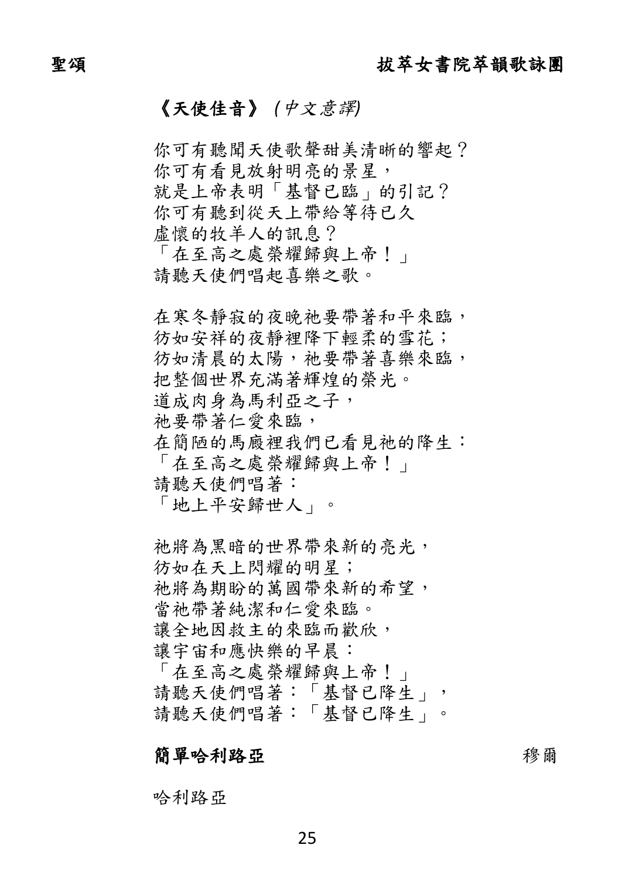## 《天使佳音》 *(中文意譯)*

你可有聽聞天使歌聲甜美清晰的響起？
你可有看見放射明亮的景星，
就是上帝表明「基督已臨」的引記？
你可有聽到從天上帶給等待已久
虛懷的牧羊人的訊息？
「在至高之處榮耀歸與上帝！」
請聽天使們唱起喜樂之歌。

在寒冬靜寂的夜晚祂要帶著和平來臨，
彷如安祥的夜靜裡降下輕柔的雪花；
彷如清晨的太陽，祂要帶著喜樂來臨，
把整個世界充滿著輝煌的榮光。
道成肉身為馬利亞之子，
祂要帶著仁愛來臨，
在簡陋的馬廄裡我們已看見祂的降生：
「在至高之處榮耀歸與上帝！」
請聽天使們唱著：
「地上平安歸世人」。

祂將為黑暗的世界帶來新的亮光，
彷如在天上閃耀的明星；
祂將為期盼的萬國帶來新的希望，
當祂帶著純潔和仁愛來臨。
讓全地因救主的來臨而歡欣，
讓宇宙和應快樂的早晨：
「在至高之處榮耀歸與上帝！」
請聽天使們唱著：「基督已降生」，
請聽天使們唱著：「基督已降生」。

## 簡單哈利路亞

穆爾

哈利路亞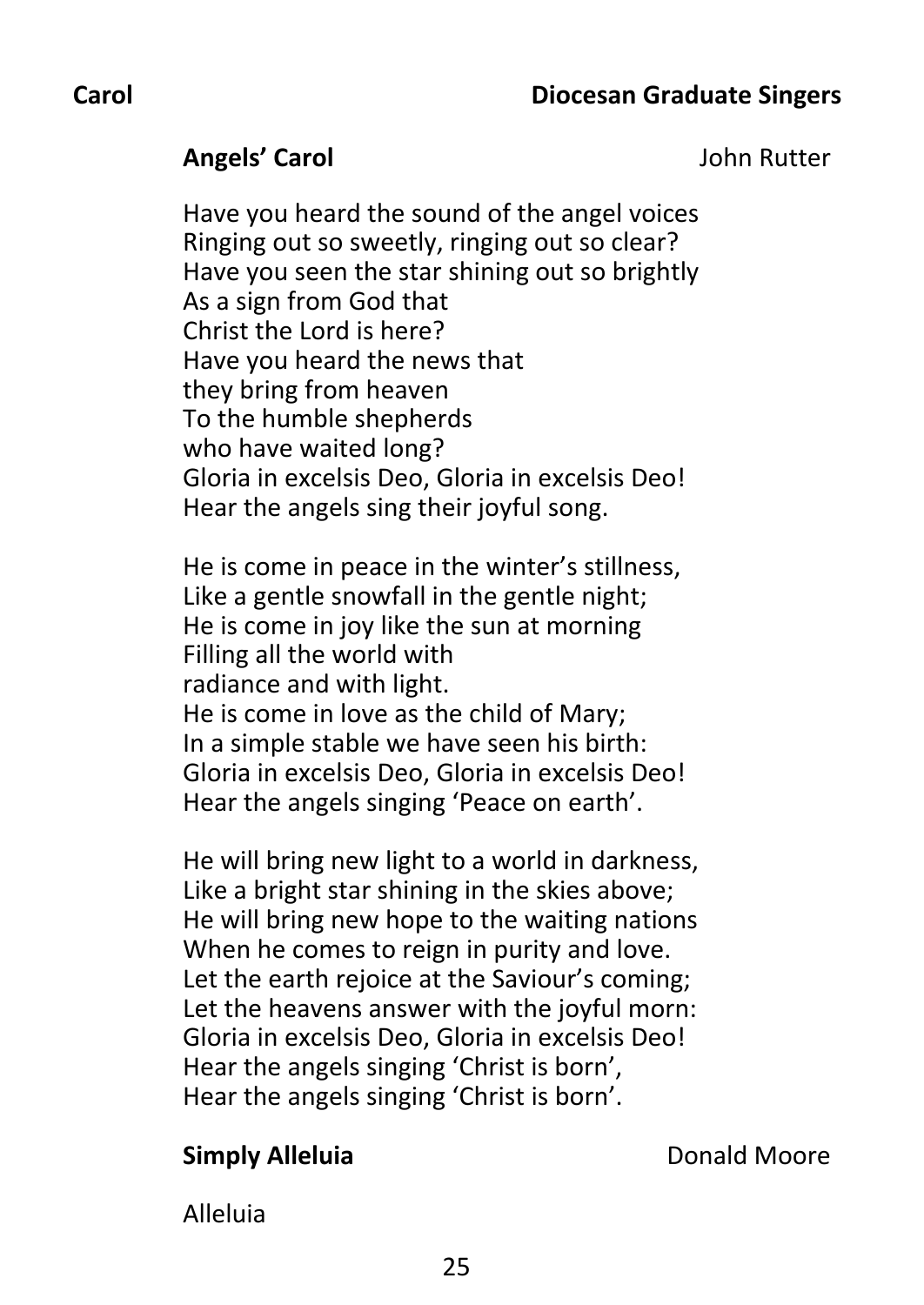**Carol** **Diocesan Graduate Singers**

**Angels' Carol** John Rutter

Have you heard the sound of the angel voices
Ringing out so sweetly, ringing out so clear?
Have you seen the star shining out so brightly
As a sign from God that
Christ the Lord is here?
Have you heard the news that
they bring from heaven
To the humble shepherds
who have waited long?
Gloria in excelsis Deo, Gloria in excelsis Deo!
Hear the angels sing their joyful song.

He is come in peace in the winter's stillness,
Like a gentle snowfall in the gentle night;
He is come in joy like the sun at morning
Filling all the world with
radiance and with light.
He is come in love as the child of Mary;
In a simple stable we have seen his birth:
Gloria in excelsis Deo, Gloria in excelsis Deo!
Hear the angels singing 'Peace on earth'.

He will bring new light to a world in darkness,
Like a bright star shining in the skies above;
He will bring new hope to the waiting nations
When he comes to reign in purity and love.
Let the earth rejoice at the Saviour's coming;
Let the heavens answer with the joyful morn:
Gloria in excelsis Deo, Gloria in excelsis Deo!
Hear the angels singing 'Christ is born',
Hear the angels singing 'Christ is born'.

**Simply Alleluia** Donald Moore

Alleluia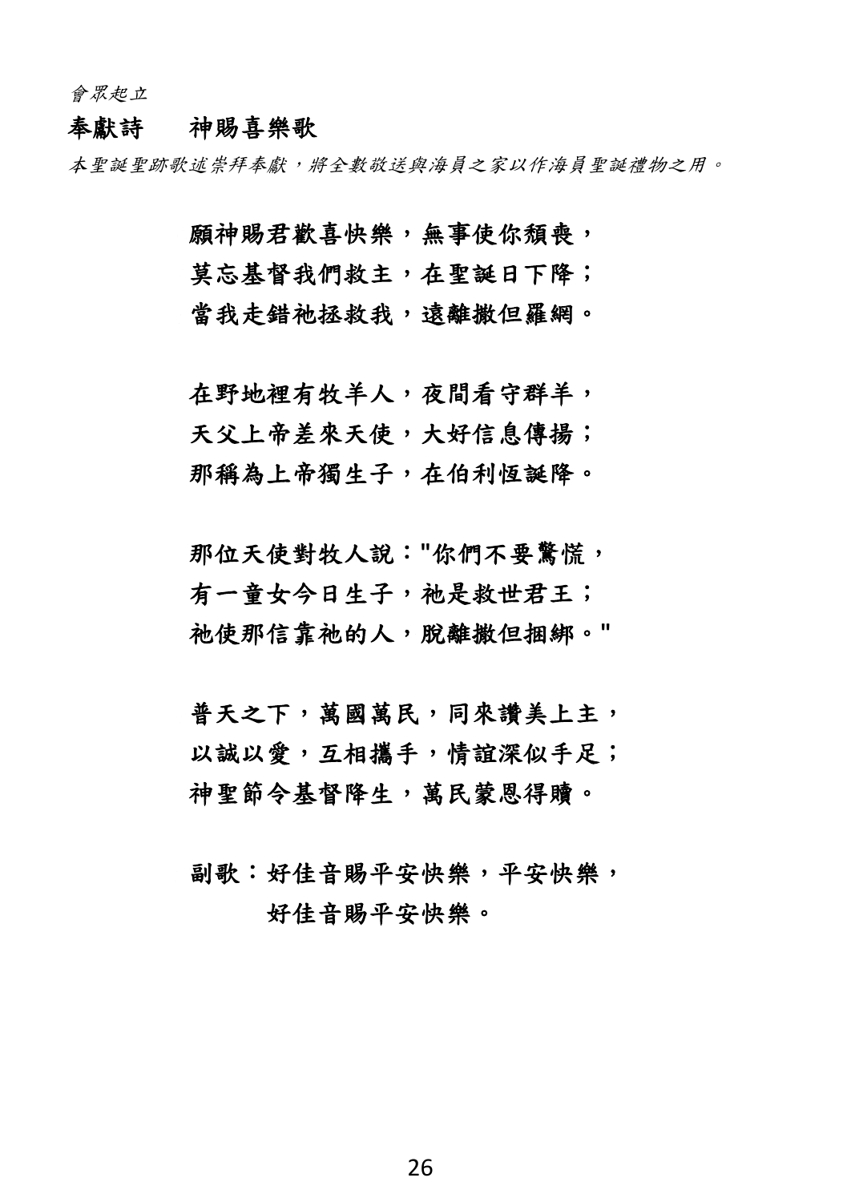*會眾起立*

**奉獻詩　　神賜喜樂歌**

*本聖誕聖跡歌述崇拜奉獻，將全數敬送與海員之家以作海員聖誕禮物之用。*

願神賜君歡喜快樂，無事使你頹喪，
莫忘基督我們救主，在聖誕日下降；
當我走錯祂拯救我，遠離撒但羅網。

在野地裡有牧羊人，夜間看守群羊，
天父上帝差來天使，大好信息傳揚；
那稱為上帝獨生子，在伯利恆誕降。

那位天使對牧人說："你們不要驚慌，
有一童女今日生子，祂是救世君王；
祂使那信靠祂的人，脫離撒但捆綁。"

普天之下，萬國萬民，同來讚美上主，
以誠以愛，互相攜手，情誼深似手足；
神聖節令基督降生，萬民蒙恩得贖。

副歌：好佳音賜平安快樂，平安快樂，
　　　好佳音賜平安快樂。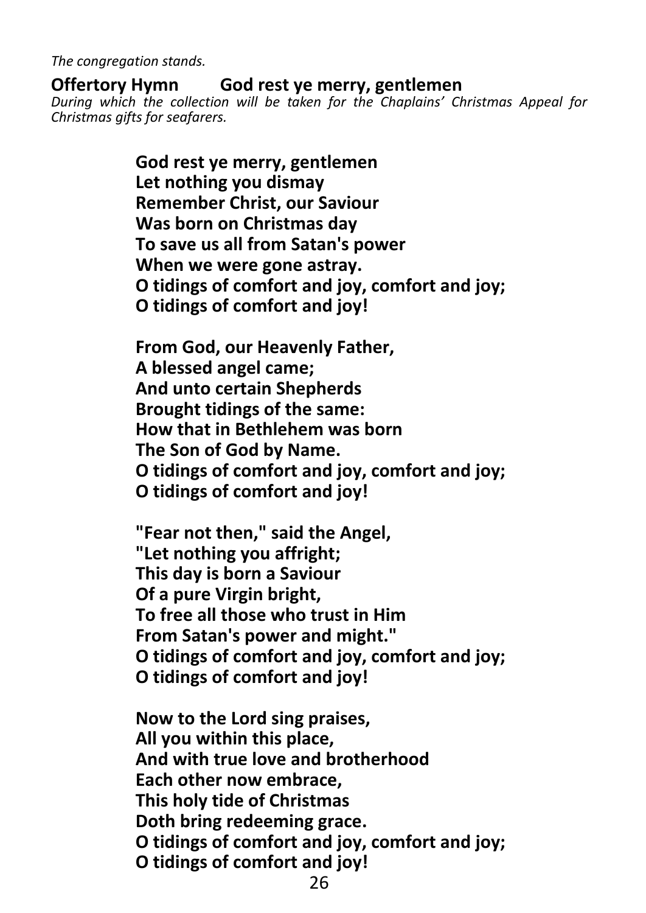*The congregation stands.*

**Offertory Hymn God rest ye merry, gentlemen**

*During which the collection will be taken for the Chaplains' Christmas Appeal for Christmas gifts for seafarers.*

**God rest ye merry, gentlemen**
**Let nothing you dismay**
**Remember Christ, our Saviour**
**Was born on Christmas day**
**To save us all from Satan's power**
**When we were gone astray.**
**O tidings of comfort and joy, comfort and joy;**
**O tidings of comfort and joy!**

**From God, our Heavenly Father,**
**A blessed angel came;**
**And unto certain Shepherds**
**Brought tidings of the same:**
**How that in Bethlehem was born**
**The Son of God by Name.**
**O tidings of comfort and joy, comfort and joy;**
**O tidings of comfort and joy!**

**"Fear not then," said the Angel,**
**"Let nothing you affright;**
**This day is born a Saviour**
**Of a pure Virgin bright,**
**To free all those who trust in Him**
**From Satan's power and might."**
**O tidings of comfort and joy, comfort and joy;**
**O tidings of comfort and joy!**

**Now to the Lord sing praises,**
**All you within this place,**
**And with true love and brotherhood**
**Each other now embrace,**
**This holy tide of Christmas**
**Doth bring redeeming grace.**
**O tidings of comfort and joy, comfort and joy;**
**O tidings of comfort and joy!**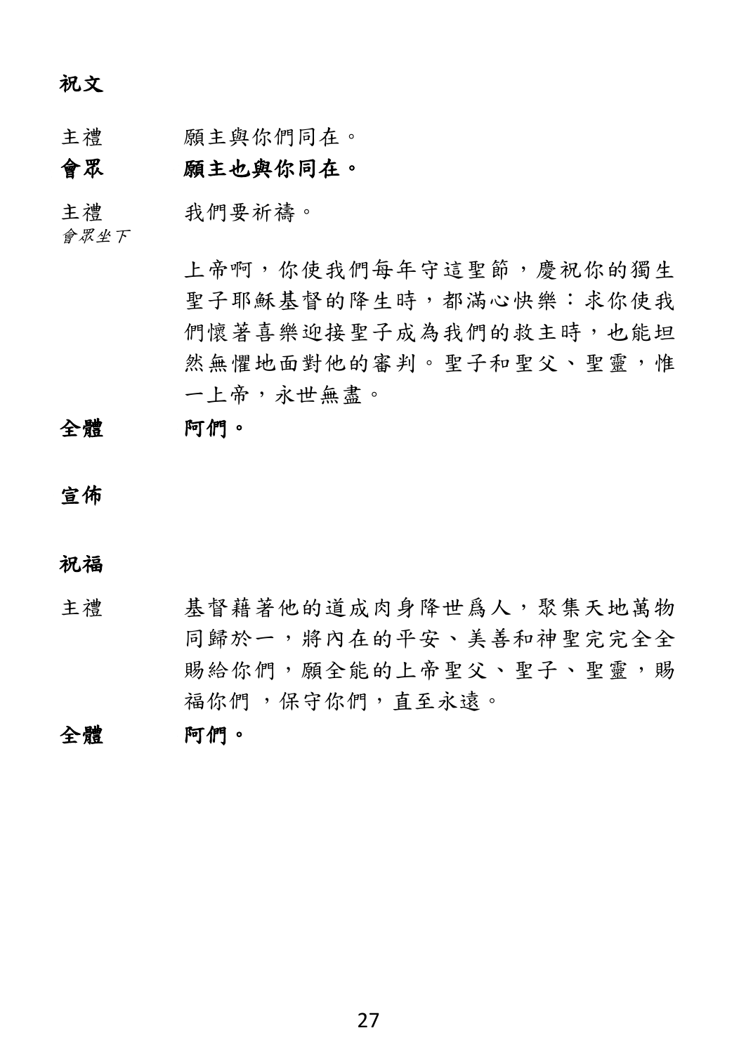**祝文**

主禮　　願主與你們同在。

**會眾　　願主也與你同在。**

主禮　　我們要祈禱。

*會眾坐下*

上帝啊，你使我們每年守這聖節，慶祝你的獨生聖子耶穌基督的降生時，都滿心快樂：求你使我們懷著喜樂迎接聖子成為我們的救主時，也能坦然無懼地面對他的審判。聖子和聖父、聖靈，惟一上帝，永世無盡。

**全體　　阿們。**

**宣佈**

**祝福**

主禮　　基督藉著他的道成肉身降世爲人，聚集天地萬物同歸於一，將內在的平安、美善和神聖完完全全賜給你們，願全能的上帝聖父、聖子、聖靈，賜福你們 ，保守你們，直至永遠。

**全體　　阿們。**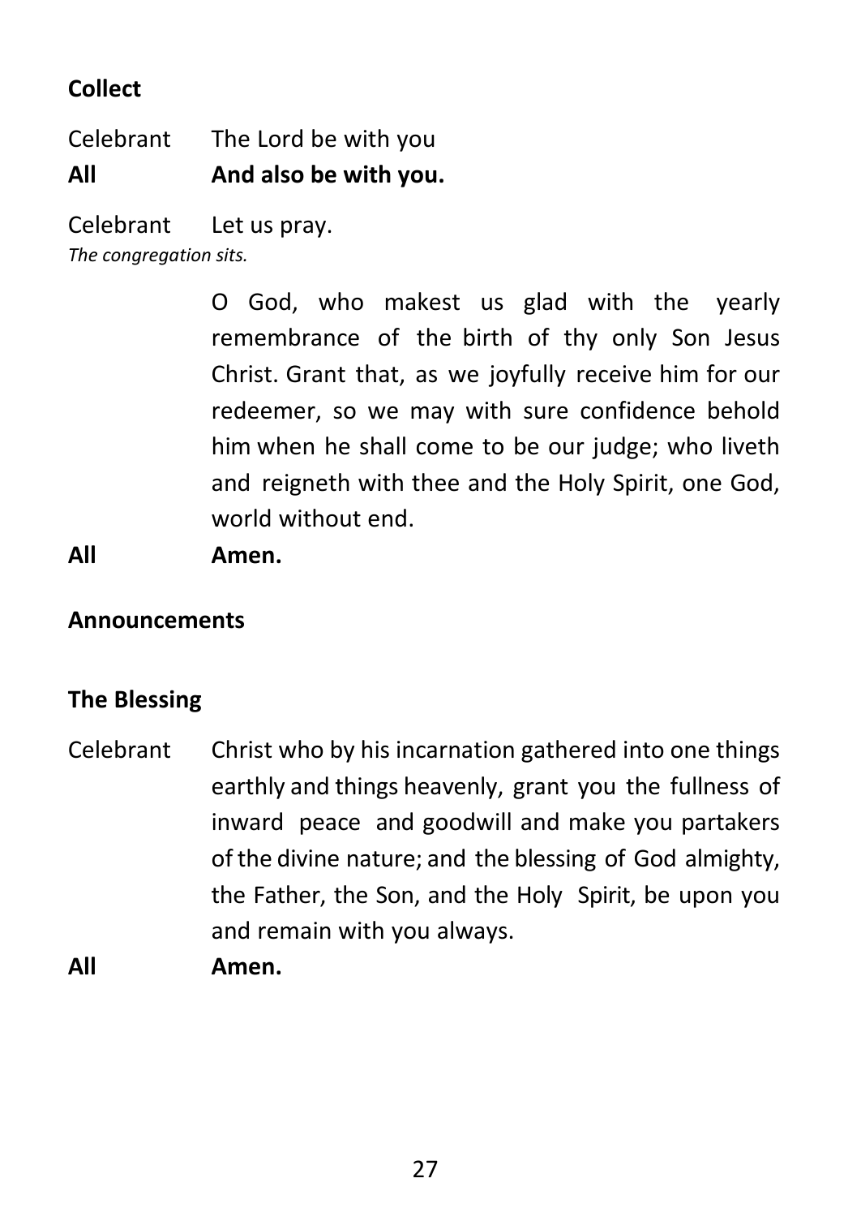**Collect**

Celebrant The Lord be with you

**All And also be with you.**

Celebrant Let us pray.

*The congregation sits.*

O God, who makest us glad with the yearly remembrance of the birth of thy only Son Jesus Christ. Grant that, as we joyfully receive him for our redeemer, so we may with sure confidence behold him when he shall come to be our judge; who liveth and reigneth with thee and the Holy Spirit, one God, world without end.

**All Amen.**

**Announcements**

**The Blessing**

Celebrant Christ who by his incarnation gathered into one things earthly and things heavenly, grant you the fullness of inward peace and goodwill and make you partakers of the divine nature; and the blessing of God almighty, the Father, the Son, and the Holy Spirit, be upon you and remain with you always.

**All Amen.**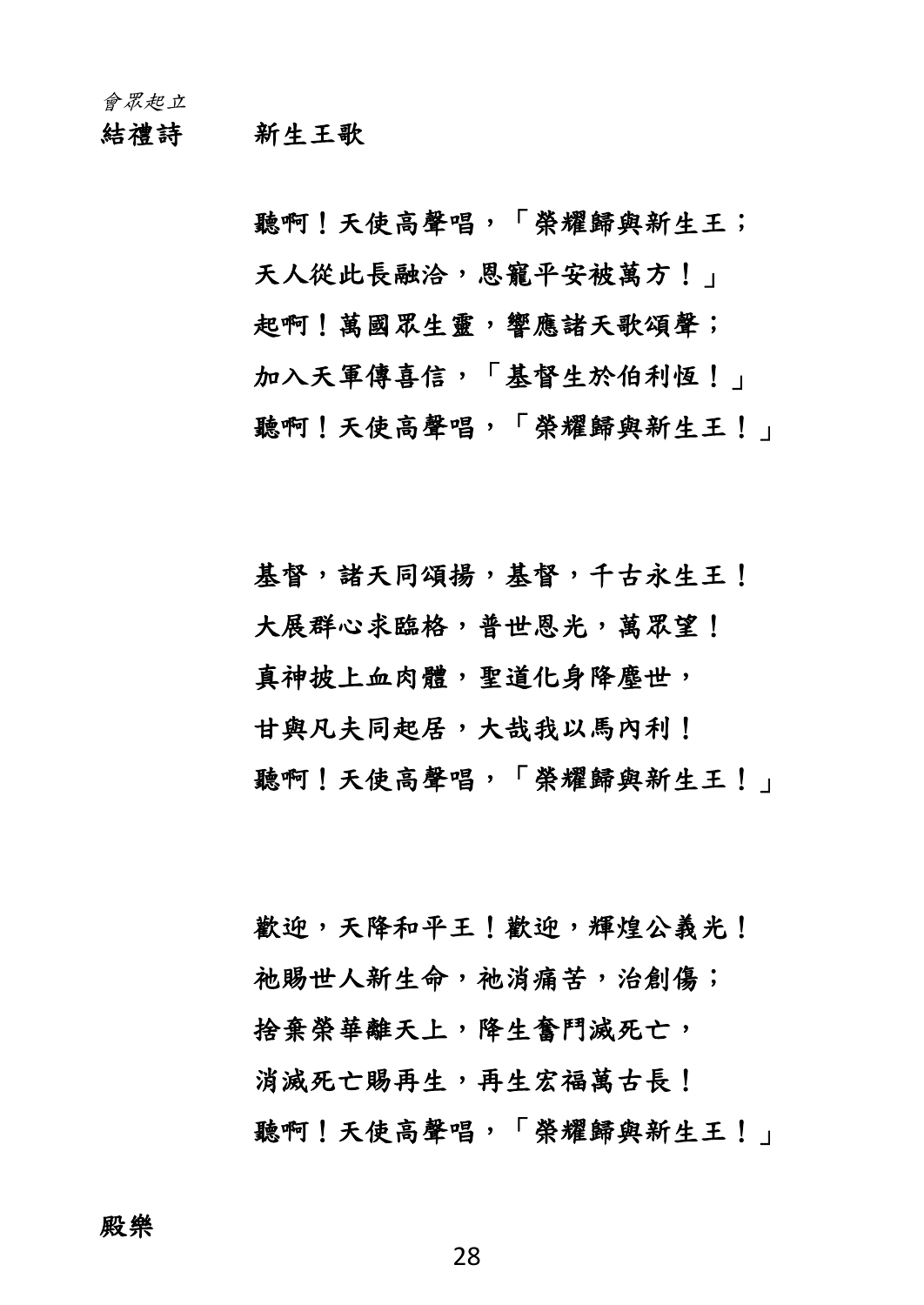*會眾起立*

**結禮詩**　新生王歌

聽啊！天使高聲唱，「榮耀歸與新生王；
天人從此長融洽，恩寵平安被萬方！」
起啊！萬國眾生靈，響應諸天歌頌聲；
加入天軍傳喜信，「基督生於伯利恆！」
聽啊！天使高聲唱，「榮耀歸與新生王！」

基督，諸天同頌揚，基督，千古永生王！
大展群心求臨格，普世恩光，萬眾望！
真神披上血肉體，聖道化身降塵世，
甘與凡夫同起居，大哉我以馬內利！
聽啊！天使高聲唱，「榮耀歸與新生王！」

歡迎，天降和平王！歡迎，輝煌公義光！
祂賜世人新生命，祂消痛苦，治創傷；
捨棄榮華離天上，降生奮鬥滅死亡，
消滅死亡賜再生，再生宏福萬古長！
聽啊！天使高聲唱，「榮耀歸與新生王！」

殿樂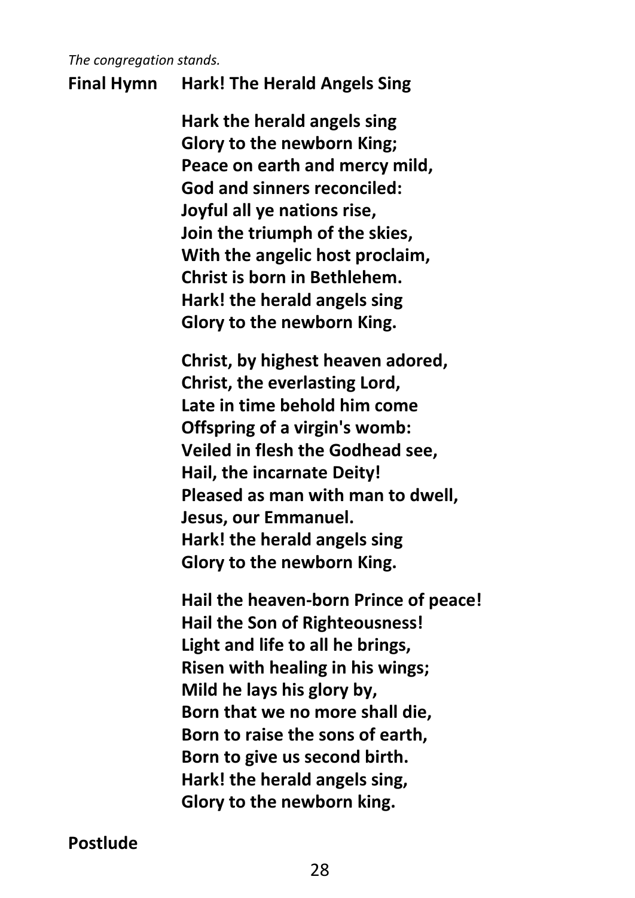*The congregation stands.*

**Final Hymn Hark! The Herald Angels Sing**

**Hark the herald angels sing**
**Glory to the newborn King;**
**Peace on earth and mercy mild,**
**God and sinners reconciled:**
**Joyful all ye nations rise,**
**Join the triumph of the skies,**
**With the angelic host proclaim,**
**Christ is born in Bethlehem.**
**Hark! the herald angels sing**
**Glory to the newborn King.**

**Christ, by highest heaven adored,**
**Christ, the everlasting Lord,**
**Late in time behold him come**
**Offspring of a virgin's womb:**
**Veiled in flesh the Godhead see,**
**Hail, the incarnate Deity!**
**Pleased as man with man to dwell,**
**Jesus, our Emmanuel.**
**Hark! the herald angels sing**
**Glory to the newborn King.**

**Hail the heaven-born Prince of peace!**
**Hail the Son of Righteousness!**
**Light and life to all he brings,**
**Risen with healing in his wings;**
**Mild he lays his glory by,**
**Born that we no more shall die,**
**Born to raise the sons of earth,**
**Born to give us second birth.**
**Hark! the herald angels sing,**
**Glory to the newborn king.**

**Postlude**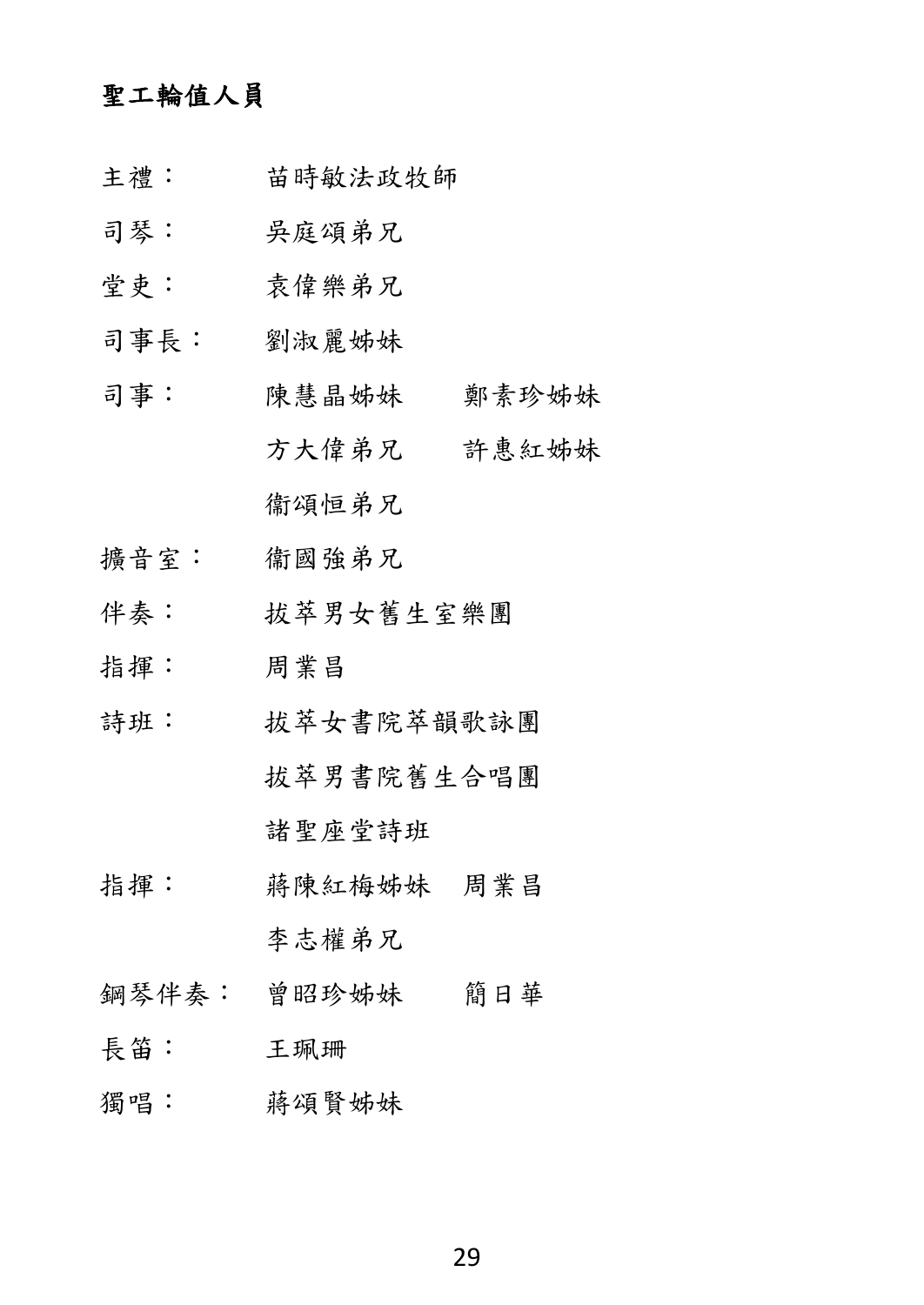## 聖工輪值人員

主禮： 苗時敏法政牧師

司琴： 吳庭頌弟兄

堂吏： 袁偉樂弟兄

司事長： 劉淑麗姊妹

司事： 陳慧晶姊妹 鄭素珍姊妹
方大偉弟兄 許惠紅姊妹
衛頌恒弟兄

擴音室： 衛國強弟兄

伴奏： 拔萃男女舊生室樂團

指揮： 周業昌

詩班： 拔萃女書院萃韻歌詠團
拔萃男書院舊生合唱團
諸聖座堂詩班

指揮： 蔣陳紅梅姊妹 周業昌
李志權弟兄

鋼琴伴奏： 曾昭珍姊妹 簡日華

長笛： 王珮珊

獨唱： 蔣頌賢姊妹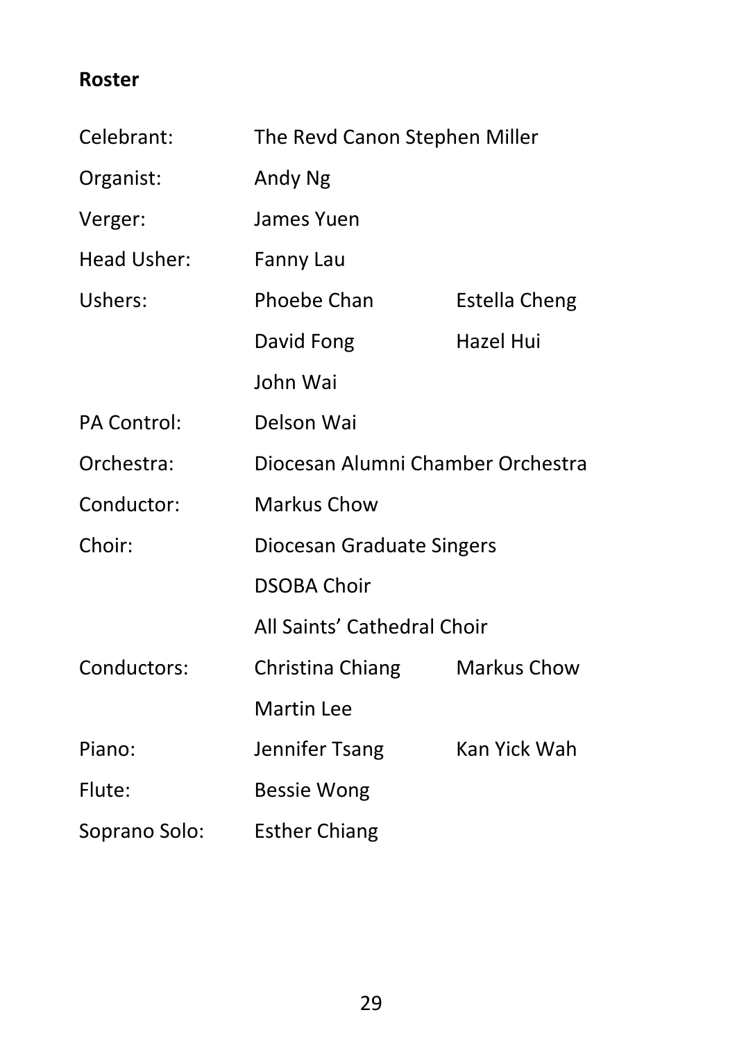**Roster**

| | | |
|---|---|---|
| Celebrant: | The Revd Canon Stephen Miller | |
| Organist: | Andy Ng | |
| Verger: | James Yuen | |
| Head Usher: | Fanny Lau | |
| Ushers: | Phoebe Chan | Estella Cheng |
| | David Fong | Hazel Hui |
| | John Wai | |
| PA Control: | Delson Wai | |
| Orchestra: | Diocesan Alumni Chamber Orchestra | |
| Conductor: | Markus Chow | |
| Choir: | Diocesan Graduate Singers | |
| | DSOBA Choir | |
| | All Saints' Cathedral Choir | |
| Conductors: | Christina Chiang | Markus Chow |
| | Martin Lee | |
| Piano: | Jennifer Tsang | Kan Yick Wah |
| Flute: | Bessie Wong | |
| Soprano Solo: | Esther Chiang | |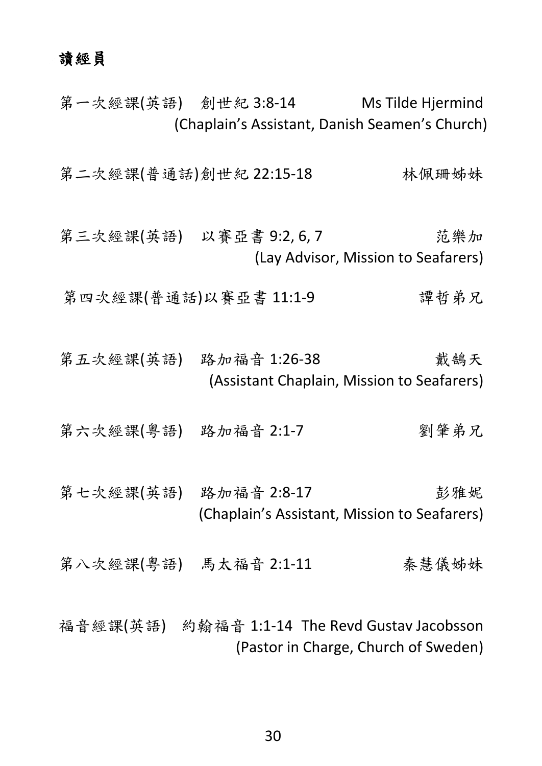## 讀經員

第一次經課(英語) 創世紀 3:8-14 Ms Tilde Hjermind
(Chaplain's Assistant, Danish Seamen's Church)

第二次經課(普通話)創世紀 22:15-18 林佩珊姊妹

第三次經課(英語) 以賽亞書 9:2, 6, 7 范樂加
(Lay Advisor, Mission to Seafarers)

第四次經課(普通話)以賽亞書 11:1-9 譚哲弟兄

第五次經課(英語) 路加福音 1:26-38 戴鵠天
(Assistant Chaplain, Mission to Seafarers)

第六次經課(粵語) 路加福音 2:1-7 劉肇弟兄

第七次經課(英語) 路加福音 2:8-17 彭雅妮
(Chaplain's Assistant, Mission to Seafarers)

第八次經課(粵語) 馬太福音 2:1-11 秦慧儀姊妹

福音經課(英語) 約翰福音 1:1-14 The Revd Gustav Jacobsson
(Pastor in Charge, Church of Sweden)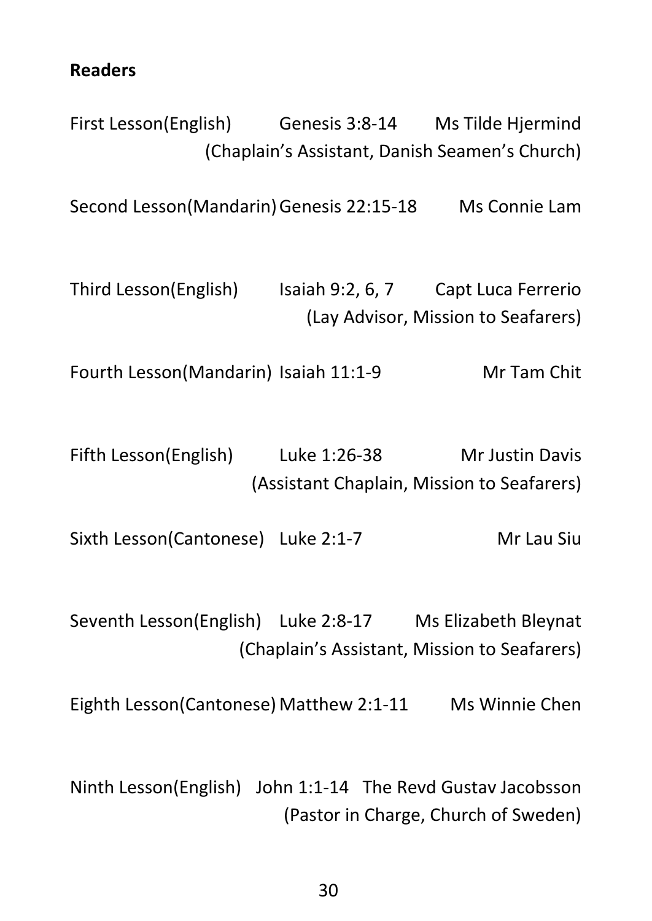**Readers**

First Lesson(English) Genesis 3:8-14 Ms Tilde Hjermind
(Chaplain's Assistant, Danish Seamen's Church)

Second Lesson(Mandarin) Genesis 22:15-18 Ms Connie Lam

Third Lesson(English) Isaiah 9:2, 6, 7 Capt Luca Ferrerio
(Lay Advisor, Mission to Seafarers)

Fourth Lesson(Mandarin) Isaiah 11:1-9 Mr Tam Chit

Fifth Lesson(English) Luke 1:26-38 Mr Justin Davis
(Assistant Chaplain, Mission to Seafarers)

Sixth Lesson(Cantonese) Luke 2:1-7 Mr Lau Siu

Seventh Lesson(English) Luke 2:8-17 Ms Elizabeth Bleynat
(Chaplain's Assistant, Mission to Seafarers)

Eighth Lesson(Cantonese) Matthew 2:1-11 Ms Winnie Chen

Ninth Lesson(English) John 1:1-14 The Revd Gustav Jacobsson
(Pastor in Charge, Church of Sweden)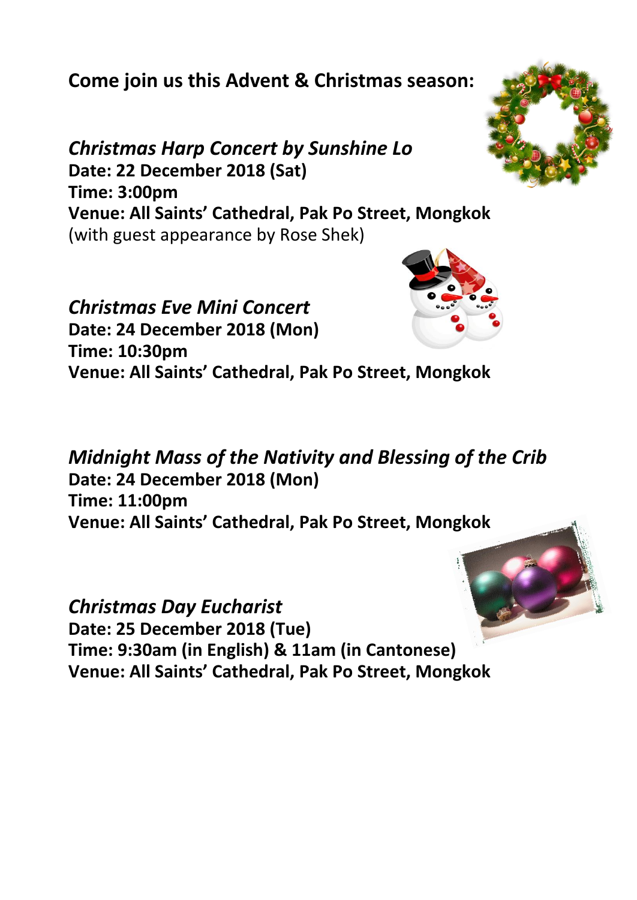**Come join us this Advent & Christmas season:**

***Christmas Harp Concert by Sunshine Lo***
**Date: 22 December 2018 (Sat)**
**Time: 3:00pm**
**Venue: All Saints' Cathedral, Pak Po Street, Mongkok**
(with guest appearance by Rose Shek)

***Christmas Eve Mini Concert***
**Date: 24 December 2018 (Mon)**
**Time: 10:30pm**
**Venue: All Saints' Cathedral, Pak Po Street, Mongkok**

***Midnight Mass of the Nativity and Blessing of the Crib***
**Date: 24 December 2018 (Mon)**
**Time: 11:00pm**
**Venue: All Saints' Cathedral, Pak Po Street, Mongkok**

***Christmas Day Eucharist***
**Date: 25 December 2018 (Tue)**
**Time: 9:30am (in English) & 11am (in Cantonese)**
**Venue: All Saints' Cathedral, Pak Po Street, Mongkok**